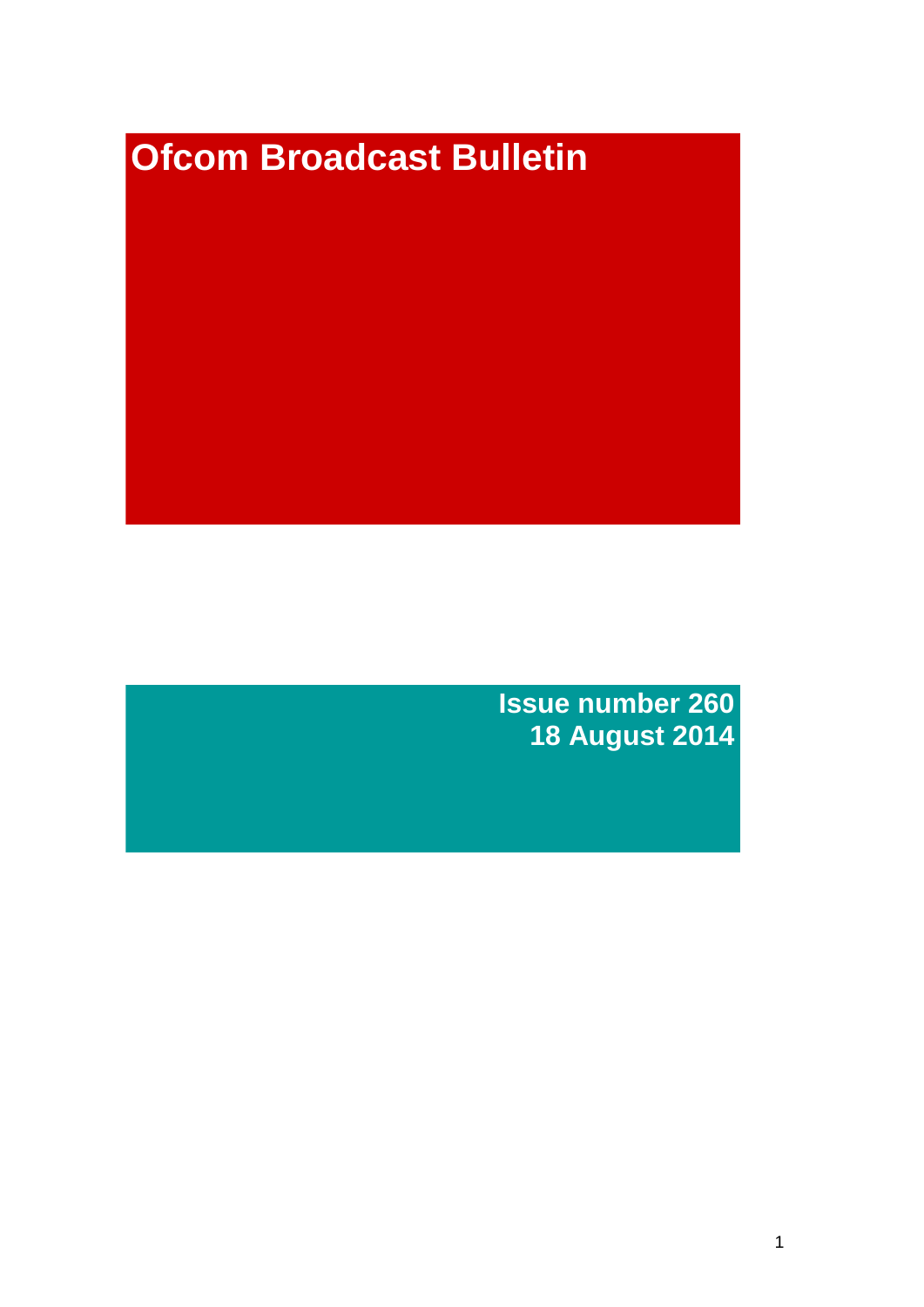# Ofcom Broadcast Bulletin

**Issue number 260**
**18 August 2014**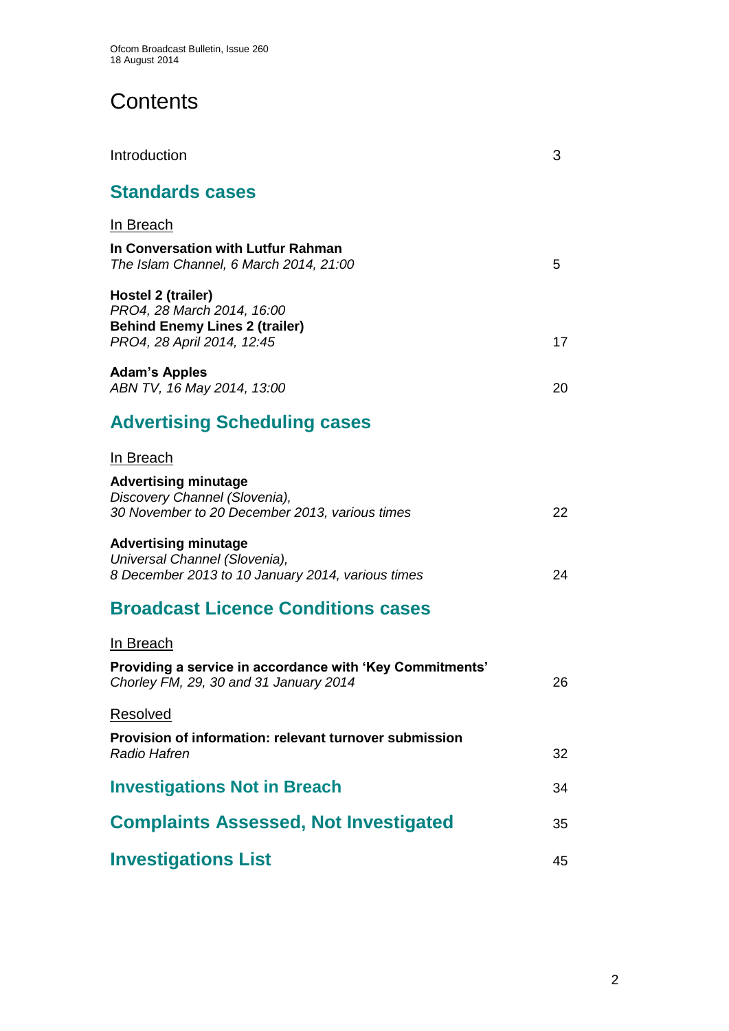# Contents

Introduction 3

## Standards cases

In Breach

**In Conversation with Lutfur Rahman**
*The Islam Channel, 6 March 2014, 21:00* 5

**Hostel 2 (trailer)**
*PRO4, 28 March 2014, 16:00*
**Behind Enemy Lines 2 (trailer)**
*PRO4, 28 April 2014, 12:45* 17

**Adam's Apples**
*ABN TV, 16 May 2014, 13:00* 20

## Advertising Scheduling cases

In Breach

**Advertising minutage**
*Discovery Channel (Slovenia),*
*30 November to 20 December 2013, various times* 22

**Advertising minutage**
*Universal Channel (Slovenia),*
*8 December 2013 to 10 January 2014, various times* 24

## Broadcast Licence Conditions cases

In Breach

**Providing a service in accordance with 'Key Commitments'**
*Chorley FM, 29, 30 and 31 January 2014* 26

Resolved

**Provision of information: relevant turnover submission**
*Radio Hafren* 32

## Investigations Not in Breach 34

## Complaints Assessed, Not Investigated 35

## Investigations List 45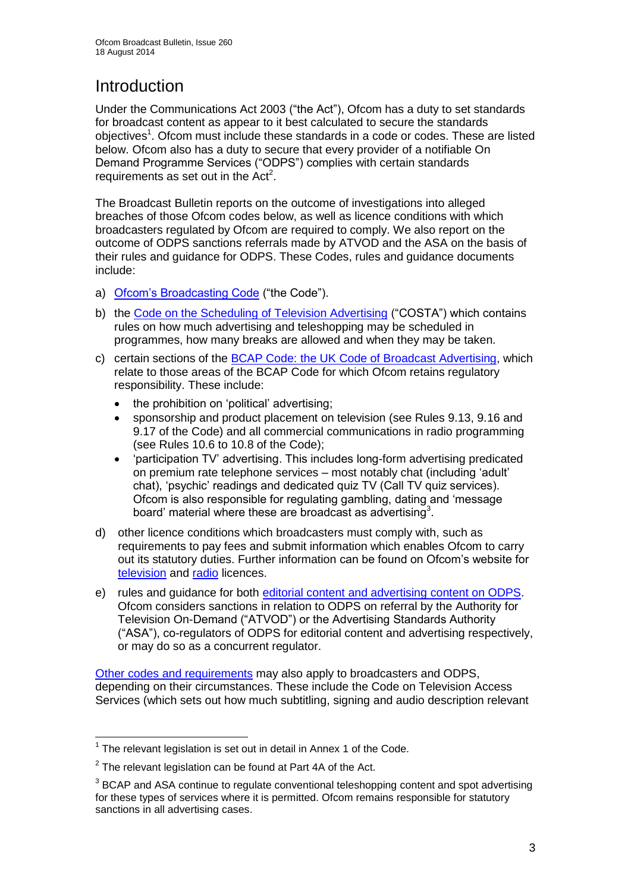# Introduction

Under the Communications Act 2003 ("the Act"), Ofcom has a duty to set standards for broadcast content as appear to it best calculated to secure the standards objectives[1]. Ofcom must include these standards in a code or codes. These are listed below. Ofcom also has a duty to secure that every provider of a notifiable On Demand Programme Services ("ODPS") complies with certain standards requirements as set out in the Act[2].

The Broadcast Bulletin reports on the outcome of investigations into alleged breaches of those Ofcom codes below, as well as licence conditions with which broadcasters regulated by Ofcom are required to comply. We also report on the outcome of ODPS sanctions referrals made by ATVOD and the ASA on the basis of their rules and guidance for ODPS. These Codes, rules and guidance documents include:

a) Ofcom's Broadcasting Code ("the Code").

b) the Code on the Scheduling of Television Advertising ("COSTA") which contains rules on how much advertising and teleshopping may be scheduled in programmes, how many breaks are allowed and when they may be taken.

c) certain sections of the BCAP Code: the UK Code of Broadcast Advertising, which relate to those areas of the BCAP Code for which Ofcom retains regulatory responsibility. These include:
   - the prohibition on 'political' advertising;
   - sponsorship and product placement on television (see Rules 9.13, 9.16 and 9.17 of the Code) and all commercial communications in radio programming (see Rules 10.6 to 10.8 of the Code);
   - 'participation TV' advertising. This includes long-form advertising predicated on premium rate telephone services – most notably chat (including 'adult' chat), 'psychic' readings and dedicated quiz TV (Call TV quiz services). Ofcom is also responsible for regulating gambling, dating and 'message board' material where these are broadcast as advertising[3].

d) other licence conditions which broadcasters must comply with, such as requirements to pay fees and submit information which enables Ofcom to carry out its statutory duties. Further information can be found on Ofcom's website for television and radio licences.

e) rules and guidance for both editorial content and advertising content on ODPS. Ofcom considers sanctions in relation to ODPS on referral by the Authority for Television On-Demand ("ATVOD") or the Advertising Standards Authority ("ASA"), co-regulators of ODPS for editorial content and advertising respectively, or may do so as a concurrent regulator.

Other codes and requirements may also apply to broadcasters and ODPS, depending on their circumstances. These include the Code on Television Access Services (which sets out how much subtitling, signing and audio description relevant

[1] The relevant legislation is set out in detail in Annex 1 of the Code.

[2] The relevant legislation can be found at Part 4A of the Act.

[3] BCAP and ASA continue to regulate conventional teleshopping content and spot advertising for these types of services where it is permitted. Ofcom remains responsible for statutory sanctions in all advertising cases.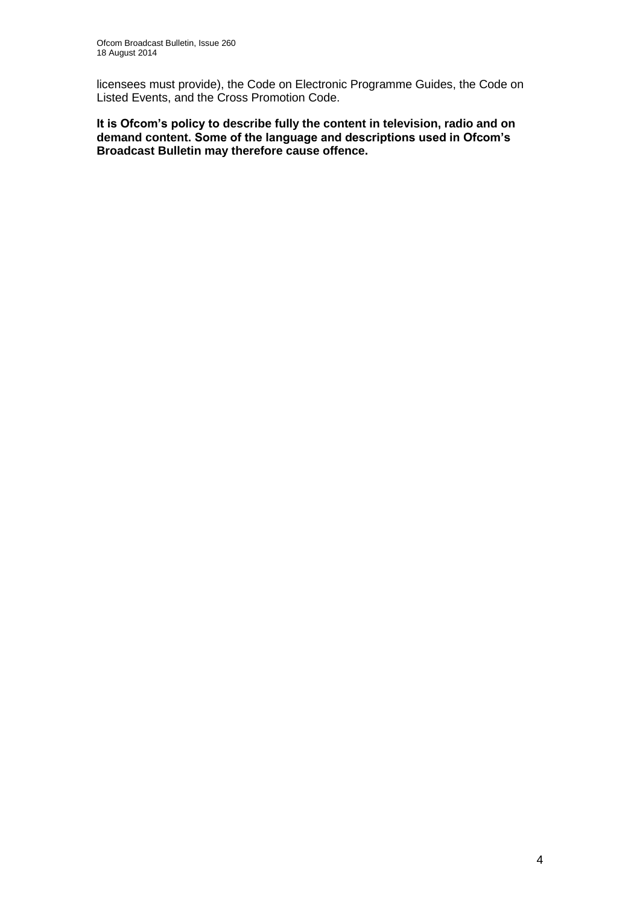licensees must provide), the Code on Electronic Programme Guides, the Code on Listed Events, and the Cross Promotion Code.

**It is Ofcom's policy to describe fully the content in television, radio and on demand content. Some of the language and descriptions used in Ofcom's Broadcast Bulletin may therefore cause offence.**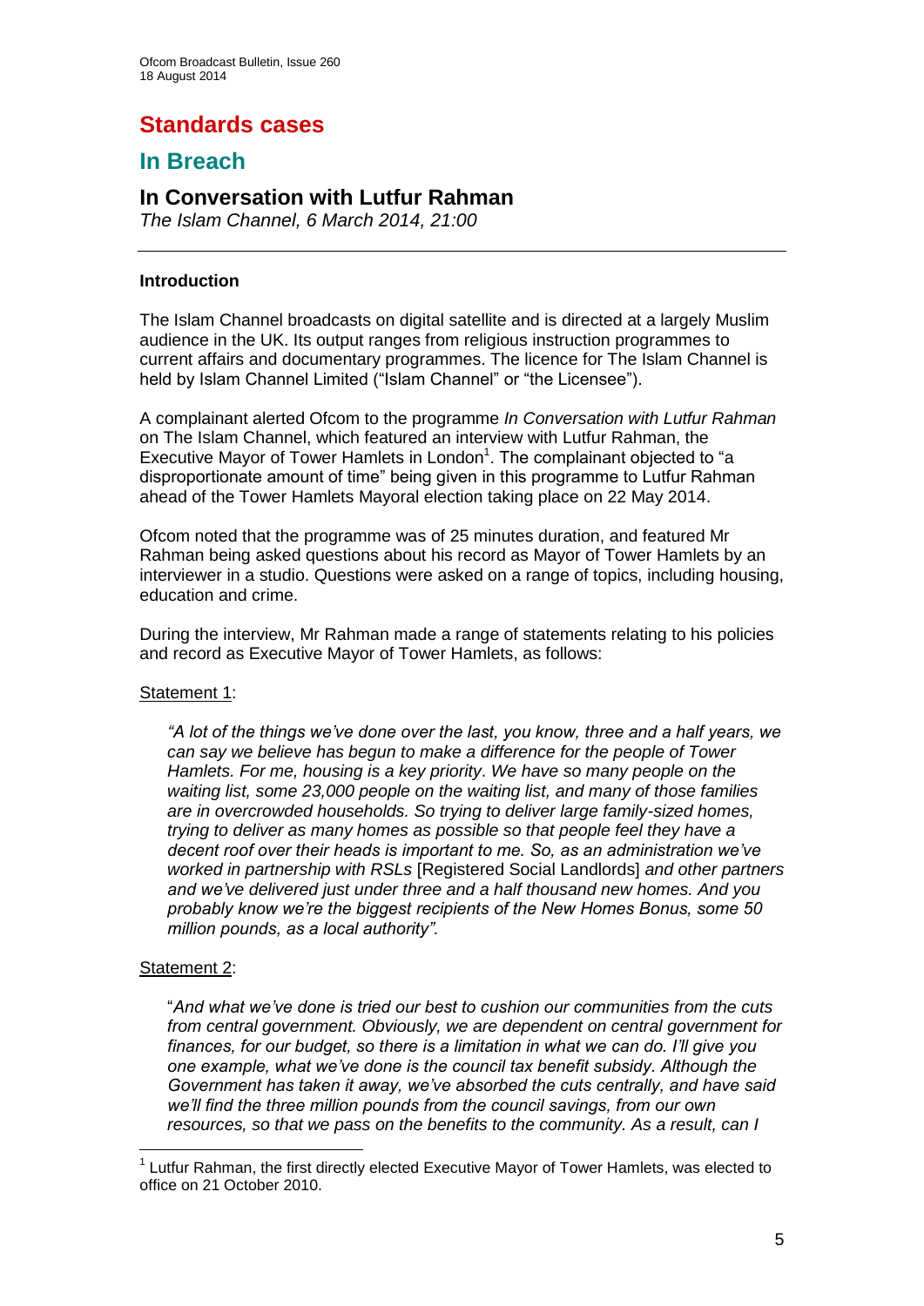# Standards cases

## In Breach

### In Conversation with Lutfur Rahman

*The Islam Channel, 6 March 2014, 21:00*

---

#### Introduction

The Islam Channel broadcasts on digital satellite and is directed at a largely Muslim audience in the UK. Its output ranges from religious instruction programmes to current affairs and documentary programmes. The licence for The Islam Channel is held by Islam Channel Limited ("Islam Channel" or "the Licensee").

A complainant alerted Ofcom to the programme *In Conversation with Lutfur Rahman* on The Islam Channel, which featured an interview with Lutfur Rahman, the Executive Mayor of Tower Hamlets in London[1]. The complainant objected to "a disproportionate amount of time" being given in this programme to Lutfur Rahman ahead of the Tower Hamlets Mayoral election taking place on 22 May 2014.

Ofcom noted that the programme was of 25 minutes duration, and featured Mr Rahman being asked questions about his record as Mayor of Tower Hamlets by an interviewer in a studio. Questions were asked on a range of topics, including housing, education and crime.

During the interview, Mr Rahman made a range of statements relating to his policies and record as Executive Mayor of Tower Hamlets, as follows:

<u>Statement 1</u>:

> *"A lot of the things we've done over the last, you know, three and a half years, we can say we believe has begun to make a difference for the people of Tower Hamlets. For me, housing is a key priority. We have so many people on the waiting list, some 23,000 people on the waiting list, and many of those families are in overcrowded households. So trying to deliver large family-sized homes, trying to deliver as many homes as possible so that people feel they have a decent roof over their heads is important to me. So, as an administration we've worked in partnership with RSLs* [Registered Social Landlords] *and other partners and we've delivered just under three and a half thousand new homes. And you probably know we're the biggest recipients of the New Homes Bonus, some 50 million pounds, as a local authority".*

<u>Statement 2</u>:

> "*And what we've done is tried our best to cushion our communities from the cuts from central government. Obviously, we are dependent on central government for finances, for our budget, so there is a limitation in what we can do. I'll give you one example, what we've done is the council tax benefit subsidy. Although the Government has taken it away, we've absorbed the cuts centrally, and have said we'll find the three million pounds from the council savings, from our own resources, so that we pass on the benefits to the community. As a result, can I*

---

[1] Lutfur Rahman, the first directly elected Executive Mayor of Tower Hamlets, was elected to office on 21 October 2010.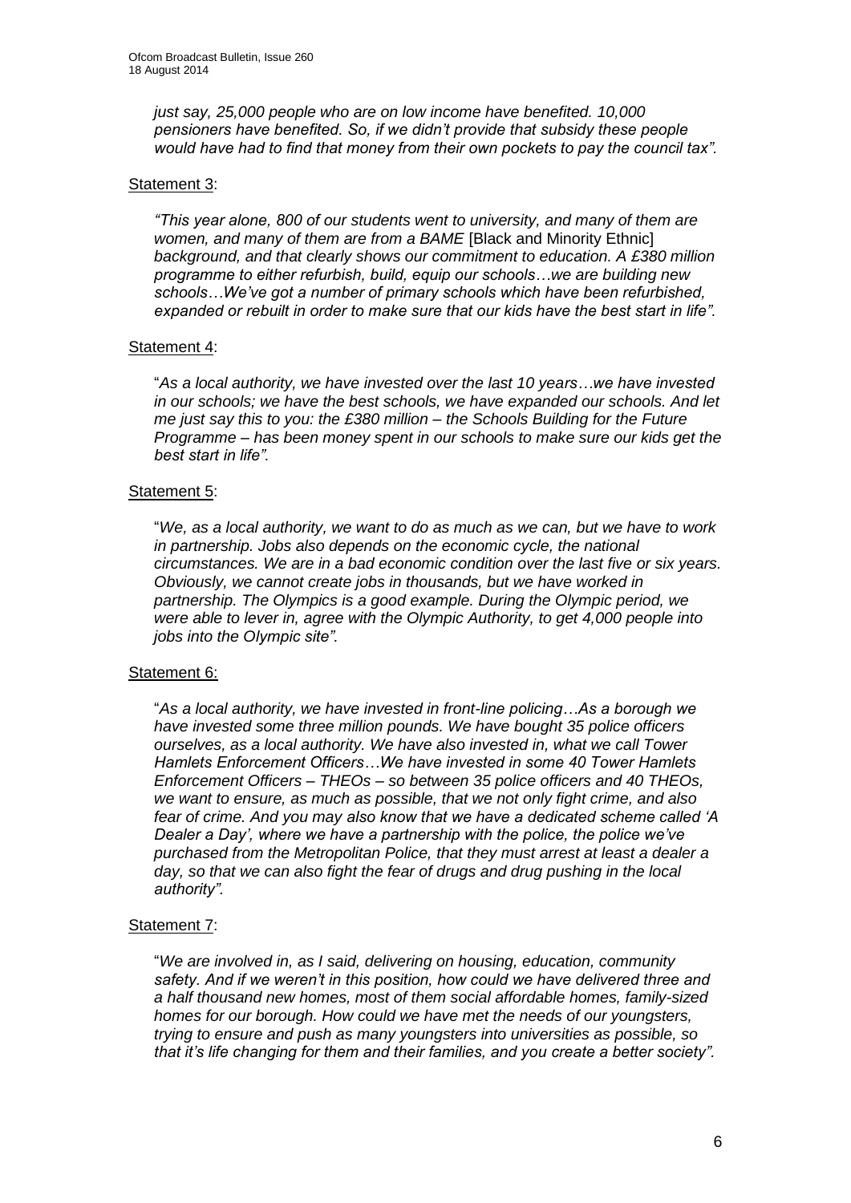*just say, 25,000 people who are on low income have benefited. 10,000 pensioners have benefited. So, if we didn't provide that subsidy these people would have had to find that money from their own pockets to pay the council tax".*

Statement 3:

*"This year alone, 800 of our students went to university, and many of them are women, and many of them are from a BAME* [Black and Minority Ethnic] *background, and that clearly shows our commitment to education. A £380 million programme to either refurbish, build, equip our schools…we are building new schools…We've got a number of primary schools which have been refurbished, expanded or rebuilt in order to make sure that our kids have the best start in life".*

Statement 4:

"*As a local authority, we have invested over the last 10 years…we have invested in our schools; we have the best schools, we have expanded our schools. And let me just say this to you: the £380 million – the Schools Building for the Future Programme – has been money spent in our schools to make sure our kids get the best start in life".*

Statement 5:

"*We, as a local authority, we want to do as much as we can, but we have to work in partnership. Jobs also depends on the economic cycle, the national circumstances. We are in a bad economic condition over the last five or six years. Obviously, we cannot create jobs in thousands, but we have worked in partnership. The Olympics is a good example. During the Olympic period, we were able to lever in, agree with the Olympic Authority, to get 4,000 people into jobs into the Olympic site".*

Statement 6:

"*As a local authority, we have invested in front-line policing…As a borough we have invested some three million pounds. We have bought 35 police officers ourselves, as a local authority. We have also invested in, what we call Tower Hamlets Enforcement Officers…We have invested in some 40 Tower Hamlets Enforcement Officers – THEOs – so between 35 police officers and 40 THEOs, we want to ensure, as much as possible, that we not only fight crime, and also fear of crime. And you may also know that we have a dedicated scheme called 'A Dealer a Day', where we have a partnership with the police, the police we've purchased from the Metropolitan Police, that they must arrest at least a dealer a day, so that we can also fight the fear of drugs and drug pushing in the local authority".*

Statement 7:

"*We are involved in, as I said, delivering on housing, education, community safety. And if we weren't in this position, how could we have delivered three and a half thousand new homes, most of them social affordable homes, family-sized homes for our borough. How could we have met the needs of our youngsters, trying to ensure and push as many youngsters into universities as possible, so that it's life changing for them and their families, and you create a better society".*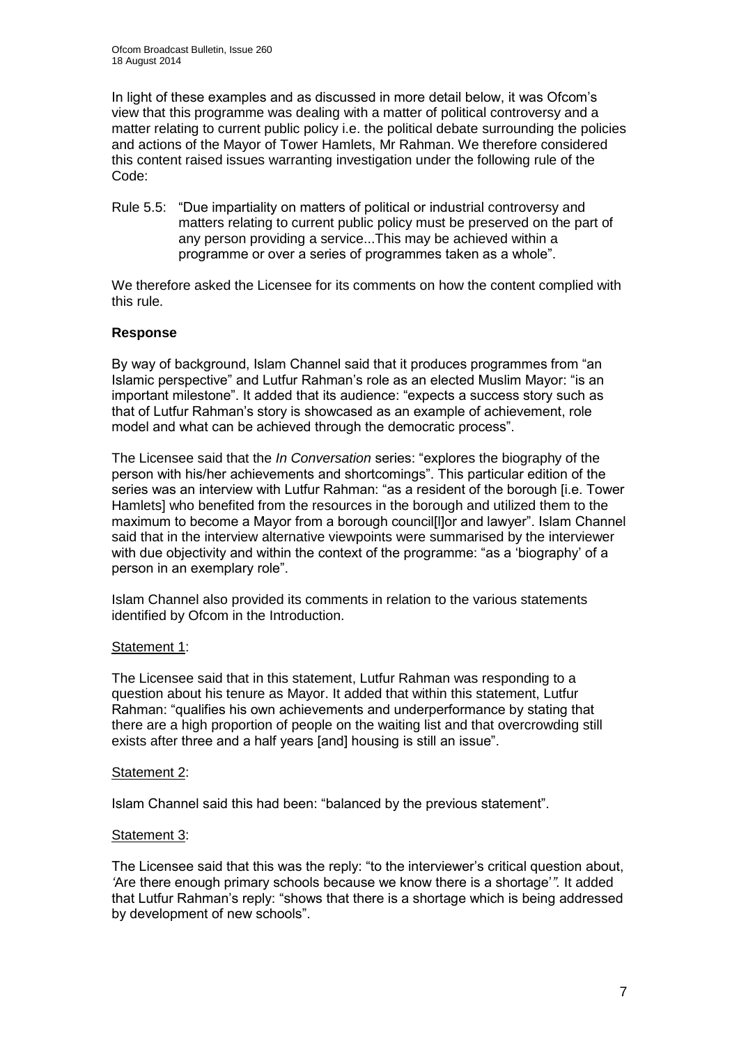In light of these examples and as discussed in more detail below, it was Ofcom's view that this programme was dealing with a matter of political controversy and a matter relating to current public policy i.e. the political debate surrounding the policies and actions of the Mayor of Tower Hamlets, Mr Rahman. We therefore considered this content raised issues warranting investigation under the following rule of the Code:

Rule 5.5: "Due impartiality on matters of political or industrial controversy and matters relating to current public policy must be preserved on the part of any person providing a service...This may be achieved within a programme or over a series of programmes taken as a whole".

We therefore asked the Licensee for its comments on how the content complied with this rule.

**Response**

By way of background, Islam Channel said that it produces programmes from "an Islamic perspective" and Lutfur Rahman's role as an elected Muslim Mayor: "is an important milestone". It added that its audience: "expects a success story such as that of Lutfur Rahman's story is showcased as an example of achievement, role model and what can be achieved through the democratic process".

The Licensee said that the *In Conversation* series: "explores the biography of the person with his/her achievements and shortcomings". This particular edition of the series was an interview with Lutfur Rahman: "as a resident of the borough [i.e. Tower Hamlets] who benefited from the resources in the borough and utilized them to the maximum to become a Mayor from a borough council[l]or and lawyer". Islam Channel said that in the interview alternative viewpoints were summarised by the interviewer with due objectivity and within the context of the programme: "as a 'biography' of a person in an exemplary role".

Islam Channel also provided its comments in relation to the various statements identified by Ofcom in the Introduction.

Statement 1:

The Licensee said that in this statement, Lutfur Rahman was responding to a question about his tenure as Mayor. It added that within this statement, Lutfur Rahman: "qualifies his own achievements and underperformance by stating that there are a high proportion of people on the waiting list and that overcrowding still exists after three and a half years [and] housing is still an issue".

Statement 2:

Islam Channel said this had been: "balanced by the previous statement".

Statement 3:

The Licensee said that this was the reply: "to the interviewer's critical question about, *'*Are there enough primary schools because we know there is a shortage'*".* It added that Lutfur Rahman's reply: "shows that there is a shortage which is being addressed by development of new schools".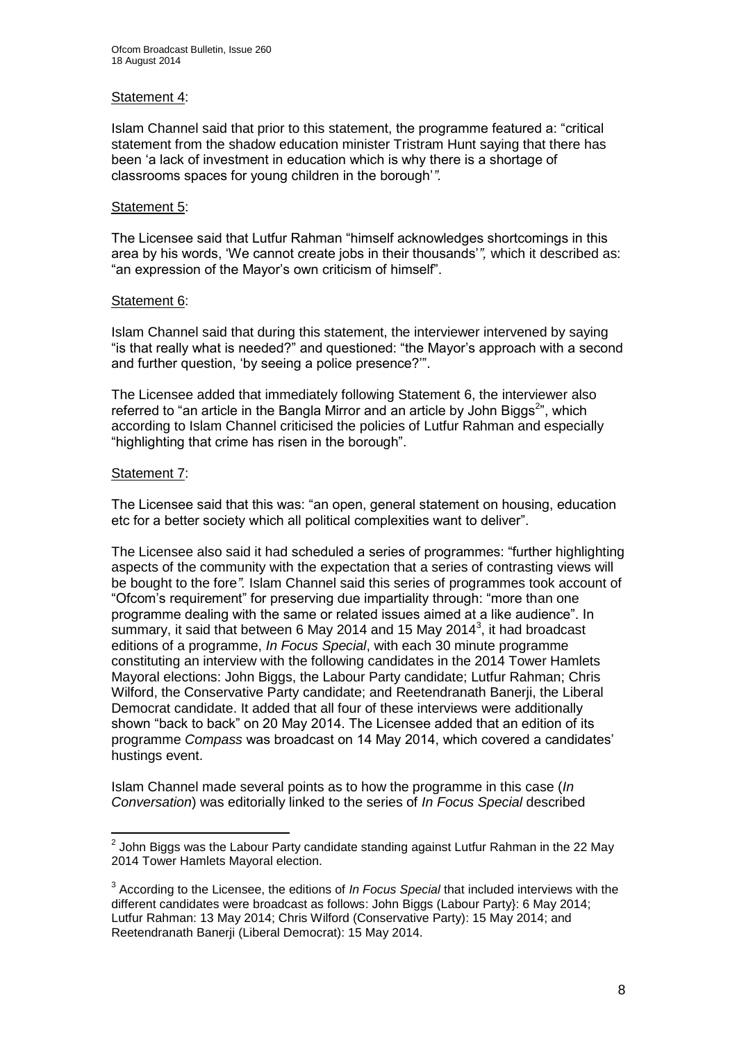Statement 4:

Islam Channel said that prior to this statement, the programme featured a: "critical statement from the shadow education minister Tristram Hunt saying that there has been 'a lack of investment in education which is why there is a shortage of classrooms spaces for young children in the borough'*".*

Statement 5:

The Licensee said that Lutfur Rahman "himself acknowledges shortcomings in this area by his words, 'We cannot create jobs in their thousands'*",* which it described as: "an expression of the Mayor's own criticism of himself".

Statement 6:

Islam Channel said that during this statement, the interviewer intervened by saying "is that really what is needed?" and questioned: "the Mayor's approach with a second and further question, 'by seeing a police presence?'".

The Licensee added that immediately following Statement 6, the interviewer also referred to "an article in the Bangla Mirror and an article by John Biggs[2]", which according to Islam Channel criticised the policies of Lutfur Rahman and especially "highlighting that crime has risen in the borough".

Statement 7:

The Licensee said that this was: "an open, general statement on housing, education etc for a better society which all political complexities want to deliver".

The Licensee also said it had scheduled a series of programmes: "further highlighting aspects of the community with the expectation that a series of contrasting views will be bought to the fore*".* Islam Channel said this series of programmes took account of "Ofcom's requirement" for preserving due impartiality through: "more than one programme dealing with the same or related issues aimed at a like audience". In summary, it said that between 6 May 2014 and 15 May 2014[3], it had broadcast editions of a programme, *In Focus Special*, with each 30 minute programme constituting an interview with the following candidates in the 2014 Tower Hamlets Mayoral elections: John Biggs, the Labour Party candidate; Lutfur Rahman; Chris Wilford, the Conservative Party candidate; and Reetendranath Banerji, the Liberal Democrat candidate. It added that all four of these interviews were additionally shown "back to back" on 20 May 2014. The Licensee added that an edition of its programme *Compass* was broadcast on 14 May 2014, which covered a candidates' hustings event.

Islam Channel made several points as to how the programme in this case (*In Conversation*) was editorially linked to the series of *In Focus Special* described

---

[2] John Biggs was the Labour Party candidate standing against Lutfur Rahman in the 22 May 2014 Tower Hamlets Mayoral election.

[3] According to the Licensee, the editions of *In Focus Special* that included interviews with the different candidates were broadcast as follows: John Biggs (Labour Party}: 6 May 2014; Lutfur Rahman: 13 May 2014; Chris Wilford (Conservative Party): 15 May 2014; and Reetendranath Banerji (Liberal Democrat): 15 May 2014.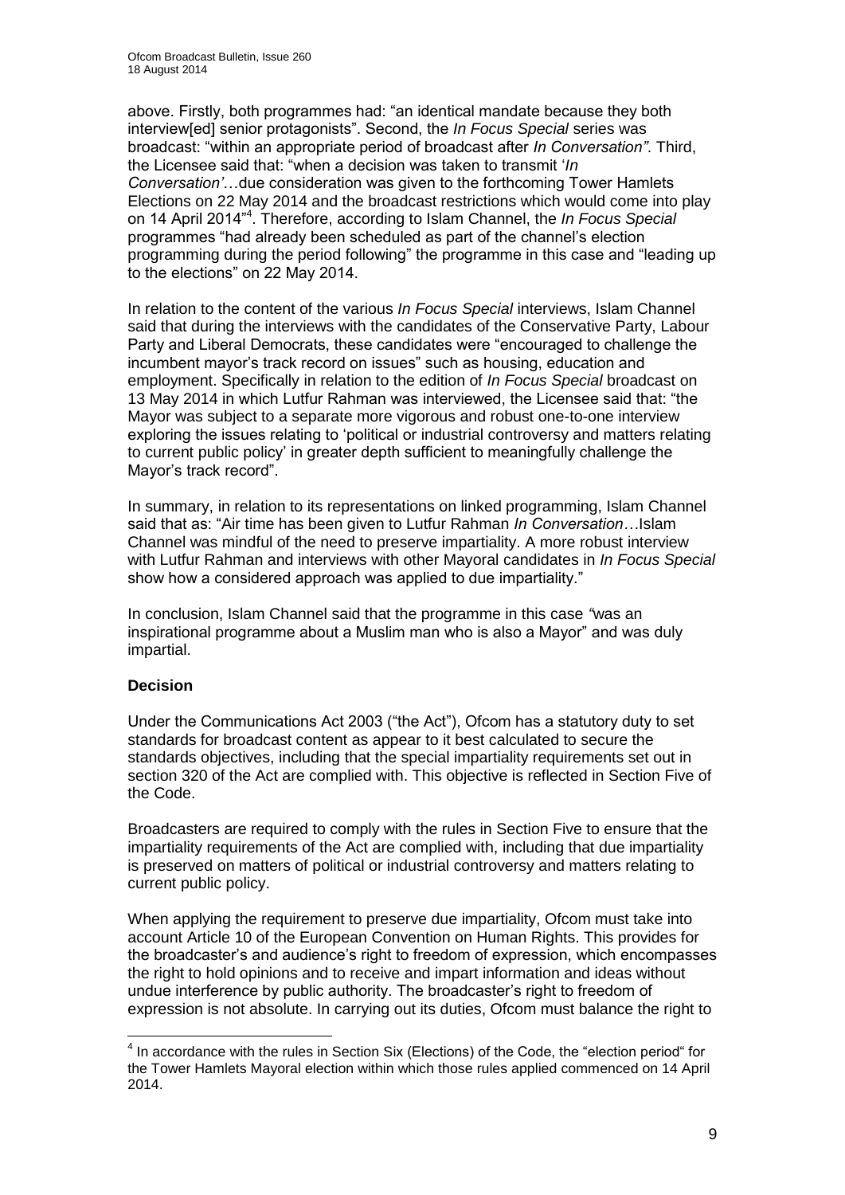above. Firstly, both programmes had: "an identical mandate because they both interview[ed] senior protagonists". Second, the *In Focus Special* series was broadcast: "within an appropriate period of broadcast after *In Conversation"*. Third, the Licensee said that: "when a decision was taken to transmit '*In Conversation'*…due consideration was given to the forthcoming Tower Hamlets Elections on 22 May 2014 and the broadcast restrictions which would come into play on 14 April 2014"[4]. Therefore, according to Islam Channel, the *In Focus Special* programmes "had already been scheduled as part of the channel's election programming during the period following" the programme in this case and "leading up to the elections" on 22 May 2014.

In relation to the content of the various *In Focus Special* interviews, Islam Channel said that during the interviews with the candidates of the Conservative Party, Labour Party and Liberal Democrats, these candidates were "encouraged to challenge the incumbent mayor's track record on issues" such as housing, education and employment. Specifically in relation to the edition of *In Focus Special* broadcast on 13 May 2014 in which Lutfur Rahman was interviewed, the Licensee said that: "the Mayor was subject to a separate more vigorous and robust one-to-one interview exploring the issues relating to 'political or industrial controversy and matters relating to current public policy' in greater depth sufficient to meaningfully challenge the Mayor's track record".

In summary, in relation to its representations on linked programming, Islam Channel said that as: "Air time has been given to Lutfur Rahman *In Conversation…*Islam Channel was mindful of the need to preserve impartiality. A more robust interview with Lutfur Rahman and interviews with other Mayoral candidates in *In Focus Special* show how a considered approach was applied to due impartiality."

In conclusion, Islam Channel said that the programme in this case *"*was an inspirational programme about a Muslim man who is also a Mayor" and was duly impartial.

### Decision

Under the Communications Act 2003 ("the Act"), Ofcom has a statutory duty to set standards for broadcast content as appear to it best calculated to secure the standards objectives, including that the special impartiality requirements set out in section 320 of the Act are complied with. This objective is reflected in Section Five of the Code.

Broadcasters are required to comply with the rules in Section Five to ensure that the impartiality requirements of the Act are complied with, including that due impartiality is preserved on matters of political or industrial controversy and matters relating to current public policy.

When applying the requirement to preserve due impartiality, Ofcom must take into account Article 10 of the European Convention on Human Rights. This provides for the broadcaster's and audience's right to freedom of expression, which encompasses the right to hold opinions and to receive and impart information and ideas without undue interference by public authority. The broadcaster's right to freedom of expression is not absolute. In carrying out its duties, Ofcom must balance the right to

---

[4] In accordance with the rules in Section Six (Elections) of the Code, the "election period" for the Tower Hamlets Mayoral election within which those rules applied commenced on 14 April 2014.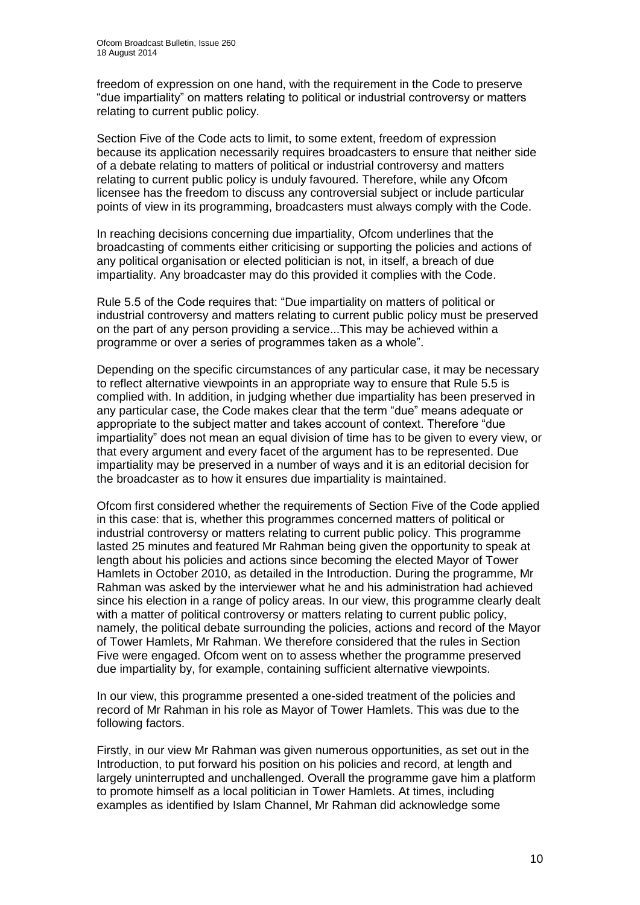freedom of expression on one hand, with the requirement in the Code to preserve "due impartiality" on matters relating to political or industrial controversy or matters relating to current public policy.

Section Five of the Code acts to limit, to some extent, freedom of expression because its application necessarily requires broadcasters to ensure that neither side of a debate relating to matters of political or industrial controversy and matters relating to current public policy is unduly favoured. Therefore, while any Ofcom licensee has the freedom to discuss any controversial subject or include particular points of view in its programming, broadcasters must always comply with the Code.

In reaching decisions concerning due impartiality, Ofcom underlines that the broadcasting of comments either criticising or supporting the policies and actions of any political organisation or elected politician is not, in itself, a breach of due impartiality. Any broadcaster may do this provided it complies with the Code.

Rule 5.5 of the Code requires that: "Due impartiality on matters of political or industrial controversy and matters relating to current public policy must be preserved on the part of any person providing a service...This may be achieved within a programme or over a series of programmes taken as a whole".

Depending on the specific circumstances of any particular case, it may be necessary to reflect alternative viewpoints in an appropriate way to ensure that Rule 5.5 is complied with. In addition, in judging whether due impartiality has been preserved in any particular case, the Code makes clear that the term "due" means adequate or appropriate to the subject matter and takes account of context. Therefore "due impartiality" does not mean an equal division of time has to be given to every view, or that every argument and every facet of the argument has to be represented. Due impartiality may be preserved in a number of ways and it is an editorial decision for the broadcaster as to how it ensures due impartiality is maintained.

Ofcom first considered whether the requirements of Section Five of the Code applied in this case: that is, whether this programmes concerned matters of political or industrial controversy or matters relating to current public policy. This programme lasted 25 minutes and featured Mr Rahman being given the opportunity to speak at length about his policies and actions since becoming the elected Mayor of Tower Hamlets in October 2010, as detailed in the Introduction. During the programme, Mr Rahman was asked by the interviewer what he and his administration had achieved since his election in a range of policy areas. In our view, this programme clearly dealt with a matter of political controversy or matters relating to current public policy, namely, the political debate surrounding the policies, actions and record of the Mayor of Tower Hamlets, Mr Rahman. We therefore considered that the rules in Section Five were engaged. Ofcom went on to assess whether the programme preserved due impartiality by, for example, containing sufficient alternative viewpoints.

In our view, this programme presented a one-sided treatment of the policies and record of Mr Rahman in his role as Mayor of Tower Hamlets. This was due to the following factors.

Firstly, in our view Mr Rahman was given numerous opportunities, as set out in the Introduction, to put forward his position on his policies and record, at length and largely uninterrupted and unchallenged. Overall the programme gave him a platform to promote himself as a local politician in Tower Hamlets. At times, including examples as identified by Islam Channel, Mr Rahman did acknowledge some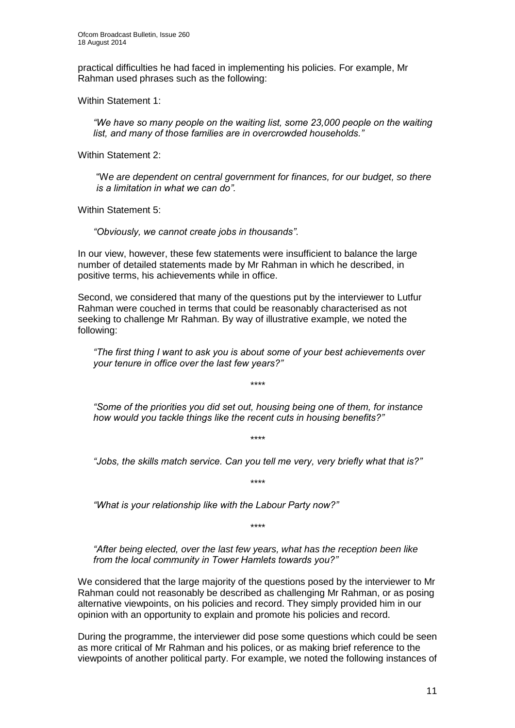practical difficulties he had faced in implementing his policies. For example, Mr Rahman used phrases such as the following:

Within Statement 1:

> *"We have so many people on the waiting list, some 23,000 people on the waiting list, and many of those families are in overcrowded households."*

Within Statement 2:

> "W*e are dependent on central government for finances, for our budget, so there is a limitation in what we can do".*

Within Statement 5:

> *"Obviously, we cannot create jobs in thousands".*

In our view, however, these few statements were insufficient to balance the large number of detailed statements made by Mr Rahman in which he described, in positive terms, his achievements while in office.

Second, we considered that many of the questions put by the interviewer to Lutfur Rahman were couched in terms that could be reasonably characterised as not seeking to challenge Mr Rahman. By way of illustrative example, we noted the following:

> *"The first thing I want to ask you is about some of your best achievements over your tenure in office over the last few years?"*
>
> \*\*\*\*
>
> *"Some of the priorities you did set out, housing being one of them, for instance how would you tackle things like the recent cuts in housing benefits?"*
>
> \*\*\*\*
>
> *"Jobs, the skills match service. Can you tell me very, very briefly what that is?"*
>
> \*\*\*\*
>
> *"What is your relationship like with the Labour Party now?"*
>
> \*\*\*\*
>
> *"After being elected, over the last few years, what has the reception been like from the local community in Tower Hamlets towards you?"*

We considered that the large majority of the questions posed by the interviewer to Mr Rahman could not reasonably be described as challenging Mr Rahman, or as posing alternative viewpoints, on his policies and record. They simply provided him in our opinion with an opportunity to explain and promote his policies and record.

During the programme, the interviewer did pose some questions which could be seen as more critical of Mr Rahman and his polices, or as making brief reference to the viewpoints of another political party. For example, we noted the following instances of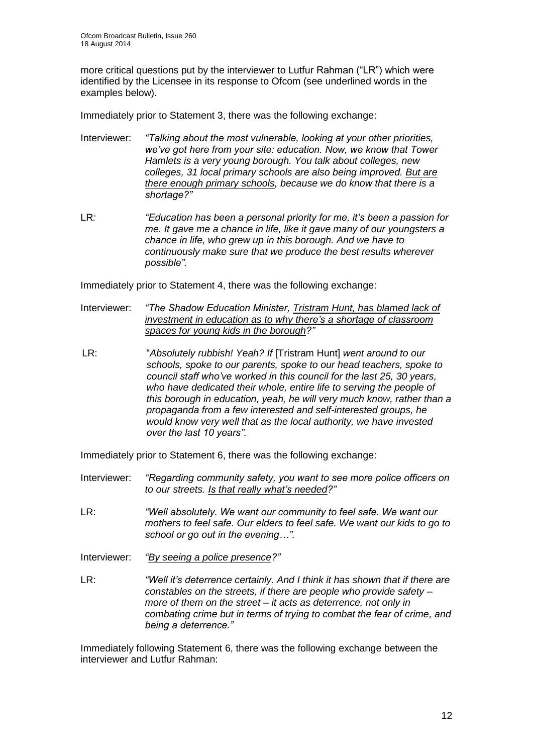more critical questions put by the interviewer to Lutfur Rahman ("LR") which were identified by the Licensee in its response to Ofcom (see underlined words in the examples below).

Immediately prior to Statement 3, there was the following exchange:

Interviewer: *"Talking about the most vulnerable, looking at your other priorities, we've got here from your site: education. Now, we know that Tower Hamlets is a very young borough. You talk about colleges, new colleges, 31 local primary schools are also being improved. <u>But are there enough primary schools</u>, because we do know that there is a shortage?"*

LR: *"Education has been a personal priority for me, it's been a passion for me. It gave me a chance in life, like it gave many of our youngsters a chance in life, who grew up in this borough. And we have to continuously make sure that we produce the best results wherever possible".*

Immediately prior to Statement 4, there was the following exchange:

Interviewer: *"The Shadow Education Minister, <u>Tristram Hunt, has blamed lack of investment in education as to why there's a shortage of classroom spaces for young kids in the borough</u>?"*

LR: "*Absolutely rubbish! Yeah? If* [Tristram Hunt] *went around to our schools, spoke to our parents, spoke to our head teachers, spoke to council staff who've worked in this council for the last 25, 30 years, who have dedicated their whole, entire life to serving the people of this borough in education, yeah, he will very much know, rather than a propaganda from a few interested and self-interested groups, he would know very well that as the local authority, we have invested over the last 10 years".*

Immediately prior to Statement 6, there was the following exchange:

Interviewer: *"Regarding community safety, you want to see more police officers on to our streets. <u>Is that really what's needed</u>?"*

LR: *"Well absolutely. We want our community to feel safe. We want our mothers to feel safe. Our elders to feel safe. We want our kids to go to school or go out in the evening…".*

Interviewer: *"<u>By seeing a police presence</u>?"*

LR: *"Well it's deterrence certainly. And I think it has shown that if there are constables on the streets, if there are people who provide safety – more of them on the street – it acts as deterrence, not only in combating crime but in terms of trying to combat the fear of crime, and being a deterrence."*

Immediately following Statement 6, there was the following exchange between the interviewer and Lutfur Rahman: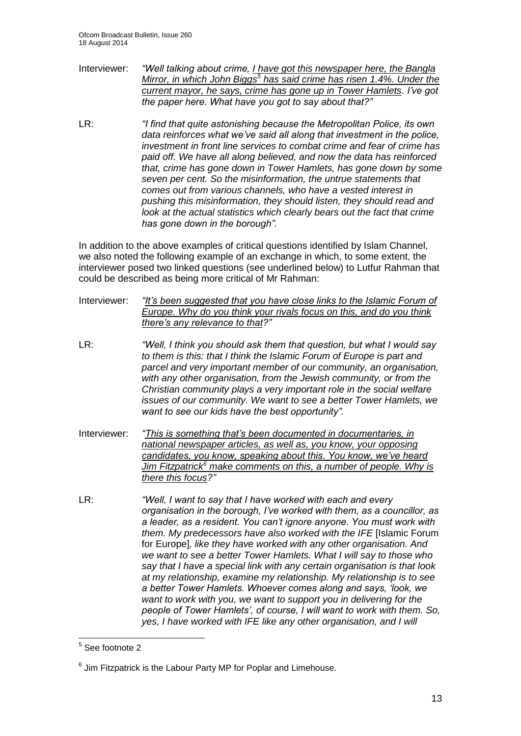Interviewer: *"Well talking about crime, <u>I have got this newspaper here, the Bangla Mirror, in which John Biggs[5] has said crime has risen 1.4%. Under the current mayor, he says, crime has gone up in Tower Hamlets</u>. I've got the paper here. What have you got to say about that?"*

LR: *"I find that quite astonishing because the Metropolitan Police, its own data reinforces what we've said all along that investment in the police, investment in front line services to combat crime and fear of crime has paid off. We have all along believed, and now the data has reinforced that, crime has gone down in Tower Hamlets, has gone down by some seven per cent. So the misinformation, the untrue statements that comes out from various channels, who have a vested interest in pushing this misinformation, they should listen, they should read and look at the actual statistics which clearly bears out the fact that crime has gone down in the borough".*

In addition to the above examples of critical questions identified by Islam Channel, we also noted the following example of an exchange in which, to some extent, the interviewer posed two linked questions (see underlined below) to Lutfur Rahman that could be described as being more critical of Mr Rahman:

Interviewer: *"<u>It's been suggested that you have close links to the Islamic Forum of Europe. Why do you think your rivals focus on this, and do you think there's any relevance to that</u>?"*

LR: *"Well, I think you should ask them that question, but what I would say to them is this: that I think the Islamic Forum of Europe is part and parcel and very important member of our community, an organisation, with any other organisation, from the Jewish community, or from the Christian community plays a very important role in the social welfare issues of our community. We want to see a better Tower Hamlets, we want to see our kids have the best opportunity".*

Interviewer: *"<u>This is something that's been documented in documentaries, in national newspaper articles, as well as, you know, your opposing candidates, you know, speaking about this. You know, we've heard Jim Fitzpatrick[6] make comments on this, a number of people. Why is there this focus</u>?"*

LR: *"Well, I want to say that I have worked with each and every organisation in the borough, I've worked with them, as a councillor, as a leader, as a resident. You can't ignore anyone. You must work with them. My predecessors have also worked with the IFE* [Islamic Forum for Europe]*, like they have worked with any other organisation. And we want to see a better Tower Hamlets. What I will say to those who say that I have a special link with any certain organisation is that look at my relationship, examine my relationship. My relationship is to see a better Tower Hamlets. Whoever comes along and says, 'look, we want to work with you, we want to support you in delivering for the people of Tower Hamlets', of course, I will want to work with them. So, yes, I have worked with IFE like any other organisation, and I will*

---

[5] See footnote 2

[6] Jim Fitzpatrick is the Labour Party MP for Poplar and Limehouse.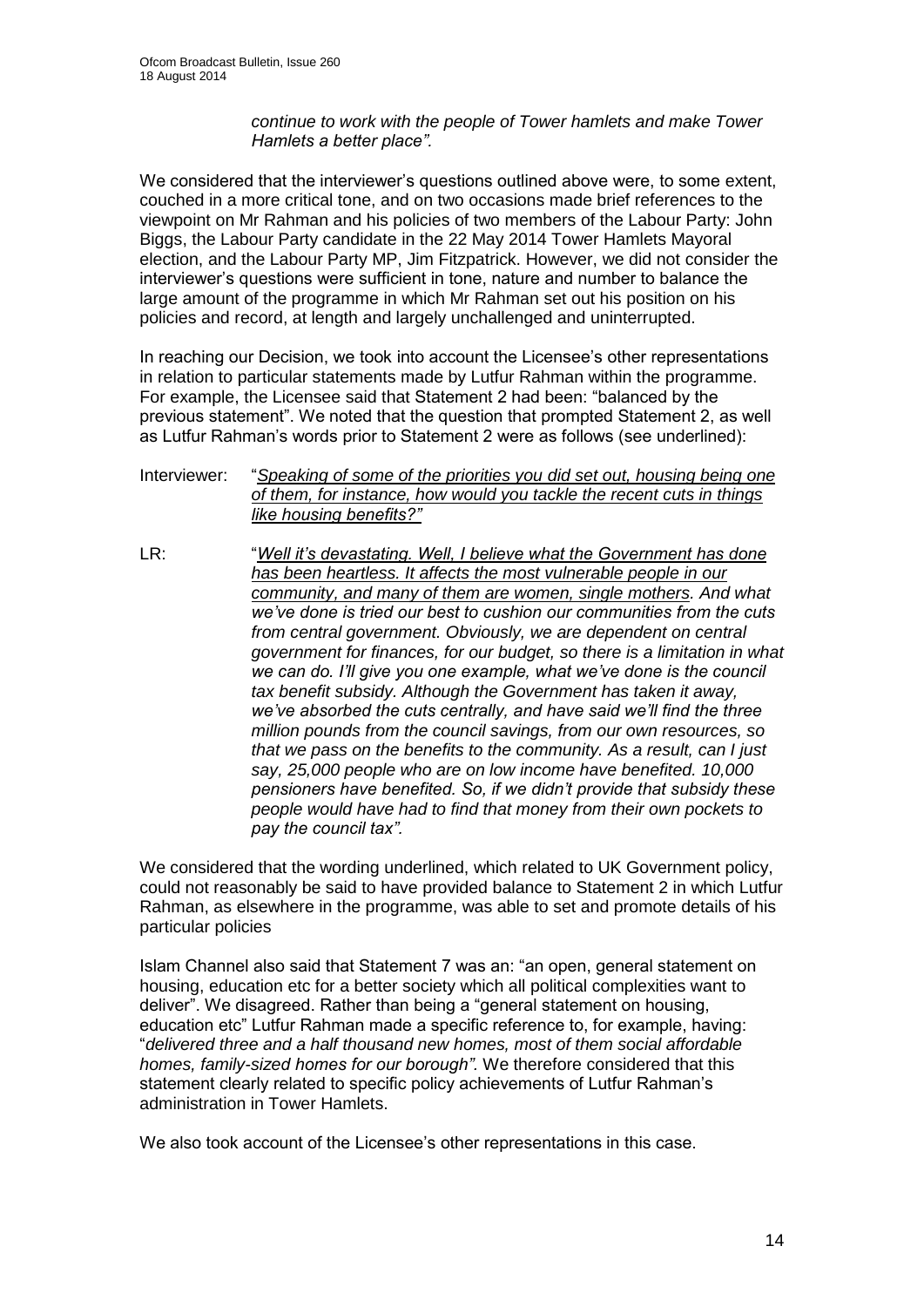*continue to work with the people of Tower hamlets and make Tower Hamlets a better place".*

We considered that the interviewer's questions outlined above were, to some extent, couched in a more critical tone, and on two occasions made brief references to the viewpoint on Mr Rahman and his policies of two members of the Labour Party: John Biggs, the Labour Party candidate in the 22 May 2014 Tower Hamlets Mayoral election, and the Labour Party MP, Jim Fitzpatrick. However, we did not consider the interviewer's questions were sufficient in tone, nature and number to balance the large amount of the programme in which Mr Rahman set out his position on his policies and record, at length and largely unchallenged and uninterrupted.

In reaching our Decision, we took into account the Licensee's other representations in relation to particular statements made by Lutfur Rahman within the programme. For example, the Licensee said that Statement 2 had been: "balanced by the previous statement". We noted that the question that prompted Statement 2, as well as Lutfur Rahman's words prior to Statement 2 were as follows (see underlined):

Interviewer: "*<u>Speaking of some of the priorities you did set out, housing being one of them, for instance, how would you tackle the recent cuts in things like housing benefits?"</u>*

LR: "*<u>Well it's devastating. Well, I believe what the Government has done has been heartless. It affects the most vulnerable people in our community, and many of them are women, single mothers</u>. And what we've done is tried our best to cushion our communities from the cuts from central government. Obviously, we are dependent on central government for finances, for our budget, so there is a limitation in what we can do. I'll give you one example, what we've done is the council tax benefit subsidy. Although the Government has taken it away, we've absorbed the cuts centrally, and have said we'll find the three million pounds from the council savings, from our own resources, so that we pass on the benefits to the community. As a result, can I just say, 25,000 people who are on low income have benefited. 10,000 pensioners have benefited. So, if we didn't provide that subsidy these people would have had to find that money from their own pockets to pay the council tax".*

We considered that the wording underlined, which related to UK Government policy, could not reasonably be said to have provided balance to Statement 2 in which Lutfur Rahman, as elsewhere in the programme, was able to set and promote details of his particular policies

Islam Channel also said that Statement 7 was an: "an open, general statement on housing, education etc for a better society which all political complexities want to deliver". We disagreed. Rather than being a "general statement on housing, education etc" Lutfur Rahman made a specific reference to, for example, having: "*delivered three and a half thousand new homes, most of them social affordable homes, family-sized homes for our borough".* We therefore considered that this statement clearly related to specific policy achievements of Lutfur Rahman's administration in Tower Hamlets.

We also took account of the Licensee's other representations in this case.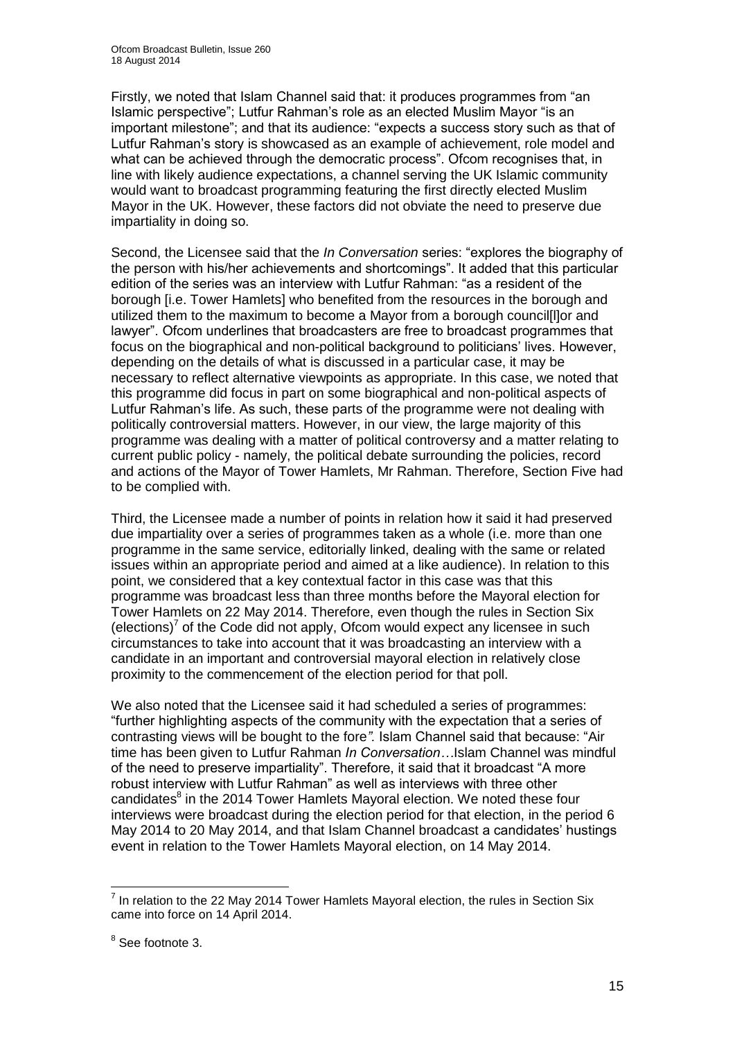Firstly, we noted that Islam Channel said that: it produces programmes from "an Islamic perspective"; Lutfur Rahman's role as an elected Muslim Mayor "is an important milestone"; and that its audience: "expects a success story such as that of Lutfur Rahman's story is showcased as an example of achievement, role model and what can be achieved through the democratic process". Ofcom recognises that, in line with likely audience expectations, a channel serving the UK Islamic community would want to broadcast programming featuring the first directly elected Muslim Mayor in the UK. However, these factors did not obviate the need to preserve due impartiality in doing so.

Second, the Licensee said that the *In Conversation* series: "explores the biography of the person with his/her achievements and shortcomings". It added that this particular edition of the series was an interview with Lutfur Rahman: "as a resident of the borough [i.e. Tower Hamlets] who benefited from the resources in the borough and utilized them to the maximum to become a Mayor from a borough council[l]or and lawyer". Ofcom underlines that broadcasters are free to broadcast programmes that focus on the biographical and non-political background to politicians' lives. However, depending on the details of what is discussed in a particular case, it may be necessary to reflect alternative viewpoints as appropriate. In this case, we noted that this programme did focus in part on some biographical and non-political aspects of Lutfur Rahman's life. As such, these parts of the programme were not dealing with politically controversial matters. However, in our view, the large majority of this programme was dealing with a matter of political controversy and a matter relating to current public policy - namely, the political debate surrounding the policies, record and actions of the Mayor of Tower Hamlets, Mr Rahman. Therefore, Section Five had to be complied with.

Third, the Licensee made a number of points in relation how it said it had preserved due impartiality over a series of programmes taken as a whole (i.e. more than one programme in the same service, editorially linked, dealing with the same or related issues within an appropriate period and aimed at a like audience). In relation to this point, we considered that a key contextual factor in this case was that this programme was broadcast less than three months before the Mayoral election for Tower Hamlets on 22 May 2014. Therefore, even though the rules in Section Six (elections)[7] of the Code did not apply, Ofcom would expect any licensee in such circumstances to take into account that it was broadcasting an interview with a candidate in an important and controversial mayoral election in relatively close proximity to the commencement of the election period for that poll.

We also noted that the Licensee said it had scheduled a series of programmes: "further highlighting aspects of the community with the expectation that a series of contrasting views will be bought to the fore*".* Islam Channel said that because: "Air time has been given to Lutfur Rahman *In Conversation*…Islam Channel was mindful of the need to preserve impartiality". Therefore, it said that it broadcast "A more robust interview with Lutfur Rahman" as well as interviews with three other candidates[8] in the 2014 Tower Hamlets Mayoral election. We noted these four interviews were broadcast during the election period for that election, in the period 6 May 2014 to 20 May 2014, and that Islam Channel broadcast a candidates' hustings event in relation to the Tower Hamlets Mayoral election, on 14 May 2014.

---

[7] In relation to the 22 May 2014 Tower Hamlets Mayoral election, the rules in Section Six came into force on 14 April 2014.

[8] See footnote 3.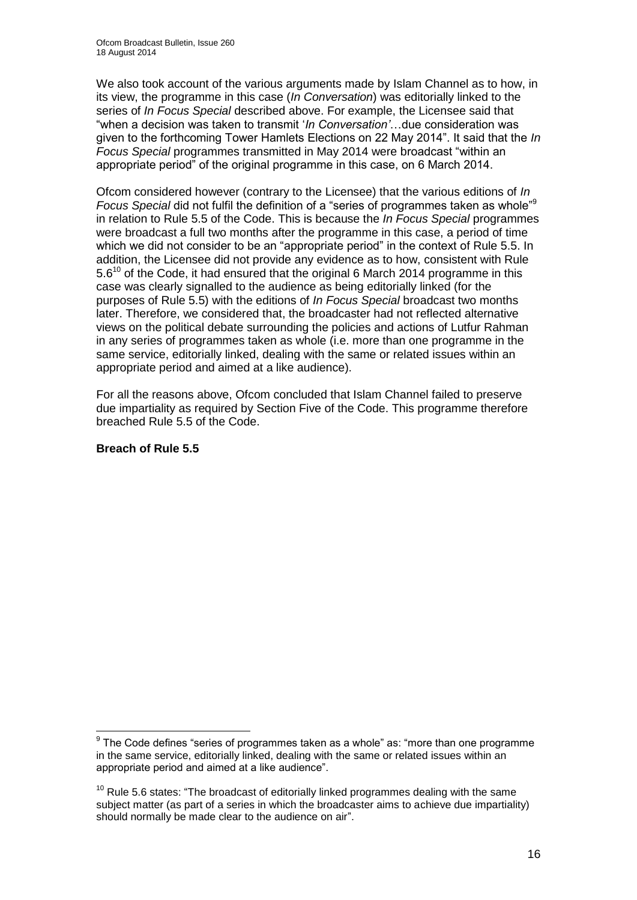We also took account of the various arguments made by Islam Channel as to how, in its view, the programme in this case (*In Conversation*) was editorially linked to the series of *In Focus Special* described above. For example, the Licensee said that "when a decision was taken to transmit '*In Conversation'*…due consideration was given to the forthcoming Tower Hamlets Elections on 22 May 2014". It said that the *In Focus Special* programmes transmitted in May 2014 were broadcast "within an appropriate period" of the original programme in this case, on 6 March 2014.

Ofcom considered however (contrary to the Licensee) that the various editions of *In Focus Special* did not fulfil the definition of a "series of programmes taken as whole"[9] in relation to Rule 5.5 of the Code. This is because the *In Focus Special* programmes were broadcast a full two months after the programme in this case, a period of time which we did not consider to be an "appropriate period" in the context of Rule 5.5. In addition, the Licensee did not provide any evidence as to how, consistent with Rule 5.6[10] of the Code, it had ensured that the original 6 March 2014 programme in this case was clearly signalled to the audience as being editorially linked (for the purposes of Rule 5.5) with the editions of *In Focus Special* broadcast two months later. Therefore, we considered that, the broadcaster had not reflected alternative views on the political debate surrounding the policies and actions of Lutfur Rahman in any series of programmes taken as whole (i.e. more than one programme in the same service, editorially linked, dealing with the same or related issues within an appropriate period and aimed at a like audience).

For all the reasons above, Ofcom concluded that Islam Channel failed to preserve due impartiality as required by Section Five of the Code. This programme therefore breached Rule 5.5 of the Code.

**Breach of Rule 5.5**

---

[9] The Code defines "series of programmes taken as a whole" as: "more than one programme in the same service, editorially linked, dealing with the same or related issues within an appropriate period and aimed at a like audience".

[10] Rule 5.6 states: "The broadcast of editorially linked programmes dealing with the same subject matter (as part of a series in which the broadcaster aims to achieve due impartiality) should normally be made clear to the audience on air".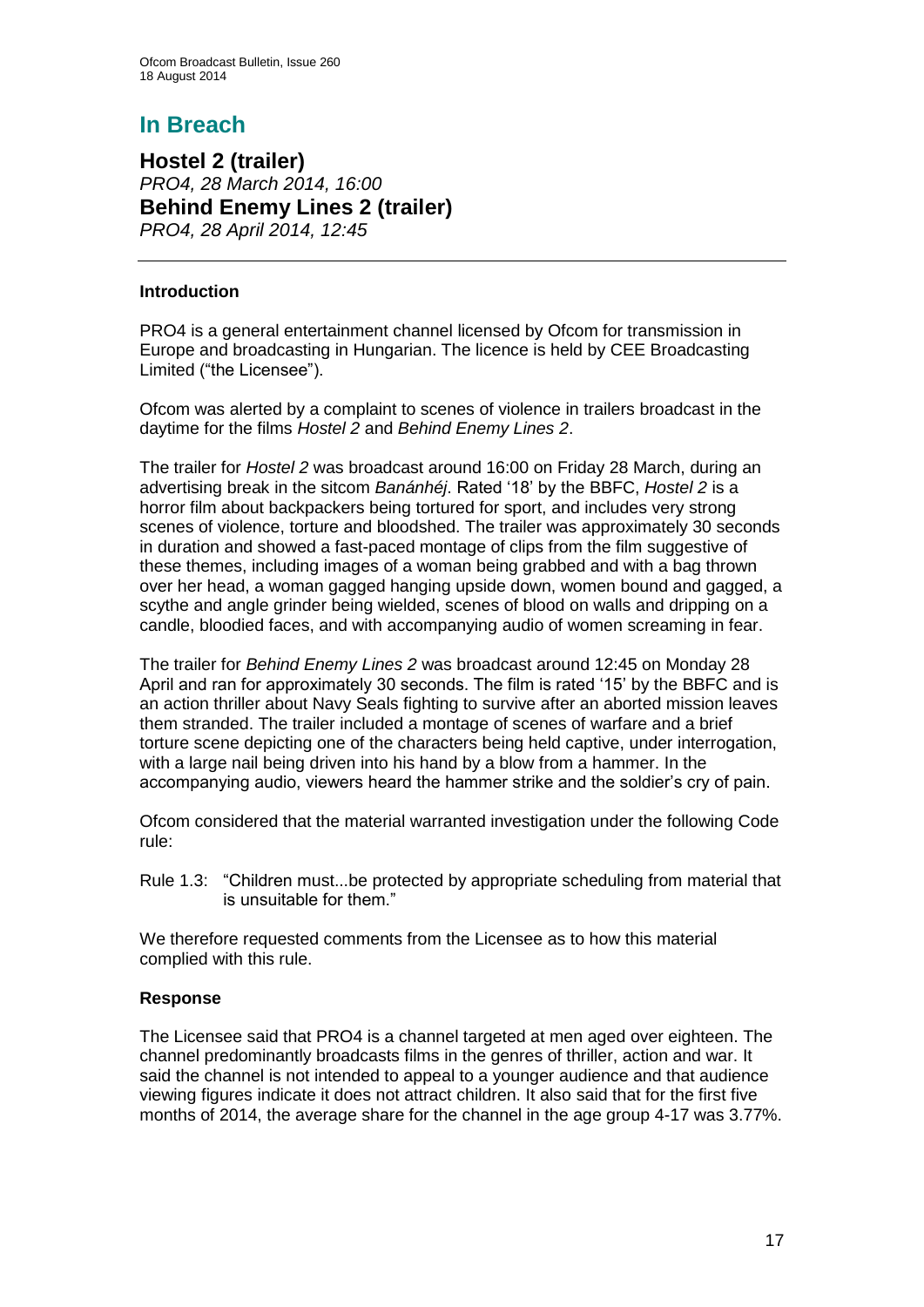# In Breach

## Hostel 2 (trailer)

*PRO4, 28 March 2014, 16:00*

## Behind Enemy Lines 2 (trailer)

*PRO4, 28 April 2014, 12:45*

---

### Introduction

PRO4 is a general entertainment channel licensed by Ofcom for transmission in Europe and broadcasting in Hungarian. The licence is held by CEE Broadcasting Limited ("the Licensee").

Ofcom was alerted by a complaint to scenes of violence in trailers broadcast in the daytime for the films *Hostel 2* and *Behind Enemy Lines 2*.

The trailer for *Hostel 2* was broadcast around 16:00 on Friday 28 March, during an advertising break in the sitcom *Banánhéj*. Rated '18' by the BBFC, *Hostel 2* is a horror film about backpackers being tortured for sport, and includes very strong scenes of violence, torture and bloodshed. The trailer was approximately 30 seconds in duration and showed a fast-paced montage of clips from the film suggestive of these themes, including images of a woman being grabbed and with a bag thrown over her head, a woman gagged hanging upside down, women bound and gagged, a scythe and angle grinder being wielded, scenes of blood on walls and dripping on a candle, bloodied faces, and with accompanying audio of women screaming in fear.

The trailer for *Behind Enemy Lines 2* was broadcast around 12:45 on Monday 28 April and ran for approximately 30 seconds. The film is rated '15' by the BBFC and is an action thriller about Navy Seals fighting to survive after an aborted mission leaves them stranded. The trailer included a montage of scenes of warfare and a brief torture scene depicting one of the characters being held captive, under interrogation, with a large nail being driven into his hand by a blow from a hammer. In the accompanying audio, viewers heard the hammer strike and the soldier's cry of pain.

Ofcom considered that the material warranted investigation under the following Code rule:

Rule 1.3: "Children must...be protected by appropriate scheduling from material that is unsuitable for them."

We therefore requested comments from the Licensee as to how this material complied with this rule.

### Response

The Licensee said that PRO4 is a channel targeted at men aged over eighteen. The channel predominantly broadcasts films in the genres of thriller, action and war. It said the channel is not intended to appeal to a younger audience and that audience viewing figures indicate it does not attract children. It also said that for the first five months of 2014, the average share for the channel in the age group 4-17 was 3.77%.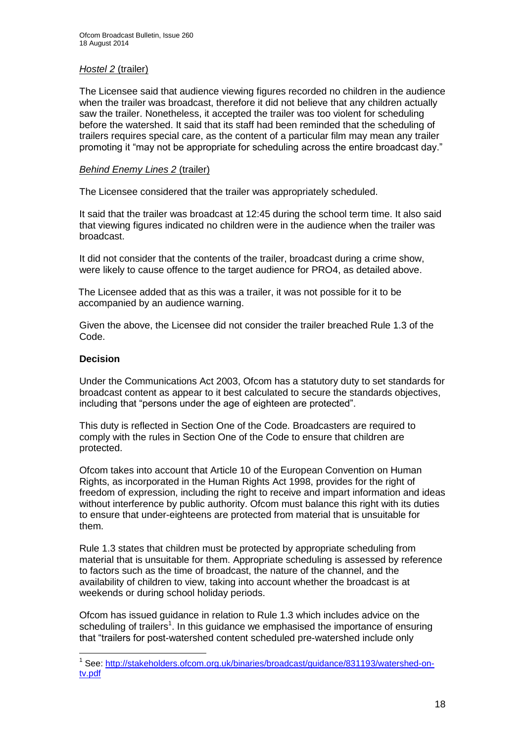*Hostel 2* (trailer)

The Licensee said that audience viewing figures recorded no children in the audience when the trailer was broadcast, therefore it did not believe that any children actually saw the trailer. Nonetheless, it accepted the trailer was too violent for scheduling before the watershed. It said that its staff had been reminded that the scheduling of trailers requires special care, as the content of a particular film may mean any trailer promoting it "may not be appropriate for scheduling across the entire broadcast day."

*Behind Enemy Lines 2* (trailer)

The Licensee considered that the trailer was appropriately scheduled.

It said that the trailer was broadcast at 12:45 during the school term time. It also said that viewing figures indicated no children were in the audience when the trailer was broadcast.

It did not consider that the contents of the trailer, broadcast during a crime show, were likely to cause offence to the target audience for PRO4, as detailed above.

The Licensee added that as this was a trailer, it was not possible for it to be accompanied by an audience warning.

Given the above, the Licensee did not consider the trailer breached Rule 1.3 of the Code.

**Decision**

Under the Communications Act 2003, Ofcom has a statutory duty to set standards for broadcast content as appear to it best calculated to secure the standards objectives, including that "persons under the age of eighteen are protected".

This duty is reflected in Section One of the Code. Broadcasters are required to comply with the rules in Section One of the Code to ensure that children are protected.

Ofcom takes into account that Article 10 of the European Convention on Human Rights, as incorporated in the Human Rights Act 1998, provides for the right of freedom of expression, including the right to receive and impart information and ideas without interference by public authority. Ofcom must balance this right with its duties to ensure that under-eighteens are protected from material that is unsuitable for them.

Rule 1.3 states that children must be protected by appropriate scheduling from material that is unsuitable for them. Appropriate scheduling is assessed by reference to factors such as the time of broadcast, the nature of the channel, and the availability of children to view, taking into account whether the broadcast is at weekends or during school holiday periods.

Ofcom has issued guidance in relation to Rule 1.3 which includes advice on the scheduling of trailers[1]. In this guidance we emphasised the importance of ensuring that "trailers for post-watershed content scheduled pre-watershed include only

---

[1] See: http://stakeholders.ofcom.org.uk/binaries/broadcast/guidance/831193/watershed-on-tv.pdf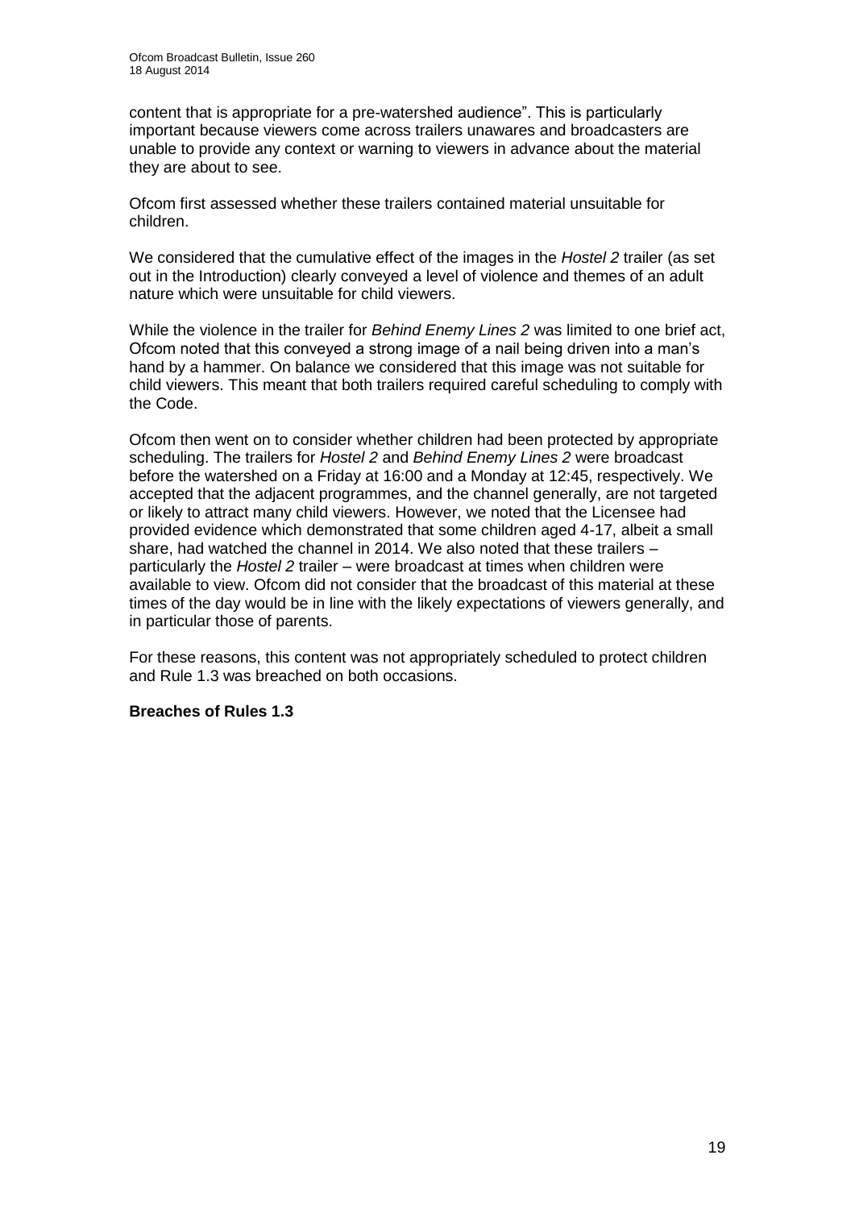content that is appropriate for a pre-watershed audience". This is particularly important because viewers come across trailers unawares and broadcasters are unable to provide any context or warning to viewers in advance about the material they are about to see.

Ofcom first assessed whether these trailers contained material unsuitable for children.

We considered that the cumulative effect of the images in the *Hostel 2* trailer (as set out in the Introduction) clearly conveyed a level of violence and themes of an adult nature which were unsuitable for child viewers.

While the violence in the trailer for *Behind Enemy Lines 2* was limited to one brief act, Ofcom noted that this conveyed a strong image of a nail being driven into a man's hand by a hammer. On balance we considered that this image was not suitable for child viewers. This meant that both trailers required careful scheduling to comply with the Code.

Ofcom then went on to consider whether children had been protected by appropriate scheduling. The trailers for *Hostel 2* and *Behind Enemy Lines 2* were broadcast before the watershed on a Friday at 16:00 and a Monday at 12:45, respectively. We accepted that the adjacent programmes, and the channel generally, are not targeted or likely to attract many child viewers. However, we noted that the Licensee had provided evidence which demonstrated that some children aged 4-17, albeit a small share, had watched the channel in 2014. We also noted that these trailers – particularly the *Hostel 2* trailer – were broadcast at times when children were available to view. Ofcom did not consider that the broadcast of this material at these times of the day would be in line with the likely expectations of viewers generally, and in particular those of parents.

For these reasons, this content was not appropriately scheduled to protect children and Rule 1.3 was breached on both occasions.

**Breaches of Rules 1.3**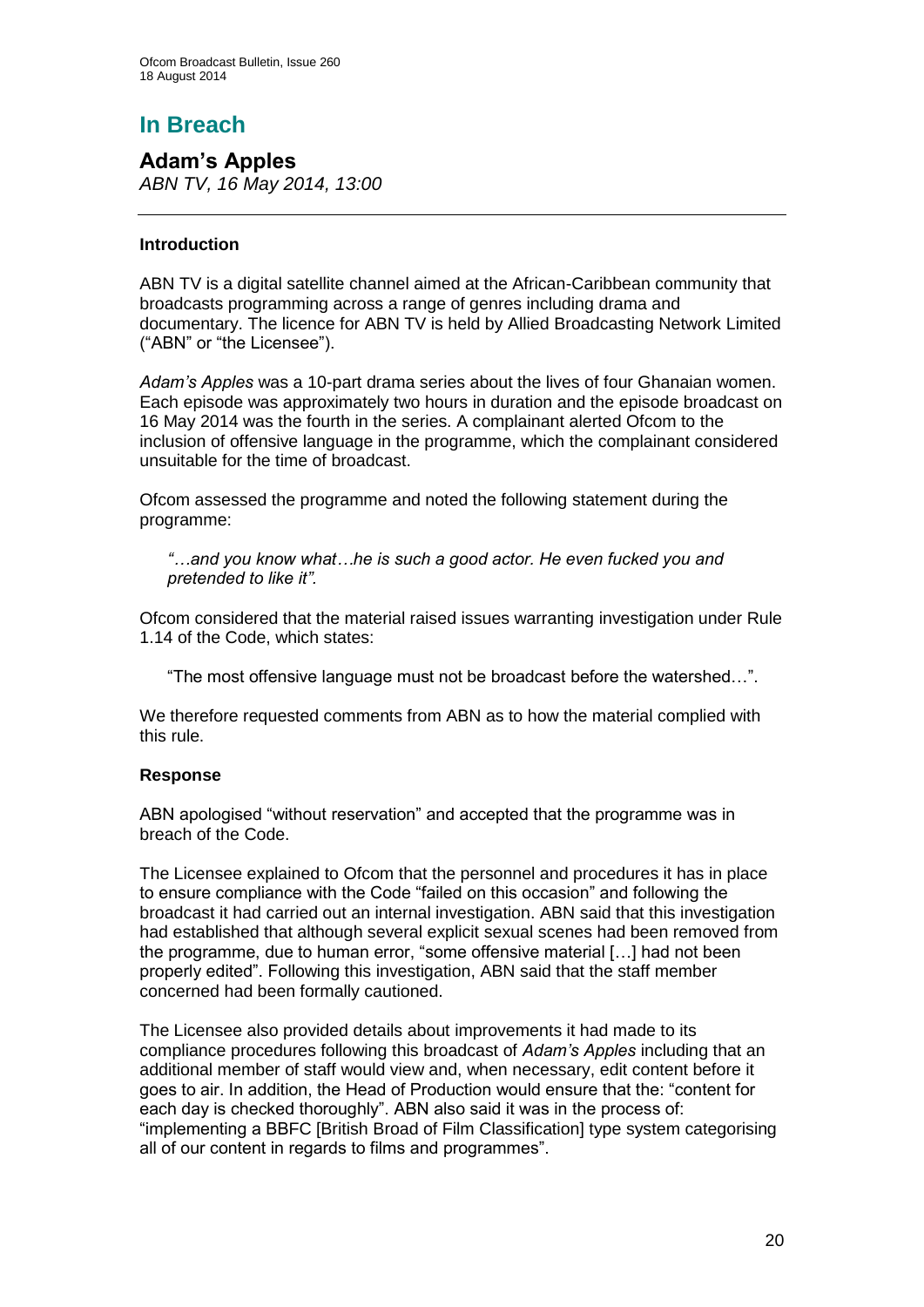# In Breach

## Adam's Apples

*ABN TV, 16 May 2014, 13:00*

### Introduction

ABN TV is a digital satellite channel aimed at the African-Caribbean community that broadcasts programming across a range of genres including drama and documentary. The licence for ABN TV is held by Allied Broadcasting Network Limited ("ABN" or "the Licensee").

*Adam's Apples* was a 10-part drama series about the lives of four Ghanaian women. Each episode was approximately two hours in duration and the episode broadcast on 16 May 2014 was the fourth in the series. A complainant alerted Ofcom to the inclusion of offensive language in the programme, which the complainant considered unsuitable for the time of broadcast.

Ofcom assessed the programme and noted the following statement during the programme:

> *"…and you know what…he is such a good actor. He even fucked you and pretended to like it".*

Ofcom considered that the material raised issues warranting investigation under Rule 1.14 of the Code, which states:

> "The most offensive language must not be broadcast before the watershed…".

We therefore requested comments from ABN as to how the material complied with this rule.

### Response

ABN apologised "without reservation" and accepted that the programme was in breach of the Code.

The Licensee explained to Ofcom that the personnel and procedures it has in place to ensure compliance with the Code "failed on this occasion" and following the broadcast it had carried out an internal investigation. ABN said that this investigation had established that although several explicit sexual scenes had been removed from the programme, due to human error, "some offensive material […] had not been properly edited". Following this investigation, ABN said that the staff member concerned had been formally cautioned.

The Licensee also provided details about improvements it had made to its compliance procedures following this broadcast of *Adam's Apples* including that an additional member of staff would view and, when necessary, edit content before it goes to air. In addition, the Head of Production would ensure that the: "content for each day is checked thoroughly". ABN also said it was in the process of: "implementing a BBFC [British Broad of Film Classification] type system categorising all of our content in regards to films and programmes".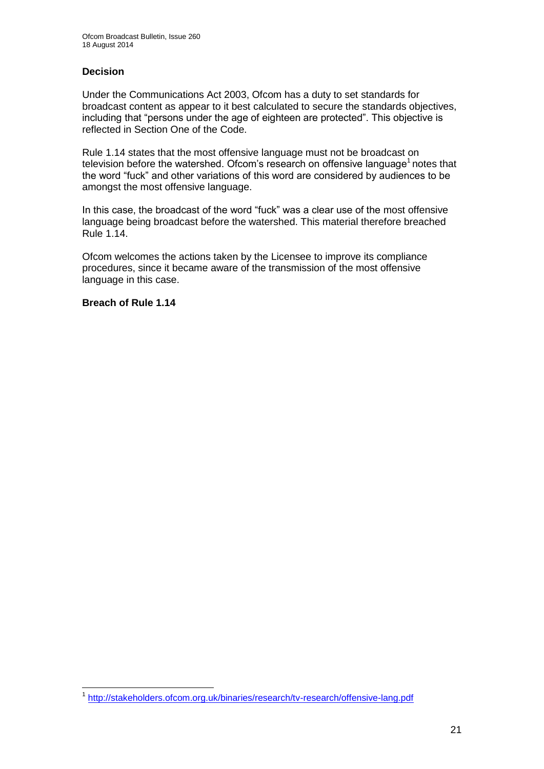### Decision

Under the Communications Act 2003, Ofcom has a duty to set standards for broadcast content as appear to it best calculated to secure the standards objectives, including that "persons under the age of eighteen are protected". This objective is reflected in Section One of the Code.

Rule 1.14 states that the most offensive language must not be broadcast on television before the watershed. Ofcom's research on offensive language[1] notes that the word "fuck" and other variations of this word are considered by audiences to be amongst the most offensive language.

In this case, the broadcast of the word "fuck" was a clear use of the most offensive language being broadcast before the watershed. This material therefore breached Rule 1.14.

Ofcom welcomes the actions taken by the Licensee to improve its compliance procedures, since it became aware of the transmission of the most offensive language in this case.

**Breach of Rule 1.14**

---

[1] http://stakeholders.ofcom.org.uk/binaries/research/tv-research/offensive-lang.pdf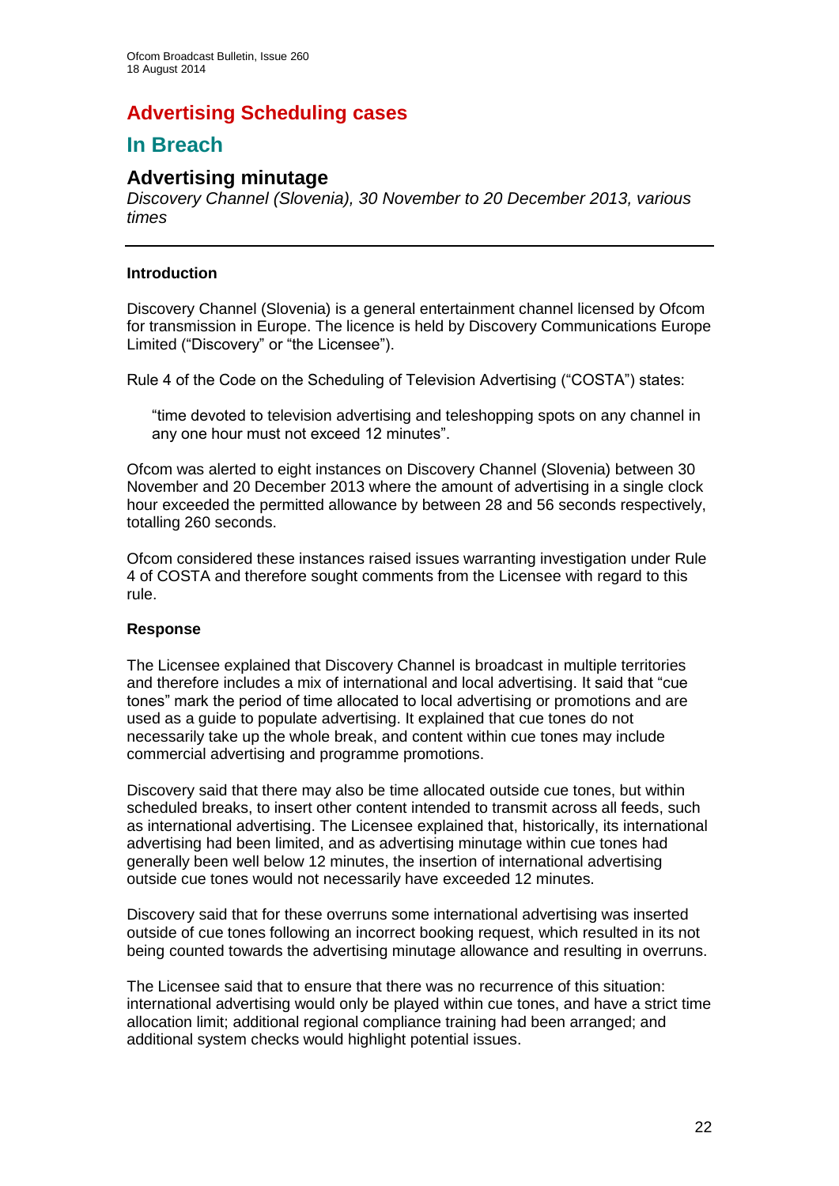# Advertising Scheduling cases

## In Breach

### Advertising minutage

*Discovery Channel (Slovenia), 30 November to 20 December 2013, various times*

---

**Introduction**

Discovery Channel (Slovenia) is a general entertainment channel licensed by Ofcom for transmission in Europe. The licence is held by Discovery Communications Europe Limited ("Discovery" or "the Licensee").

Rule 4 of the Code on the Scheduling of Television Advertising ("COSTA") states:

> "time devoted to television advertising and teleshopping spots on any channel in any one hour must not exceed 12 minutes".

Ofcom was alerted to eight instances on Discovery Channel (Slovenia) between 30 November and 20 December 2013 where the amount of advertising in a single clock hour exceeded the permitted allowance by between 28 and 56 seconds respectively, totalling 260 seconds.

Ofcom considered these instances raised issues warranting investigation under Rule 4 of COSTA and therefore sought comments from the Licensee with regard to this rule.

**Response**

The Licensee explained that Discovery Channel is broadcast in multiple territories and therefore includes a mix of international and local advertising. It said that "cue tones" mark the period of time allocated to local advertising or promotions and are used as a guide to populate advertising. It explained that cue tones do not necessarily take up the whole break, and content within cue tones may include commercial advertising and programme promotions.

Discovery said that there may also be time allocated outside cue tones, but within scheduled breaks, to insert other content intended to transmit across all feeds, such as international advertising. The Licensee explained that, historically, its international advertising had been limited, and as advertising minutage within cue tones had generally been well below 12 minutes, the insertion of international advertising outside cue tones would not necessarily have exceeded 12 minutes.

Discovery said that for these overruns some international advertising was inserted outside of cue tones following an incorrect booking request, which resulted in its not being counted towards the advertising minutage allowance and resulting in overruns.

The Licensee said that to ensure that there was no recurrence of this situation: international advertising would only be played within cue tones, and have a strict time allocation limit; additional regional compliance training had been arranged; and additional system checks would highlight potential issues.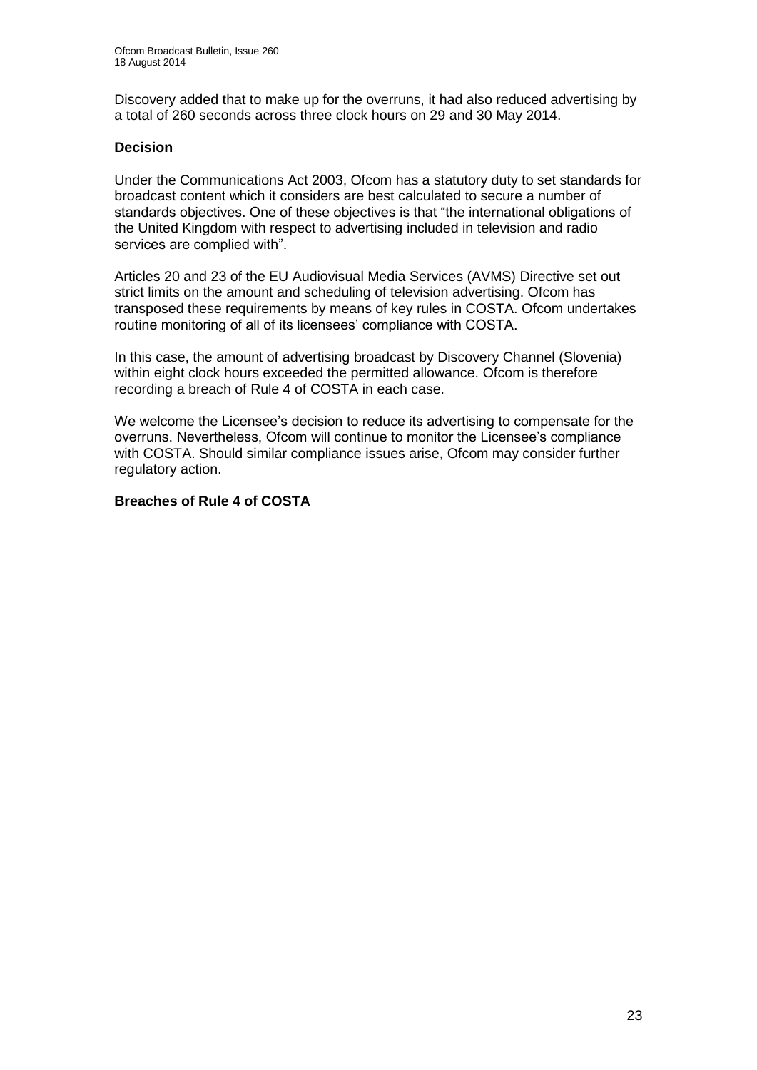Discovery added that to make up for the overruns, it had also reduced advertising by a total of 260 seconds across three clock hours on 29 and 30 May 2014.

**Decision**

Under the Communications Act 2003, Ofcom has a statutory duty to set standards for broadcast content which it considers are best calculated to secure a number of standards objectives. One of these objectives is that "the international obligations of the United Kingdom with respect to advertising included in television and radio services are complied with".

Articles 20 and 23 of the EU Audiovisual Media Services (AVMS) Directive set out strict limits on the amount and scheduling of television advertising. Ofcom has transposed these requirements by means of key rules in COSTA. Ofcom undertakes routine monitoring of all of its licensees' compliance with COSTA.

In this case, the amount of advertising broadcast by Discovery Channel (Slovenia) within eight clock hours exceeded the permitted allowance. Ofcom is therefore recording a breach of Rule 4 of COSTA in each case.

We welcome the Licensee's decision to reduce its advertising to compensate for the overruns. Nevertheless, Ofcom will continue to monitor the Licensee's compliance with COSTA. Should similar compliance issues arise, Ofcom may consider further regulatory action.

**Breaches of Rule 4 of COSTA**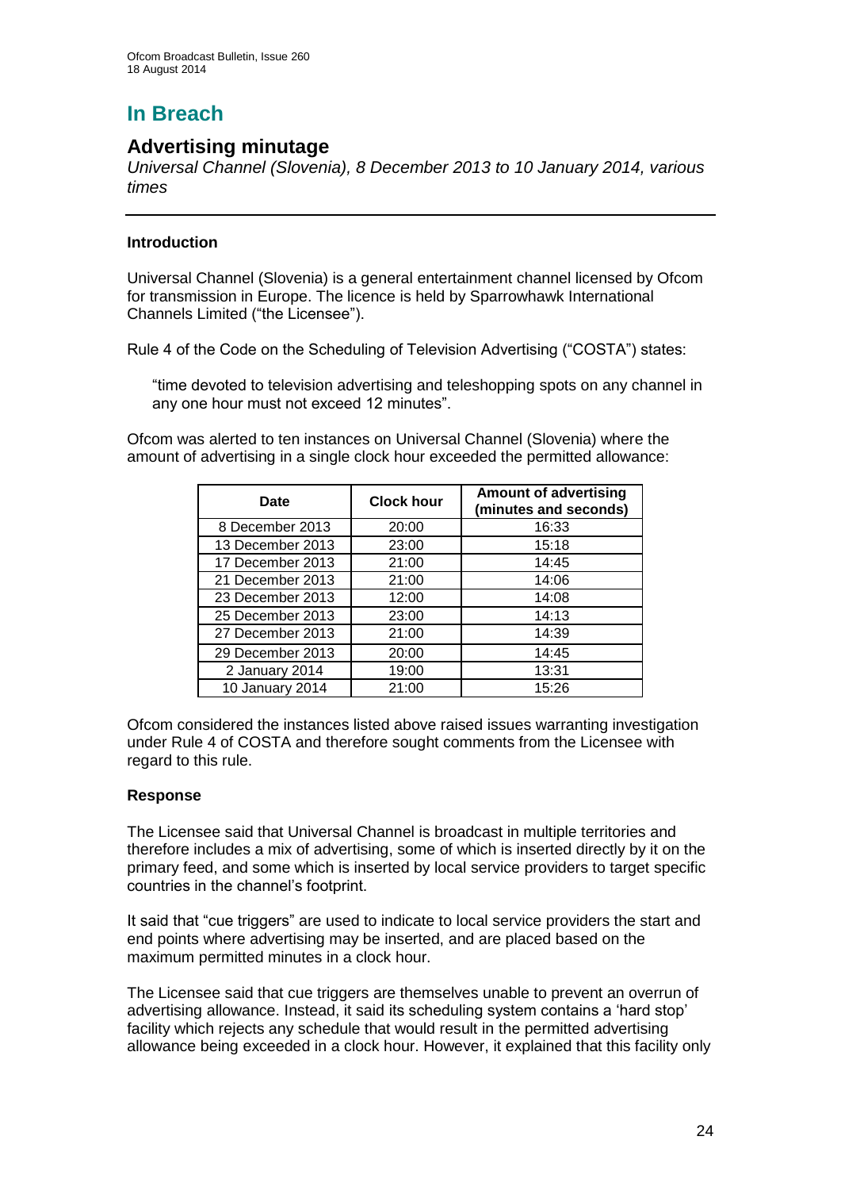# In Breach

## Advertising minutage

*Universal Channel (Slovenia), 8 December 2013 to 10 January 2014, various times*

---

### Introduction

Universal Channel (Slovenia) is a general entertainment channel licensed by Ofcom for transmission in Europe. The licence is held by Sparrowhawk International Channels Limited ("the Licensee").

Rule 4 of the Code on the Scheduling of Television Advertising ("COSTA") states:

> "time devoted to television advertising and teleshopping spots on any channel in any one hour must not exceed 12 minutes".

Ofcom was alerted to ten instances on Universal Channel (Slovenia) where the amount of advertising in a single clock hour exceeded the permitted allowance:

| Date | Clock hour | Amount of advertising (minutes and seconds) |
|---|---|---|
| 8 December 2013 | 20:00 | 16:33 |
| 13 December 2013 | 23:00 | 15:18 |
| 17 December 2013 | 21:00 | 14:45 |
| 21 December 2013 | 21:00 | 14:06 |
| 23 December 2013 | 12:00 | 14:08 |
| 25 December 2013 | 23:00 | 14:13 |
| 27 December 2013 | 21:00 | 14:39 |
| 29 December 2013 | 20:00 | 14:45 |
| 2 January 2014 | 19:00 | 13:31 |
| 10 January 2014 | 21:00 | 15:26 |

Ofcom considered the instances listed above raised issues warranting investigation under Rule 4 of COSTA and therefore sought comments from the Licensee with regard to this rule.

### Response

The Licensee said that Universal Channel is broadcast in multiple territories and therefore includes a mix of advertising, some of which is inserted directly by it on the primary feed, and some which is inserted by local service providers to target specific countries in the channel's footprint.

It said that "cue triggers" are used to indicate to local service providers the start and end points where advertising may be inserted, and are placed based on the maximum permitted minutes in a clock hour.

The Licensee said that cue triggers are themselves unable to prevent an overrun of advertising allowance. Instead, it said its scheduling system contains a 'hard stop' facility which rejects any schedule that would result in the permitted advertising allowance being exceeded in a clock hour. However, it explained that this facility only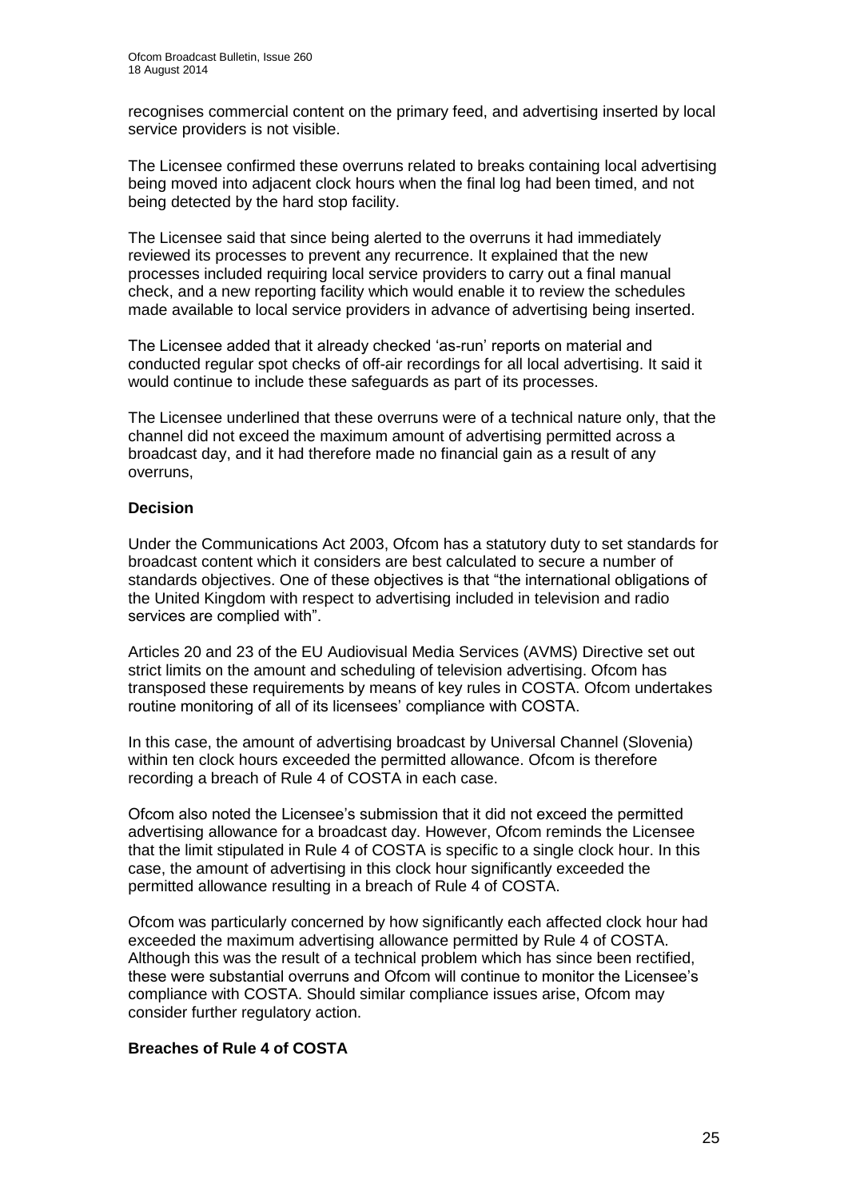recognises commercial content on the primary feed, and advertising inserted by local service providers is not visible.

The Licensee confirmed these overruns related to breaks containing local advertising being moved into adjacent clock hours when the final log had been timed, and not being detected by the hard stop facility.

The Licensee said that since being alerted to the overruns it had immediately reviewed its processes to prevent any recurrence. It explained that the new processes included requiring local service providers to carry out a final manual check, and a new reporting facility which would enable it to review the schedules made available to local service providers in advance of advertising being inserted.

The Licensee added that it already checked 'as-run' reports on material and conducted regular spot checks of off-air recordings for all local advertising. It said it would continue to include these safeguards as part of its processes.

The Licensee underlined that these overruns were of a technical nature only, that the channel did not exceed the maximum amount of advertising permitted across a broadcast day, and it had therefore made no financial gain as a result of any overruns,

**Decision**

Under the Communications Act 2003, Ofcom has a statutory duty to set standards for broadcast content which it considers are best calculated to secure a number of standards objectives. One of these objectives is that "the international obligations of the United Kingdom with respect to advertising included in television and radio services are complied with".

Articles 20 and 23 of the EU Audiovisual Media Services (AVMS) Directive set out strict limits on the amount and scheduling of television advertising. Ofcom has transposed these requirements by means of key rules in COSTA. Ofcom undertakes routine monitoring of all of its licensees' compliance with COSTA.

In this case, the amount of advertising broadcast by Universal Channel (Slovenia) within ten clock hours exceeded the permitted allowance. Ofcom is therefore recording a breach of Rule 4 of COSTA in each case.

Ofcom also noted the Licensee's submission that it did not exceed the permitted advertising allowance for a broadcast day. However, Ofcom reminds the Licensee that the limit stipulated in Rule 4 of COSTA is specific to a single clock hour. In this case, the amount of advertising in this clock hour significantly exceeded the permitted allowance resulting in a breach of Rule 4 of COSTA.

Ofcom was particularly concerned by how significantly each affected clock hour had exceeded the maximum advertising allowance permitted by Rule 4 of COSTA. Although this was the result of a technical problem which has since been rectified, these were substantial overruns and Ofcom will continue to monitor the Licensee's compliance with COSTA. Should similar compliance issues arise, Ofcom may consider further regulatory action.

**Breaches of Rule 4 of COSTA**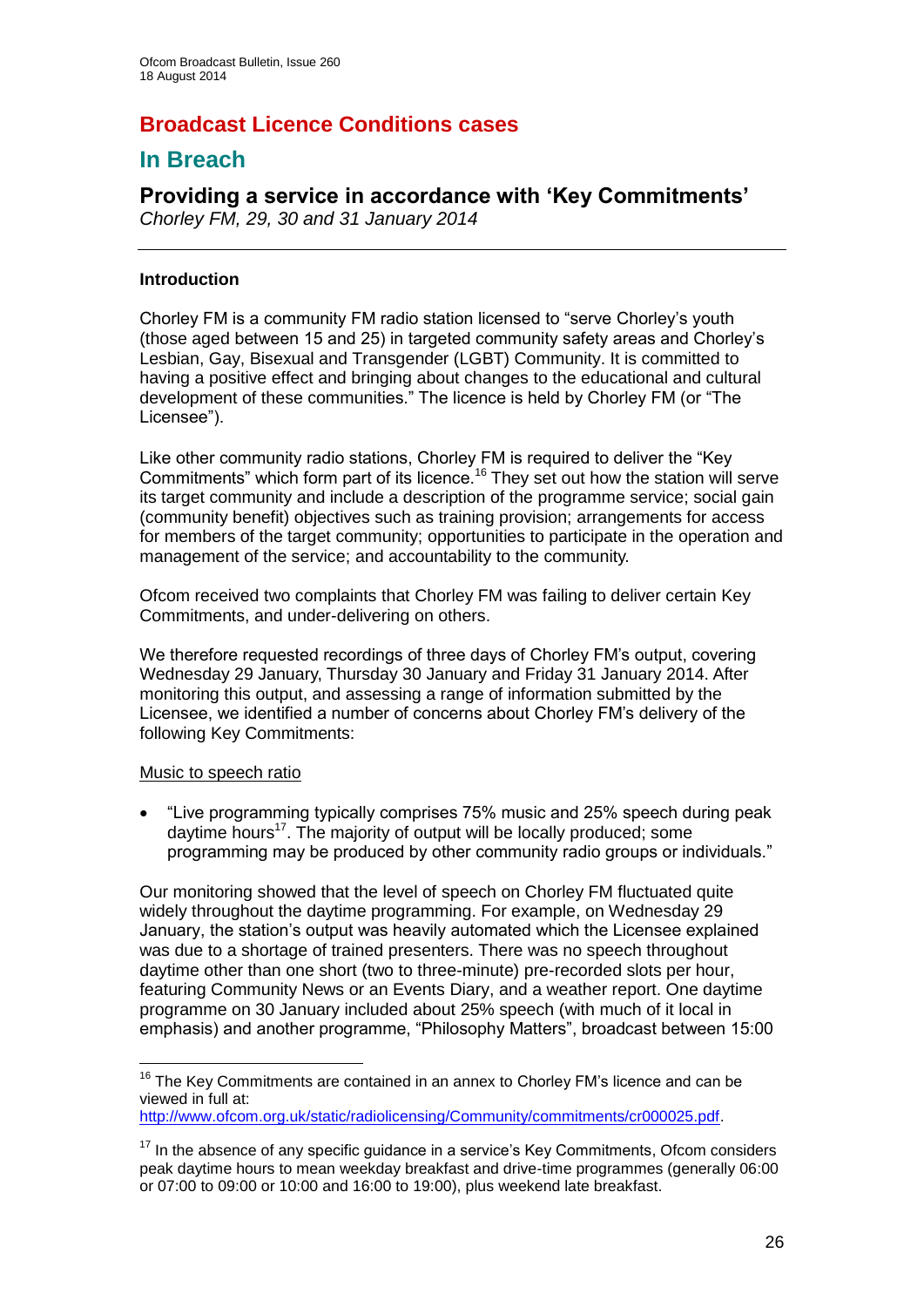# Broadcast Licence Conditions cases

## In Breach

### Providing a service in accordance with 'Key Commitments'

*Chorley FM, 29, 30 and 31 January 2014*

---

**Introduction**

Chorley FM is a community FM radio station licensed to "serve Chorley's youth (those aged between 15 and 25) in targeted community safety areas and Chorley's Lesbian, Gay, Bisexual and Transgender (LGBT) Community. It is committed to having a positive effect and bringing about changes to the educational and cultural development of these communities." The licence is held by Chorley FM (or "The Licensee").

Like other community radio stations, Chorley FM is required to deliver the "Key Commitments" which form part of its licence.[16] They set out how the station will serve its target community and include a description of the programme service; social gain (community benefit) objectives such as training provision; arrangements for access for members of the target community; opportunities to participate in the operation and management of the service; and accountability to the community.

Ofcom received two complaints that Chorley FM was failing to deliver certain Key Commitments, and under-delivering on others.

We therefore requested recordings of three days of Chorley FM's output, covering Wednesday 29 January, Thursday 30 January and Friday 31 January 2014. After monitoring this output, and assessing a range of information submitted by the Licensee, we identified a number of concerns about Chorley FM's delivery of the following Key Commitments:

<u>Music to speech ratio</u>

- "Live programming typically comprises 75% music and 25% speech during peak daytime hours[17]. The majority of output will be locally produced; some programming may be produced by other community radio groups or individuals."

Our monitoring showed that the level of speech on Chorley FM fluctuated quite widely throughout the daytime programming. For example, on Wednesday 29 January, the station's output was heavily automated which the Licensee explained was due to a shortage of trained presenters. There was no speech throughout daytime other than one short (two to three-minute) pre-recorded slots per hour, featuring Community News or an Events Diary, and a weather report. One daytime programme on 30 January included about 25% speech (with much of it local in emphasis) and another programme, "Philosophy Matters", broadcast between 15:00

---

[16] The Key Commitments are contained in an annex to Chorley FM's licence and can be viewed in full at: http://www.ofcom.org.uk/static/radiolicensing/Community/commitments/cr000025.pdf.

[17] In the absence of any specific guidance in a service's Key Commitments, Ofcom considers peak daytime hours to mean weekday breakfast and drive-time programmes (generally 06:00 or 07:00 to 09:00 or 10:00 and 16:00 to 19:00), plus weekend late breakfast.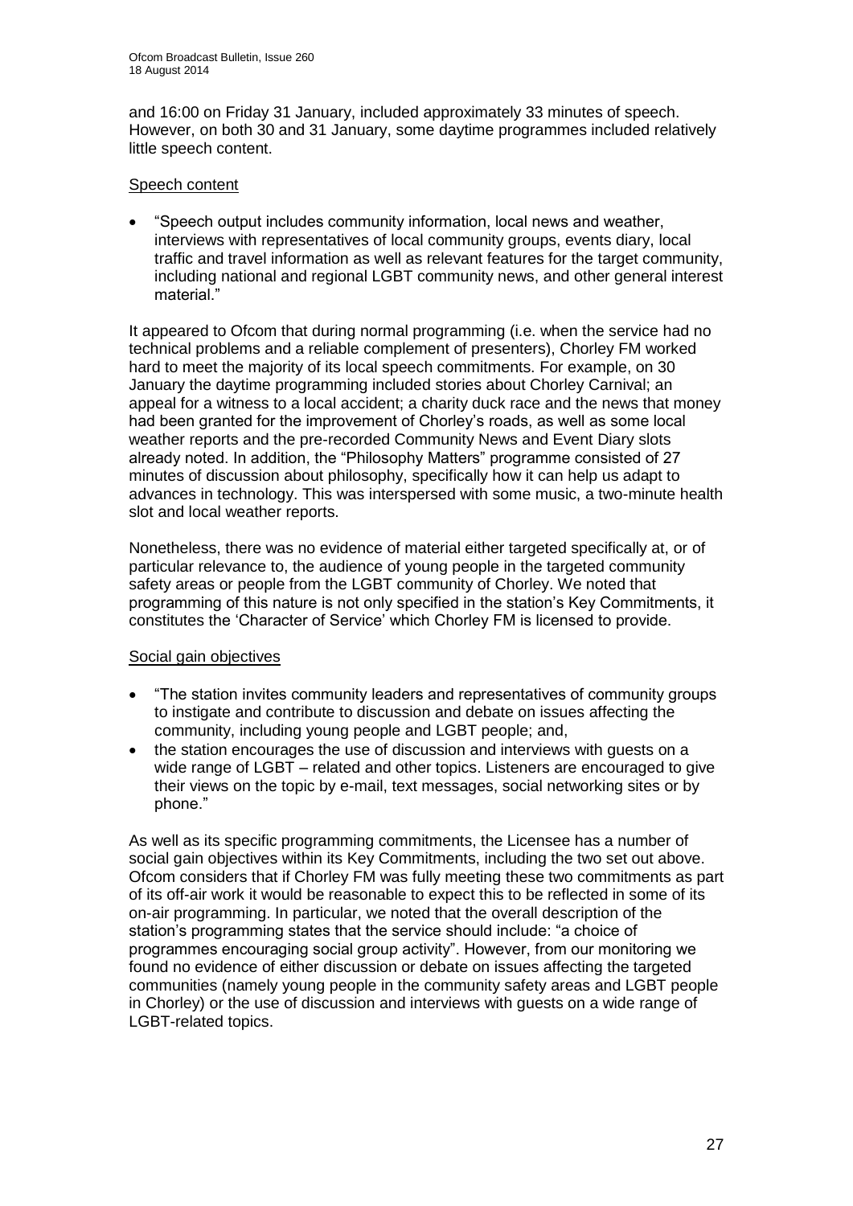and 16:00 on Friday 31 January, included approximately 33 minutes of speech. However, on both 30 and 31 January, some daytime programmes included relatively little speech content.

Speech content

- "Speech output includes community information, local news and weather, interviews with representatives of local community groups, events diary, local traffic and travel information as well as relevant features for the target community, including national and regional LGBT community news, and other general interest material."

It appeared to Ofcom that during normal programming (i.e. when the service had no technical problems and a reliable complement of presenters), Chorley FM worked hard to meet the majority of its local speech commitments. For example, on 30 January the daytime programming included stories about Chorley Carnival; an appeal for a witness to a local accident; a charity duck race and the news that money had been granted for the improvement of Chorley's roads, as well as some local weather reports and the pre-recorded Community News and Event Diary slots already noted. In addition, the "Philosophy Matters" programme consisted of 27 minutes of discussion about philosophy, specifically how it can help us adapt to advances in technology. This was interspersed with some music, a two-minute health slot and local weather reports.

Nonetheless, there was no evidence of material either targeted specifically at, or of particular relevance to, the audience of young people in the targeted community safety areas or people from the LGBT community of Chorley. We noted that programming of this nature is not only specified in the station's Key Commitments, it constitutes the 'Character of Service' which Chorley FM is licensed to provide.

Social gain objectives

- "The station invites community leaders and representatives of community groups to instigate and contribute to discussion and debate on issues affecting the community, including young people and LGBT people; and,
- the station encourages the use of discussion and interviews with guests on a wide range of LGBT – related and other topics. Listeners are encouraged to give their views on the topic by e-mail, text messages, social networking sites or by phone."

As well as its specific programming commitments, the Licensee has a number of social gain objectives within its Key Commitments, including the two set out above. Ofcom considers that if Chorley FM was fully meeting these two commitments as part of its off-air work it would be reasonable to expect this to be reflected in some of its on-air programming. In particular, we noted that the overall description of the station's programming states that the service should include: "a choice of programmes encouraging social group activity". However, from our monitoring we found no evidence of either discussion or debate on issues affecting the targeted communities (namely young people in the community safety areas and LGBT people in Chorley) or the use of discussion and interviews with guests on a wide range of LGBT-related topics.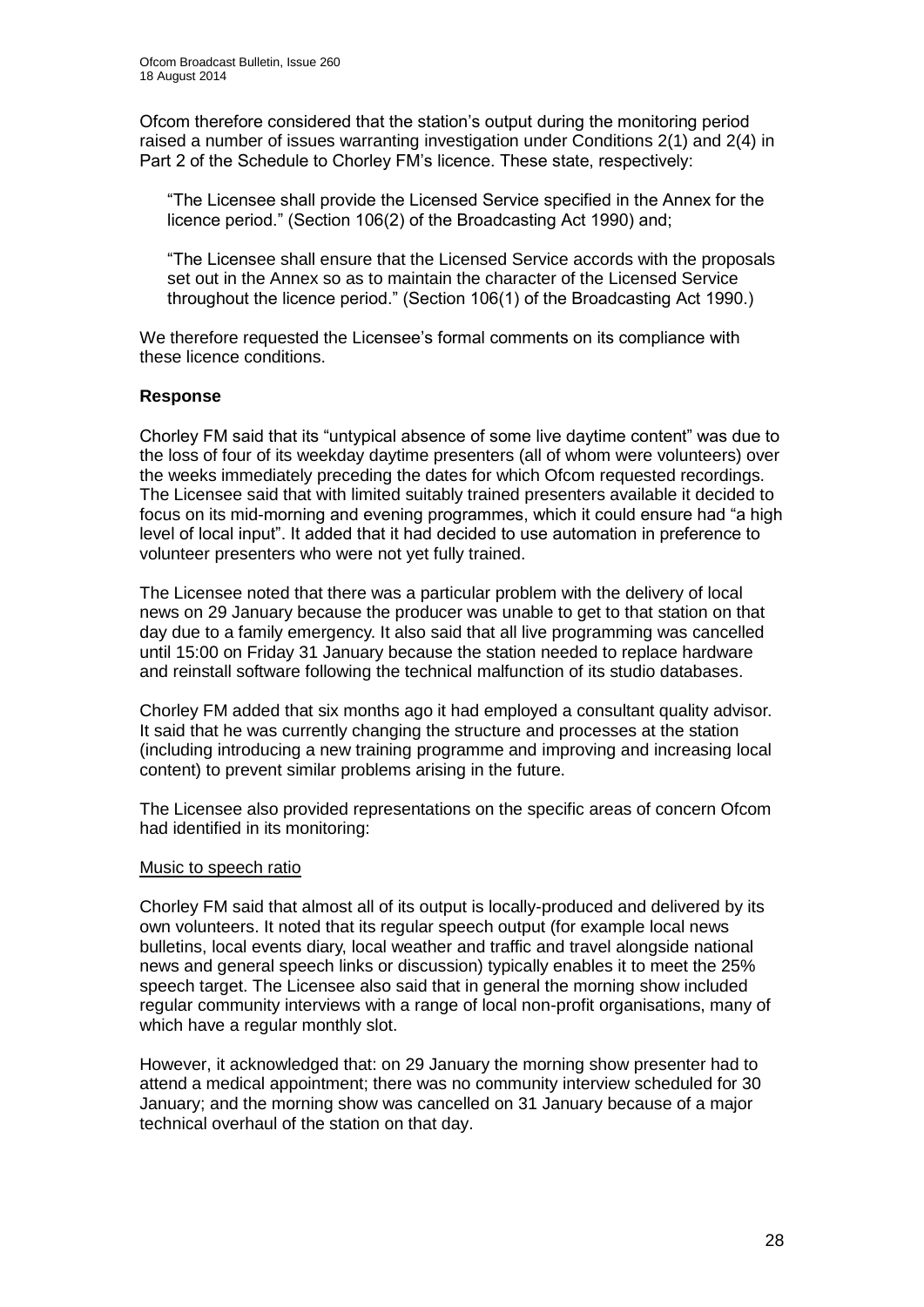Ofcom therefore considered that the station's output during the monitoring period raised a number of issues warranting investigation under Conditions 2(1) and 2(4) in Part 2 of the Schedule to Chorley FM's licence. These state, respectively:

> "The Licensee shall provide the Licensed Service specified in the Annex for the licence period." (Section 106(2) of the Broadcasting Act 1990) and;
>
> "The Licensee shall ensure that the Licensed Service accords with the proposals set out in the Annex so as to maintain the character of the Licensed Service throughout the licence period." (Section 106(1) of the Broadcasting Act 1990.)

We therefore requested the Licensee's formal comments on its compliance with these licence conditions.

**Response**

Chorley FM said that its "untypical absence of some live daytime content" was due to the loss of four of its weekday daytime presenters (all of whom were volunteers) over the weeks immediately preceding the dates for which Ofcom requested recordings. The Licensee said that with limited suitably trained presenters available it decided to focus on its mid-morning and evening programmes, which it could ensure had "a high level of local input". It added that it had decided to use automation in preference to volunteer presenters who were not yet fully trained.

The Licensee noted that there was a particular problem with the delivery of local news on 29 January because the producer was unable to get to that station on that day due to a family emergency. It also said that all live programming was cancelled until 15:00 on Friday 31 January because the station needed to replace hardware and reinstall software following the technical malfunction of its studio databases.

Chorley FM added that six months ago it had employed a consultant quality advisor. It said that he was currently changing the structure and processes at the station (including introducing a new training programme and improving and increasing local content) to prevent similar problems arising in the future.

The Licensee also provided representations on the specific areas of concern Ofcom had identified in its monitoring:

Music to speech ratio

Chorley FM said that almost all of its output is locally-produced and delivered by its own volunteers. It noted that its regular speech output (for example local news bulletins, local events diary, local weather and traffic and travel alongside national news and general speech links or discussion) typically enables it to meet the 25% speech target. The Licensee also said that in general the morning show included regular community interviews with a range of local non-profit organisations, many of which have a regular monthly slot.

However, it acknowledged that: on 29 January the morning show presenter had to attend a medical appointment; there was no community interview scheduled for 30 January; and the morning show was cancelled on 31 January because of a major technical overhaul of the station on that day.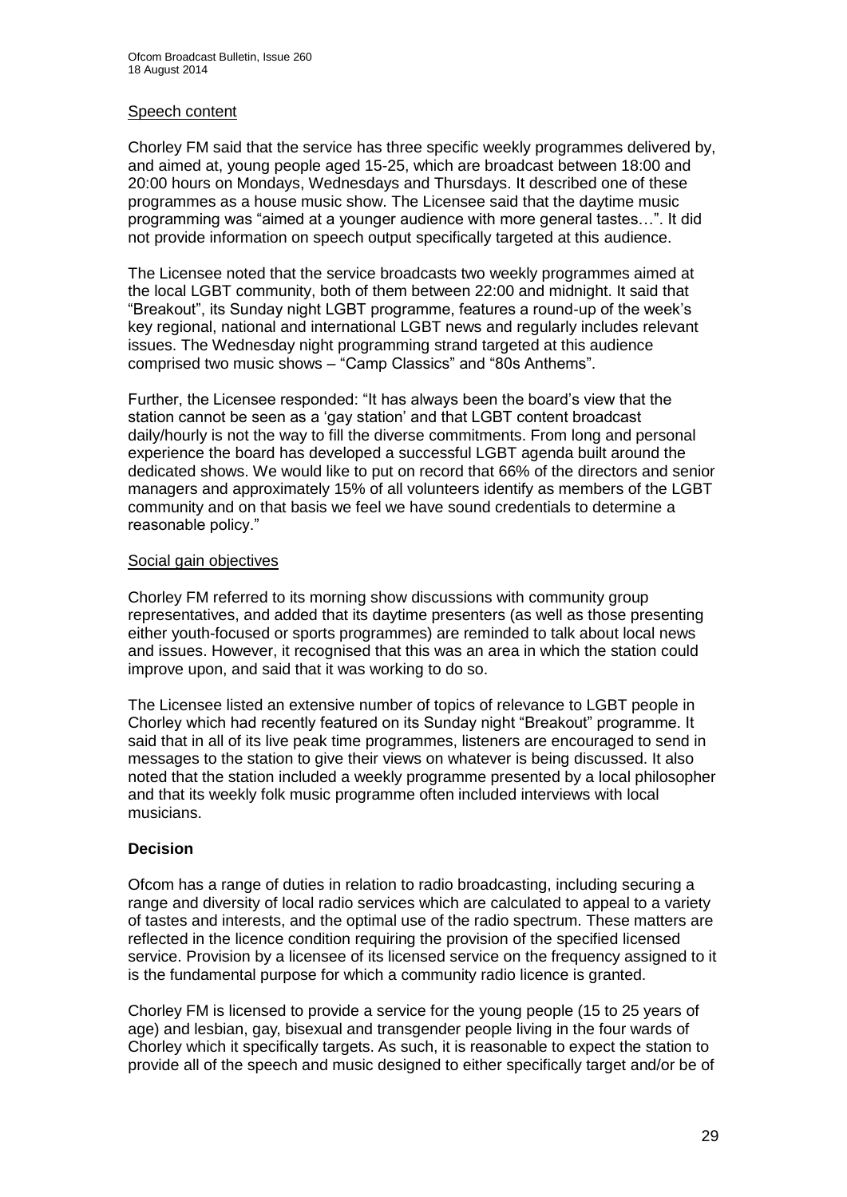Speech content

Chorley FM said that the service has three specific weekly programmes delivered by, and aimed at, young people aged 15-25, which are broadcast between 18:00 and 20:00 hours on Mondays, Wednesdays and Thursdays. It described one of these programmes as a house music show. The Licensee said that the daytime music programming was "aimed at a younger audience with more general tastes…". It did not provide information on speech output specifically targeted at this audience.

The Licensee noted that the service broadcasts two weekly programmes aimed at the local LGBT community, both of them between 22:00 and midnight. It said that "Breakout", its Sunday night LGBT programme, features a round-up of the week's key regional, national and international LGBT news and regularly includes relevant issues. The Wednesday night programming strand targeted at this audience comprised two music shows – "Camp Classics" and "80s Anthems".

Further, the Licensee responded: "It has always been the board's view that the station cannot be seen as a 'gay station' and that LGBT content broadcast daily/hourly is not the way to fill the diverse commitments. From long and personal experience the board has developed a successful LGBT agenda built around the dedicated shows. We would like to put on record that 66% of the directors and senior managers and approximately 15% of all volunteers identify as members of the LGBT community and on that basis we feel we have sound credentials to determine a reasonable policy."

Social gain objectives

Chorley FM referred to its morning show discussions with community group representatives, and added that its daytime presenters (as well as those presenting either youth-focused or sports programmes) are reminded to talk about local news and issues. However, it recognised that this was an area in which the station could improve upon, and said that it was working to do so.

The Licensee listed an extensive number of topics of relevance to LGBT people in Chorley which had recently featured on its Sunday night "Breakout" programme. It said that in all of its live peak time programmes, listeners are encouraged to send in messages to the station to give their views on whatever is being discussed. It also noted that the station included a weekly programme presented by a local philosopher and that its weekly folk music programme often included interviews with local musicians.

**Decision**

Ofcom has a range of duties in relation to radio broadcasting, including securing a range and diversity of local radio services which are calculated to appeal to a variety of tastes and interests, and the optimal use of the radio spectrum. These matters are reflected in the licence condition requiring the provision of the specified licensed service. Provision by a licensee of its licensed service on the frequency assigned to it is the fundamental purpose for which a community radio licence is granted.

Chorley FM is licensed to provide a service for the young people (15 to 25 years of age) and lesbian, gay, bisexual and transgender people living in the four wards of Chorley which it specifically targets. As such, it is reasonable to expect the station to provide all of the speech and music designed to either specifically target and/or be of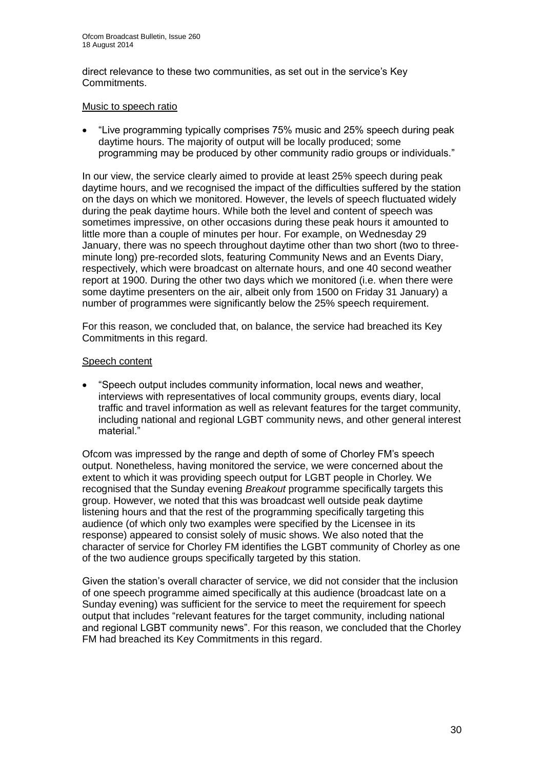direct relevance to these two communities, as set out in the service's Key Commitments.

Music to speech ratio

- "Live programming typically comprises 75% music and 25% speech during peak daytime hours. The majority of output will be locally produced; some programming may be produced by other community radio groups or individuals."

In our view, the service clearly aimed to provide at least 25% speech during peak daytime hours, and we recognised the impact of the difficulties suffered by the station on the days on which we monitored. However, the levels of speech fluctuated widely during the peak daytime hours. While both the level and content of speech was sometimes impressive, on other occasions during these peak hours it amounted to little more than a couple of minutes per hour. For example, on Wednesday 29 January, there was no speech throughout daytime other than two short (two to three-minute long) pre-recorded slots, featuring Community News and an Events Diary, respectively, which were broadcast on alternate hours, and one 40 second weather report at 1900. During the other two days which we monitored (i.e. when there were some daytime presenters on the air, albeit only from 1500 on Friday 31 January) a number of programmes were significantly below the 25% speech requirement.

For this reason, we concluded that, on balance, the service had breached its Key Commitments in this regard.

Speech content

- "Speech output includes community information, local news and weather, interviews with representatives of local community groups, events diary, local traffic and travel information as well as relevant features for the target community, including national and regional LGBT community news, and other general interest material."

Ofcom was impressed by the range and depth of some of Chorley FM's speech output. Nonetheless, having monitored the service, we were concerned about the extent to which it was providing speech output for LGBT people in Chorley. We recognised that the Sunday evening *Breakout* programme specifically targets this group. However, we noted that this was broadcast well outside peak daytime listening hours and that the rest of the programming specifically targeting this audience (of which only two examples were specified by the Licensee in its response) appeared to consist solely of music shows. We also noted that the character of service for Chorley FM identifies the LGBT community of Chorley as one of the two audience groups specifically targeted by this station.

Given the station's overall character of service, we did not consider that the inclusion of one speech programme aimed specifically at this audience (broadcast late on a Sunday evening) was sufficient for the service to meet the requirement for speech output that includes "relevant features for the target community, including national and regional LGBT community news". For this reason, we concluded that the Chorley FM had breached its Key Commitments in this regard.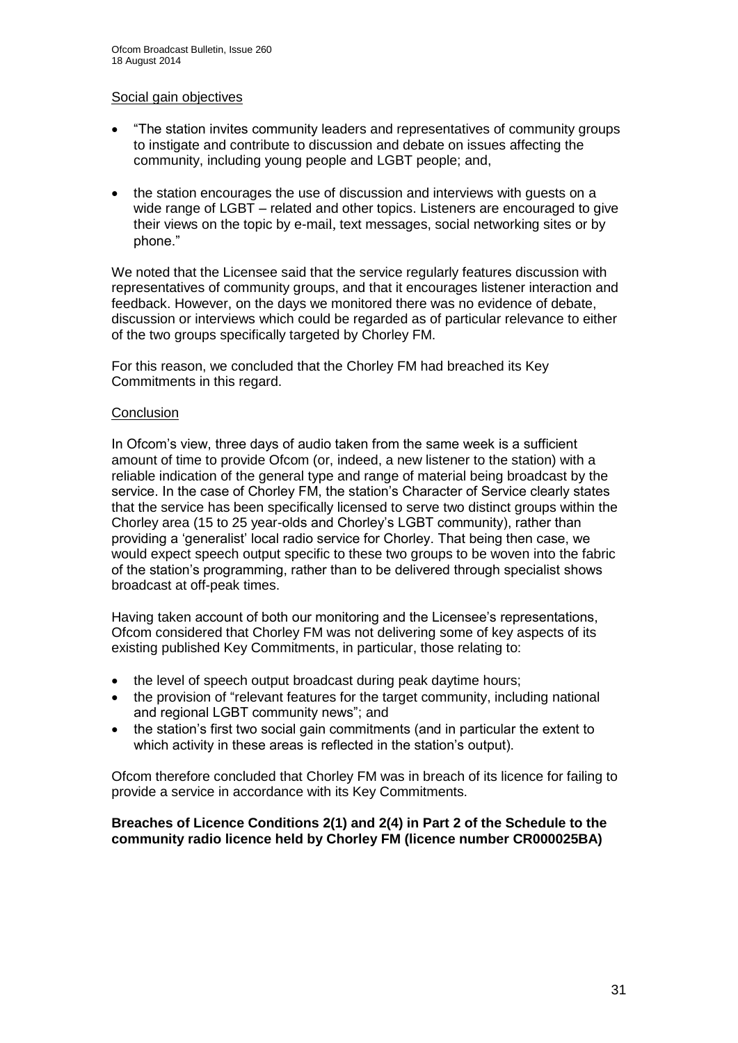Social gain objectives

- "The station invites community leaders and representatives of community groups to instigate and contribute to discussion and debate on issues affecting the community, including young people and LGBT people; and,
- the station encourages the use of discussion and interviews with guests on a wide range of LGBT – related and other topics. Listeners are encouraged to give their views on the topic by e-mail, text messages, social networking sites or by phone."

We noted that the Licensee said that the service regularly features discussion with representatives of community groups, and that it encourages listener interaction and feedback. However, on the days we monitored there was no evidence of debate, discussion or interviews which could be regarded as of particular relevance to either of the two groups specifically targeted by Chorley FM.

For this reason, we concluded that the Chorley FM had breached its Key Commitments in this regard.

Conclusion

In Ofcom's view, three days of audio taken from the same week is a sufficient amount of time to provide Ofcom (or, indeed, a new listener to the station) with a reliable indication of the general type and range of material being broadcast by the service. In the case of Chorley FM, the station's Character of Service clearly states that the service has been specifically licensed to serve two distinct groups within the Chorley area (15 to 25 year-olds and Chorley's LGBT community), rather than providing a 'generalist' local radio service for Chorley. That being then case, we would expect speech output specific to these two groups to be woven into the fabric of the station's programming, rather than to be delivered through specialist shows broadcast at off-peak times.

Having taken account of both our monitoring and the Licensee's representations, Ofcom considered that Chorley FM was not delivering some of key aspects of its existing published Key Commitments, in particular, those relating to:

- the level of speech output broadcast during peak daytime hours;
- the provision of "relevant features for the target community, including national and regional LGBT community news"; and
- the station's first two social gain commitments (and in particular the extent to which activity in these areas is reflected in the station's output).

Ofcom therefore concluded that Chorley FM was in breach of its licence for failing to provide a service in accordance with its Key Commitments.

**Breaches of Licence Conditions 2(1) and 2(4) in Part 2 of the Schedule to the community radio licence held by Chorley FM (licence number CR000025BA)**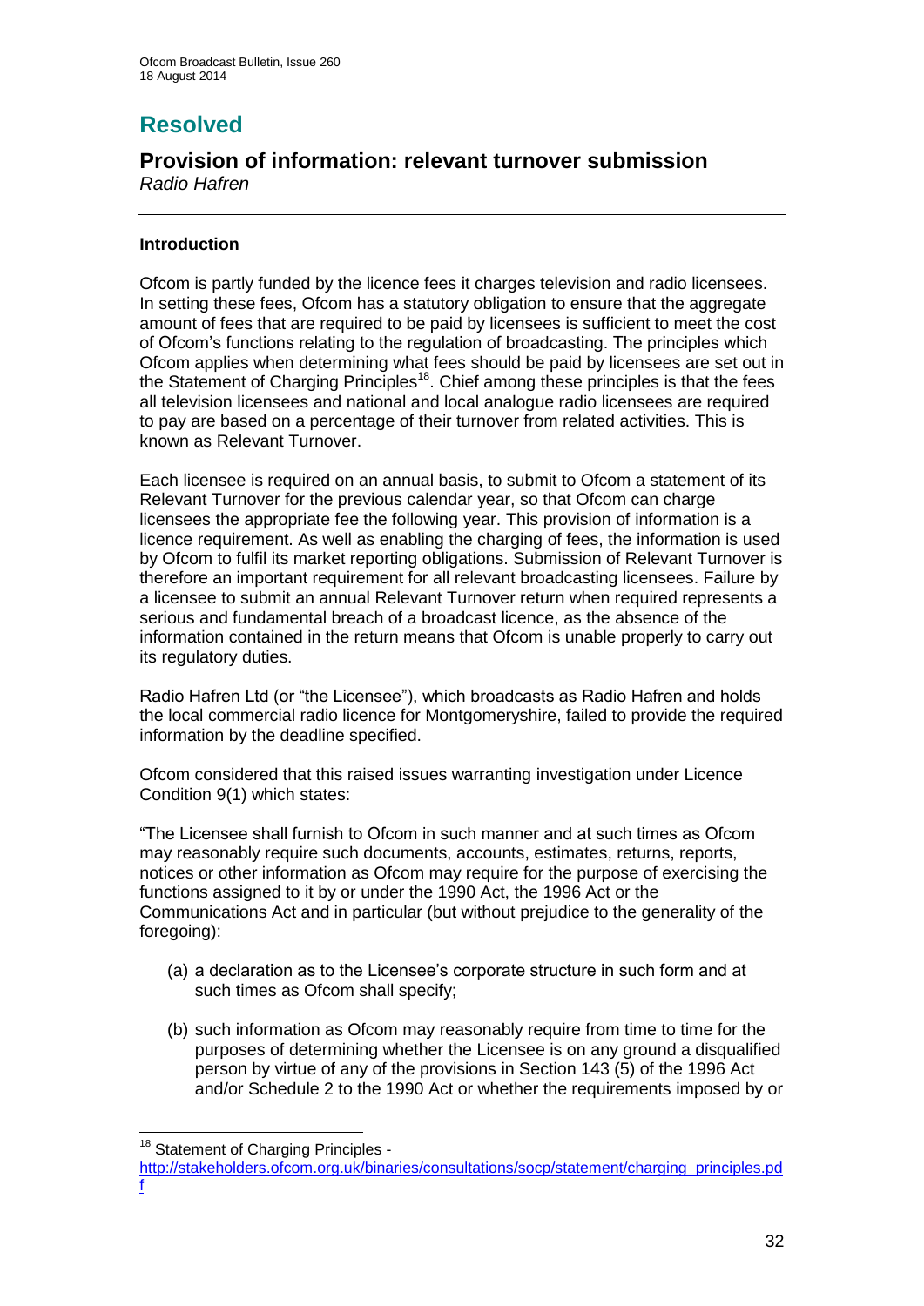# Resolved

## Provision of information: relevant turnover submission

*Radio Hafren*

---

### Introduction

Ofcom is partly funded by the licence fees it charges television and radio licensees. In setting these fees, Ofcom has a statutory obligation to ensure that the aggregate amount of fees that are required to be paid by licensees is sufficient to meet the cost of Ofcom's functions relating to the regulation of broadcasting. The principles which Ofcom applies when determining what fees should be paid by licensees are set out in the Statement of Charging Principles[18]. Chief among these principles is that the fees all television licensees and national and local analogue radio licensees are required to pay are based on a percentage of their turnover from related activities. This is known as Relevant Turnover.

Each licensee is required on an annual basis, to submit to Ofcom a statement of its Relevant Turnover for the previous calendar year, so that Ofcom can charge licensees the appropriate fee the following year. This provision of information is a licence requirement. As well as enabling the charging of fees, the information is used by Ofcom to fulfil its market reporting obligations. Submission of Relevant Turnover is therefore an important requirement for all relevant broadcasting licensees. Failure by a licensee to submit an annual Relevant Turnover return when required represents a serious and fundamental breach of a broadcast licence, as the absence of the information contained in the return means that Ofcom is unable properly to carry out its regulatory duties.

Radio Hafren Ltd (or "the Licensee"), which broadcasts as Radio Hafren and holds the local commercial radio licence for Montgomeryshire, failed to provide the required information by the deadline specified.

Ofcom considered that this raised issues warranting investigation under Licence Condition 9(1) which states:

"The Licensee shall furnish to Ofcom in such manner and at such times as Ofcom may reasonably require such documents, accounts, estimates, returns, reports, notices or other information as Ofcom may require for the purpose of exercising the functions assigned to it by or under the 1990 Act, the 1996 Act or the Communications Act and in particular (but without prejudice to the generality of the foregoing):

(a) a declaration as to the Licensee's corporate structure in such form and at such times as Ofcom shall specify;

(b) such information as Ofcom may reasonably require from time to time for the purposes of determining whether the Licensee is on any ground a disqualified person by virtue of any of the provisions in Section 143 (5) of the 1996 Act and/or Schedule 2 to the 1990 Act or whether the requirements imposed by or

---

[18] Statement of Charging Principles - http://stakeholders.ofcom.org.uk/binaries/consultations/socp/statement/charging_principles.pdf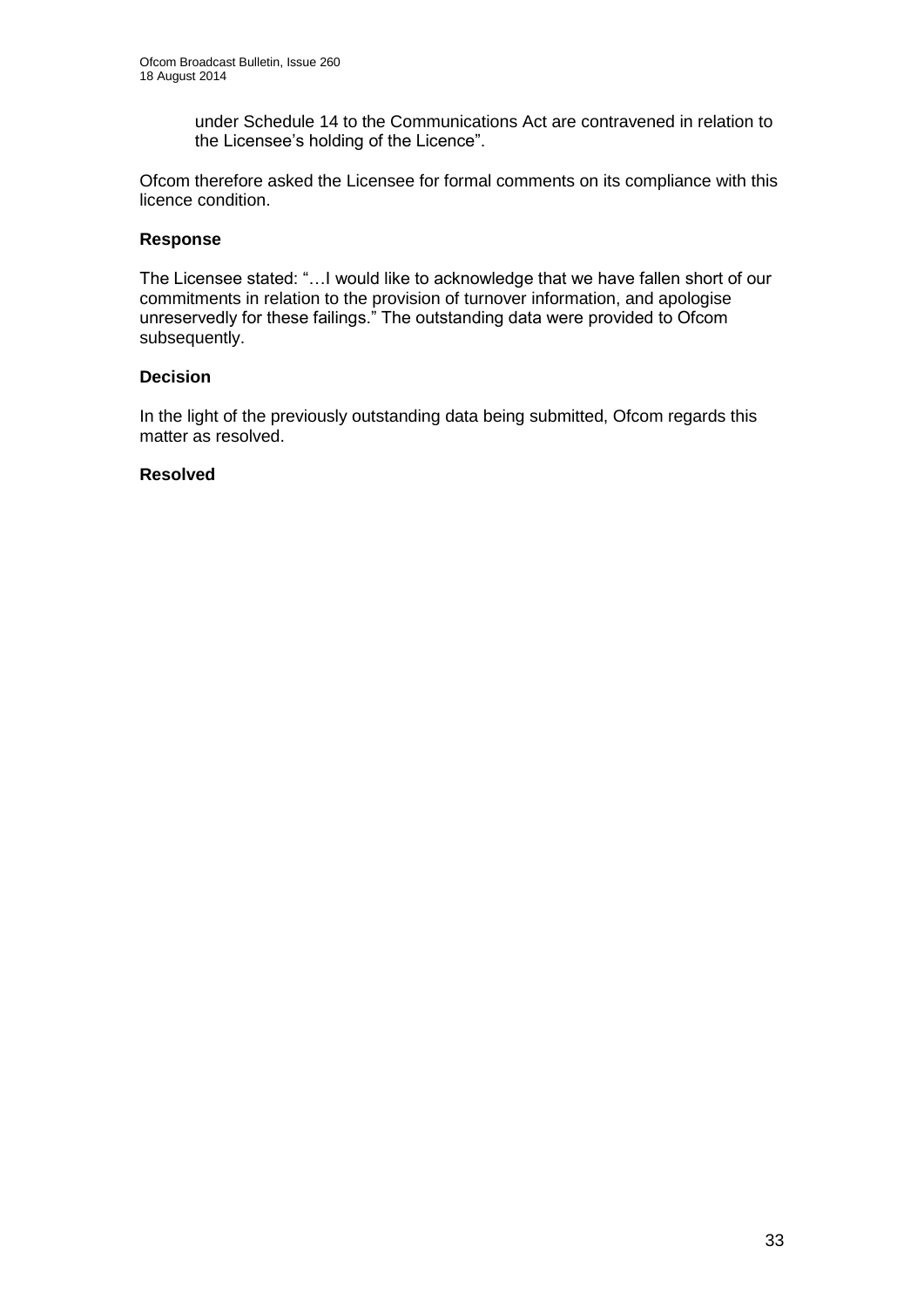> under Schedule 14 to the Communications Act are contravened in relation to the Licensee's holding of the Licence".

Ofcom therefore asked the Licensee for formal comments on its compliance with this licence condition.

**Response**

The Licensee stated: "…I would like to acknowledge that we have fallen short of our commitments in relation to the provision of turnover information, and apologise unreservedly for these failings." The outstanding data were provided to Ofcom subsequently.

**Decision**

In the light of the previously outstanding data being submitted, Ofcom regards this matter as resolved.

**Resolved**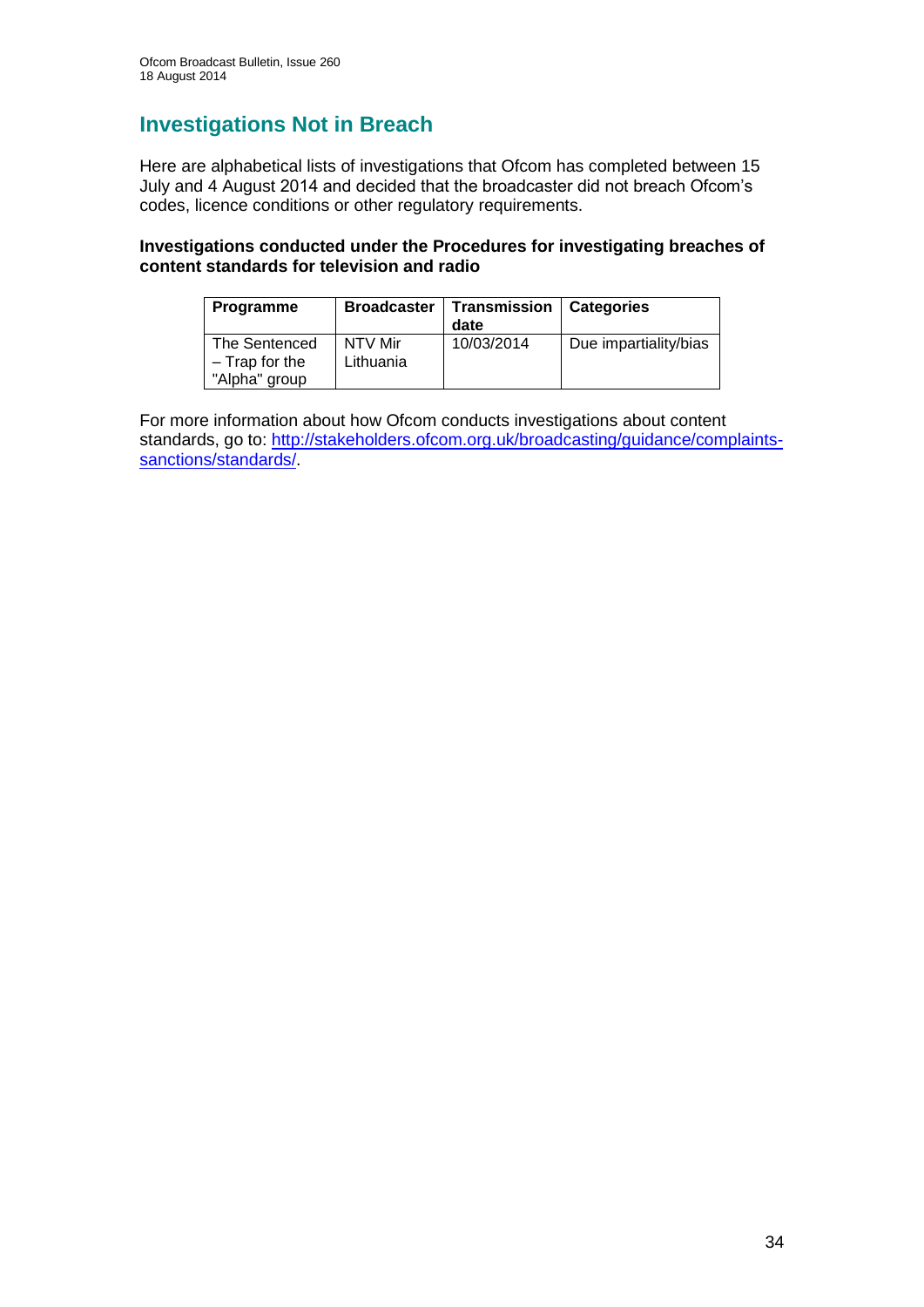# Investigations Not in Breach

Here are alphabetical lists of investigations that Ofcom has completed between 15 July and 4 August 2014 and decided that the broadcaster did not breach Ofcom's codes, licence conditions or other regulatory requirements.

**Investigations conducted under the Procedures for investigating breaches of content standards for television and radio**

| Programme | Broadcaster | Transmission date | Categories |
|---|---|---|---|
| The Sentenced – Trap for the "Alpha" group | NTV Mir Lithuania | 10/03/2014 | Due impartiality/bias |

For more information about how Ofcom conducts investigations about content standards, go to: [http://stakeholders.ofcom.org.uk/broadcasting/guidance/complaints-sanctions/standards/](http://stakeholders.ofcom.org.uk/broadcasting/guidance/complaints-sanctions/standards/).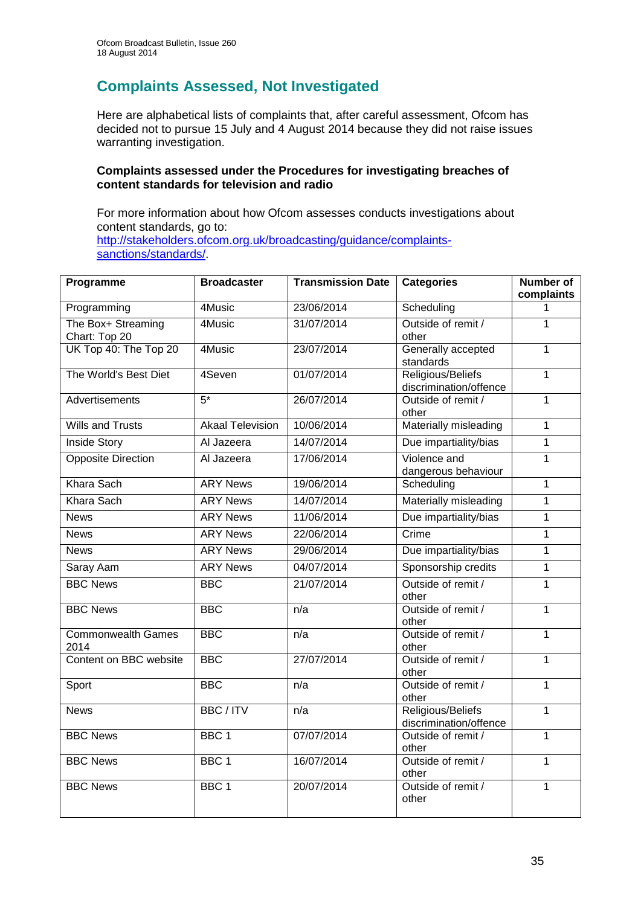## Complaints Assessed, Not Investigated

Here are alphabetical lists of complaints that, after careful assessment, Ofcom has decided not to pursue 15 July and 4 August 2014 because they did not raise issues warranting investigation.

**Complaints assessed under the Procedures for investigating breaches of content standards for television and radio**

For more information about how Ofcom assesses conducts investigations about content standards, go to: [http://stakeholders.ofcom.org.uk/broadcasting/guidance/complaints-sanctions/standards/](http://stakeholders.ofcom.org.uk/broadcasting/guidance/complaints-sanctions/standards/).

| Programme | Broadcaster | Transmission Date | Categories | Number of complaints |
|---|---|---|---|---|
| Programming | 4Music | 23/06/2014 | Scheduling | 1 |
| The Box+ Streaming Chart: Top 20 | 4Music | 31/07/2014 | Outside of remit / other | 1 |
| UK Top 40: The Top 20 | 4Music | 23/07/2014 | Generally accepted standards | 1 |
| The World's Best Diet | 4Seven | 01/07/2014 | Religious/Beliefs discrimination/offence | 1 |
| Advertisements | 5* | 26/07/2014 | Outside of remit / other | 1 |
| Wills and Trusts | Akaal Television | 10/06/2014 | Materially misleading | 1 |
| Inside Story | Al Jazeera | 14/07/2014 | Due impartiality/bias | 1 |
| Opposite Direction | Al Jazeera | 17/06/2014 | Violence and dangerous behaviour | 1 |
| Khara Sach | ARY News | 19/06/2014 | Scheduling | 1 |
| Khara Sach | ARY News | 14/07/2014 | Materially misleading | 1 |
| News | ARY News | 11/06/2014 | Due impartiality/bias | 1 |
| News | ARY News | 22/06/2014 | Crime | 1 |
| News | ARY News | 29/06/2014 | Due impartiality/bias | 1 |
| Saray Aam | ARY News | 04/07/2014 | Sponsorship credits | 1 |
| BBC News | BBC | 21/07/2014 | Outside of remit / other | 1 |
| BBC News | BBC | n/a | Outside of remit / other | 1 |
| Commonwealth Games 2014 | BBC | n/a | Outside of remit / other | 1 |
| Content on BBC website | BBC | 27/07/2014 | Outside of remit / other | 1 |
| Sport | BBC | n/a | Outside of remit / other | 1 |
| News | BBC / ITV | n/a | Religious/Beliefs discrimination/offence | 1 |
| BBC News | BBC 1 | 07/07/2014 | Outside of remit / other | 1 |
| BBC News | BBC 1 | 16/07/2014 | Outside of remit / other | 1 |
| BBC News | BBC 1 | 20/07/2014 | Outside of remit / other | 1 |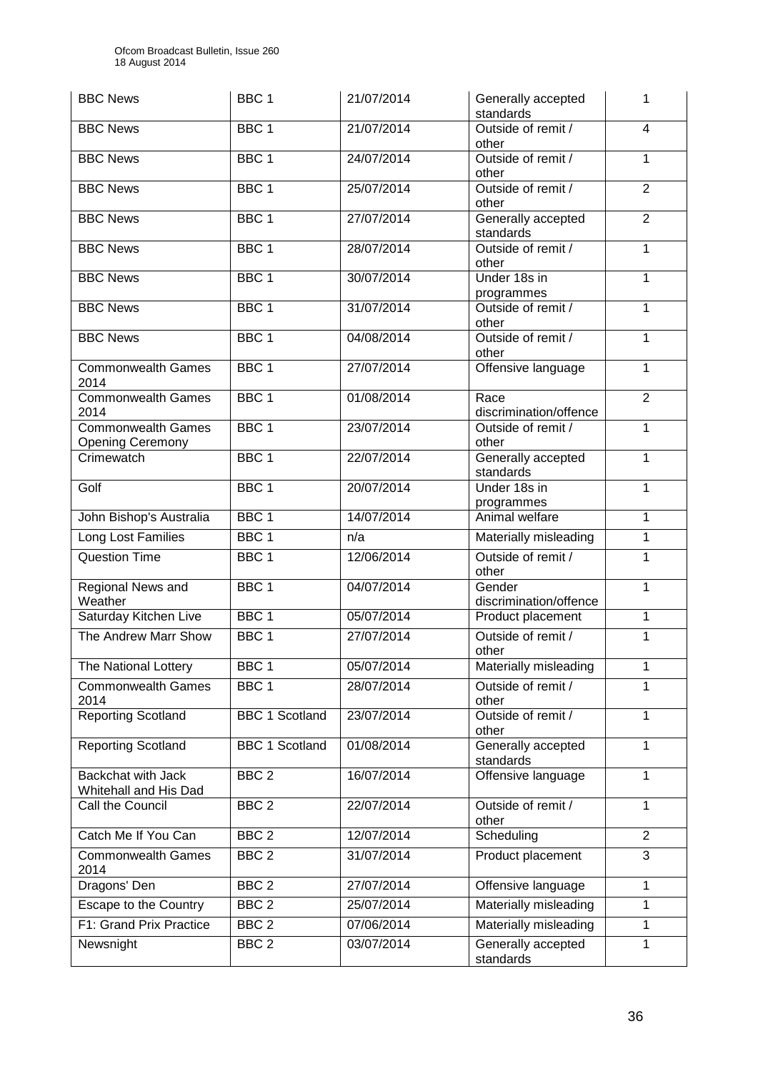| BBC News | BBC 1 | 21/07/2014 | Generally accepted standards | 1 |
|---|---|---|---|---|
| BBC News | BBC 1 | 21/07/2014 | Outside of remit / other | 4 |
| BBC News | BBC 1 | 24/07/2014 | Outside of remit / other | 1 |
| BBC News | BBC 1 | 25/07/2014 | Outside of remit / other | 2 |
| BBC News | BBC 1 | 27/07/2014 | Generally accepted standards | 2 |
| BBC News | BBC 1 | 28/07/2014 | Outside of remit / other | 1 |
| BBC News | BBC 1 | 30/07/2014 | Under 18s in programmes | 1 |
| BBC News | BBC 1 | 31/07/2014 | Outside of remit / other | 1 |
| BBC News | BBC 1 | 04/08/2014 | Outside of remit / other | 1 |
| Commonwealth Games 2014 | BBC 1 | 27/07/2014 | Offensive language | 1 |
| Commonwealth Games 2014 | BBC 1 | 01/08/2014 | Race discrimination/offence | 2 |
| Commonwealth Games Opening Ceremony | BBC 1 | 23/07/2014 | Outside of remit / other | 1 |
| Crimewatch | BBC 1 | 22/07/2014 | Generally accepted standards | 1 |
| Golf | BBC 1 | 20/07/2014 | Under 18s in programmes | 1 |
| John Bishop's Australia | BBC 1 | 14/07/2014 | Animal welfare | 1 |
| Long Lost Families | BBC 1 | n/a | Materially misleading | 1 |
| Question Time | BBC 1 | 12/06/2014 | Outside of remit / other | 1 |
| Regional News and Weather | BBC 1 | 04/07/2014 | Gender discrimination/offence | 1 |
| Saturday Kitchen Live | BBC 1 | 05/07/2014 | Product placement | 1 |
| The Andrew Marr Show | BBC 1 | 27/07/2014 | Outside of remit / other | 1 |
| The National Lottery | BBC 1 | 05/07/2014 | Materially misleading | 1 |
| Commonwealth Games 2014 | BBC 1 | 28/07/2014 | Outside of remit / other | 1 |
| Reporting Scotland | BBC 1 Scotland | 23/07/2014 | Outside of remit / other | 1 |
| Reporting Scotland | BBC 1 Scotland | 01/08/2014 | Generally accepted standards | 1 |
| Backchat with Jack Whitehall and His Dad | BBC 2 | 16/07/2014 | Offensive language | 1 |
| Call the Council | BBC 2 | 22/07/2014 | Outside of remit / other | 1 |
| Catch Me If You Can | BBC 2 | 12/07/2014 | Scheduling | 2 |
| Commonwealth Games 2014 | BBC 2 | 31/07/2014 | Product placement | 3 |
| Dragons' Den | BBC 2 | 27/07/2014 | Offensive language | 1 |
| Escape to the Country | BBC 2 | 25/07/2014 | Materially misleading | 1 |
| F1: Grand Prix Practice | BBC 2 | 07/06/2014 | Materially misleading | 1 |
| Newsnight | BBC 2 | 03/07/2014 | Generally accepted standards | 1 |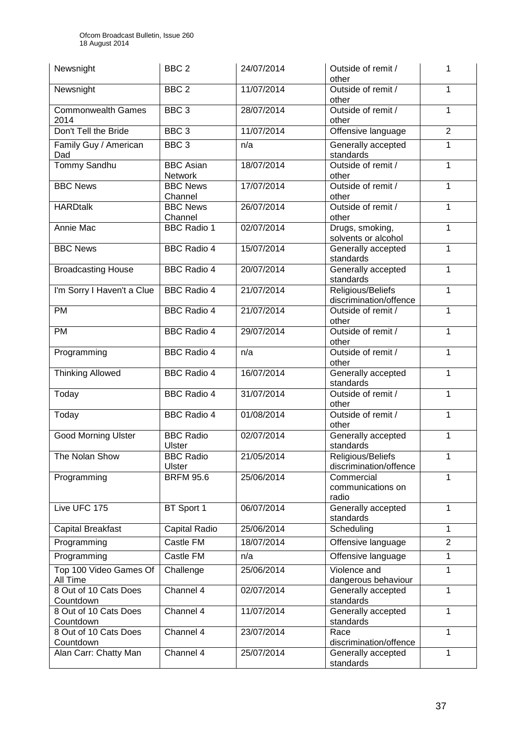| Newsnight | BBC 2 | 24/07/2014 | Outside of remit / other | 1 |
|---|---|---|---|---|
| Newsnight | BBC 2 | 11/07/2014 | Outside of remit / other | 1 |
| Commonwealth Games 2014 | BBC 3 | 28/07/2014 | Outside of remit / other | 1 |
| Don't Tell the Bride | BBC 3 | 11/07/2014 | Offensive language | 2 |
| Family Guy / American Dad | BBC 3 | n/a | Generally accepted standards | 1 |
| Tommy Sandhu | BBC Asian Network | 18/07/2014 | Outside of remit / other | 1 |
| BBC News | BBC News Channel | 17/07/2014 | Outside of remit / other | 1 |
| HARDtalk | BBC News Channel | 26/07/2014 | Outside of remit / other | 1 |
| Annie Mac | BBC Radio 1 | 02/07/2014 | Drugs, smoking, solvents or alcohol | 1 |
| BBC News | BBC Radio 4 | 15/07/2014 | Generally accepted standards | 1 |
| Broadcasting House | BBC Radio 4 | 20/07/2014 | Generally accepted standards | 1 |
| I'm Sorry I Haven't a Clue | BBC Radio 4 | 21/07/2014 | Religious/Beliefs discrimination/offence | 1 |
| PM | BBC Radio 4 | 21/07/2014 | Outside of remit / other | 1 |
| PM | BBC Radio 4 | 29/07/2014 | Outside of remit / other | 1 |
| Programming | BBC Radio 4 | n/a | Outside of remit / other | 1 |
| Thinking Allowed | BBC Radio 4 | 16/07/2014 | Generally accepted standards | 1 |
| Today | BBC Radio 4 | 31/07/2014 | Outside of remit / other | 1 |
| Today | BBC Radio 4 | 01/08/2014 | Outside of remit / other | 1 |
| Good Morning Ulster | BBC Radio Ulster | 02/07/2014 | Generally accepted standards | 1 |
| The Nolan Show | BBC Radio Ulster | 21/05/2014 | Religious/Beliefs discrimination/offence | 1 |
| Programming | BRFM 95.6 | 25/06/2014 | Commercial communications on radio | 1 |
| Live UFC 175 | BT Sport 1 | 06/07/2014 | Generally accepted standards | 1 |
| Capital Breakfast | Capital Radio | 25/06/2014 | Scheduling | 1 |
| Programming | Castle FM | 18/07/2014 | Offensive language | 2 |
| Programming | Castle FM | n/a | Offensive language | 1 |
| Top 100 Video Games Of All Time | Challenge | 25/06/2014 | Violence and dangerous behaviour | 1 |
| 8 Out of 10 Cats Does Countdown | Channel 4 | 02/07/2014 | Generally accepted standards | 1 |
| 8 Out of 10 Cats Does Countdown | Channel 4 | 11/07/2014 | Generally accepted standards | 1 |
| 8 Out of 10 Cats Does Countdown | Channel 4 | 23/07/2014 | Race discrimination/offence | 1 |
| Alan Carr: Chatty Man | Channel 4 | 25/07/2014 | Generally accepted standards | 1 |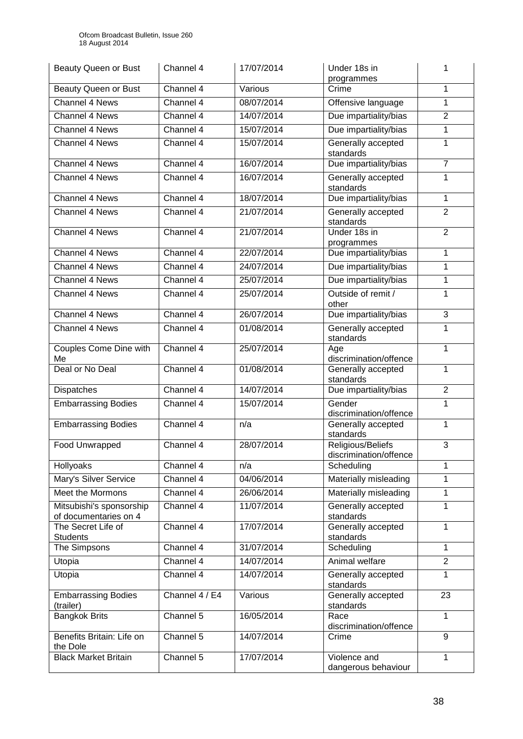| Beauty Queen or Bust | Channel 4 | 17/07/2014 | Under 18s in programmes | 1 |
|---|---|---|---|---|
| Beauty Queen or Bust | Channel 4 | Various | Crime | 1 |
| Channel 4 News | Channel 4 | 08/07/2014 | Offensive language | 1 |
| Channel 4 News | Channel 4 | 14/07/2014 | Due impartiality/bias | 2 |
| Channel 4 News | Channel 4 | 15/07/2014 | Due impartiality/bias | 1 |
| Channel 4 News | Channel 4 | 15/07/2014 | Generally accepted standards | 1 |
| Channel 4 News | Channel 4 | 16/07/2014 | Due impartiality/bias | 7 |
| Channel 4 News | Channel 4 | 16/07/2014 | Generally accepted standards | 1 |
| Channel 4 News | Channel 4 | 18/07/2014 | Due impartiality/bias | 1 |
| Channel 4 News | Channel 4 | 21/07/2014 | Generally accepted standards | 2 |
| Channel 4 News | Channel 4 | 21/07/2014 | Under 18s in programmes | 2 |
| Channel 4 News | Channel 4 | 22/07/2014 | Due impartiality/bias | 1 |
| Channel 4 News | Channel 4 | 24/07/2014 | Due impartiality/bias | 1 |
| Channel 4 News | Channel 4 | 25/07/2014 | Due impartiality/bias | 1 |
| Channel 4 News | Channel 4 | 25/07/2014 | Outside of remit / other | 1 |
| Channel 4 News | Channel 4 | 26/07/2014 | Due impartiality/bias | 3 |
| Channel 4 News | Channel 4 | 01/08/2014 | Generally accepted standards | 1 |
| Couples Come Dine with Me | Channel 4 | 25/07/2014 | Age discrimination/offence | 1 |
| Deal or No Deal | Channel 4 | 01/08/2014 | Generally accepted standards | 1 |
| Dispatches | Channel 4 | 14/07/2014 | Due impartiality/bias | 2 |
| Embarrassing Bodies | Channel 4 | 15/07/2014 | Gender discrimination/offence | 1 |
| Embarrassing Bodies | Channel 4 | n/a | Generally accepted standards | 1 |
| Food Unwrapped | Channel 4 | 28/07/2014 | Religious/Beliefs discrimination/offence | 3 |
| Hollyoaks | Channel 4 | n/a | Scheduling | 1 |
| Mary's Silver Service | Channel 4 | 04/06/2014 | Materially misleading | 1 |
| Meet the Mormons | Channel 4 | 26/06/2014 | Materially misleading | 1 |
| Mitsubishi's sponsorship of documentaries on 4 | Channel 4 | 11/07/2014 | Generally accepted standards | 1 |
| The Secret Life of Students | Channel 4 | 17/07/2014 | Generally accepted standards | 1 |
| The Simpsons | Channel 4 | 31/07/2014 | Scheduling | 1 |
| Utopia | Channel 4 | 14/07/2014 | Animal welfare | 2 |
| Utopia | Channel 4 | 14/07/2014 | Generally accepted standards | 1 |
| Embarrassing Bodies (trailer) | Channel 4 / E4 | Various | Generally accepted standards | 23 |
| Bangkok Brits | Channel 5 | 16/05/2014 | Race discrimination/offence | 1 |
| Benefits Britain: Life on the Dole | Channel 5 | 14/07/2014 | Crime | 9 |
| Black Market Britain | Channel 5 | 17/07/2014 | Violence and dangerous behaviour | 1 |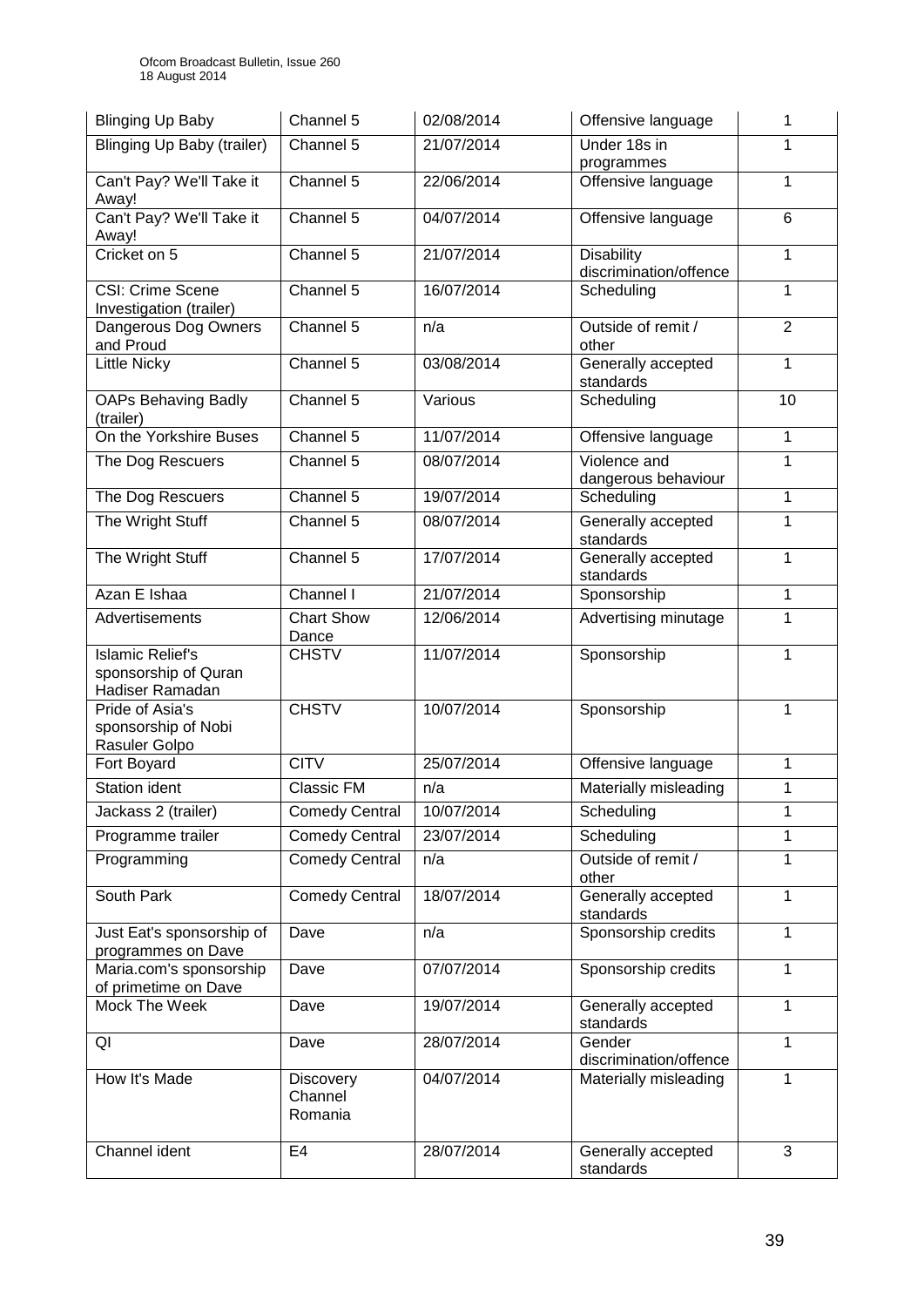| Blinging Up Baby | Channel 5 | 02/08/2014 | Offensive language | 1 |
|---|---|---|---|---|
| Blinging Up Baby (trailer) | Channel 5 | 21/07/2014 | Under 18s in programmes | 1 |
| Can't Pay? We'll Take it Away! | Channel 5 | 22/06/2014 | Offensive language | 1 |
| Can't Pay? We'll Take it Away! | Channel 5 | 04/07/2014 | Offensive language | 6 |
| Cricket on 5 | Channel 5 | 21/07/2014 | Disability discrimination/offence | 1 |
| CSI: Crime Scene Investigation (trailer) | Channel 5 | 16/07/2014 | Scheduling | 1 |
| Dangerous Dog Owners and Proud | Channel 5 | n/a | Outside of remit / other | 2 |
| Little Nicky | Channel 5 | 03/08/2014 | Generally accepted standards | 1 |
| OAPs Behaving Badly (trailer) | Channel 5 | Various | Scheduling | 10 |
| On the Yorkshire Buses | Channel 5 | 11/07/2014 | Offensive language | 1 |
| The Dog Rescuers | Channel 5 | 08/07/2014 | Violence and dangerous behaviour | 1 |
| The Dog Rescuers | Channel 5 | 19/07/2014 | Scheduling | 1 |
| The Wright Stuff | Channel 5 | 08/07/2014 | Generally accepted standards | 1 |
| The Wright Stuff | Channel 5 | 17/07/2014 | Generally accepted standards | 1 |
| Azan E Ishaa | Channel I | 21/07/2014 | Sponsorship | 1 |
| Advertisements | Chart Show Dance | 12/06/2014 | Advertising minutage | 1 |
| Islamic Relief's sponsorship of Quran Hadiser Ramadan | CHSTV | 11/07/2014 | Sponsorship | 1 |
| Pride of Asia's sponsorship of Nobi Rasuler Golpo | CHSTV | 10/07/2014 | Sponsorship | 1 |
| Fort Boyard | CITV | 25/07/2014 | Offensive language | 1 |
| Station ident | Classic FM | n/a | Materially misleading | 1 |
| Jackass 2 (trailer) | Comedy Central | 10/07/2014 | Scheduling | 1 |
| Programme trailer | Comedy Central | 23/07/2014 | Scheduling | 1 |
| Programming | Comedy Central | n/a | Outside of remit / other | 1 |
| South Park | Comedy Central | 18/07/2014 | Generally accepted standards | 1 |
| Just Eat's sponsorship of programmes on Dave | Dave | n/a | Sponsorship credits | 1 |
| Maria.com's sponsorship of primetime on Dave | Dave | 07/07/2014 | Sponsorship credits | 1 |
| Mock The Week | Dave | 19/07/2014 | Generally accepted standards | 1 |
| QI | Dave | 28/07/2014 | Gender discrimination/offence | 1 |
| How It's Made | Discovery Channel Romania | 04/07/2014 | Materially misleading | 1 |
| Channel ident | E4 | 28/07/2014 | Generally accepted standards | 3 |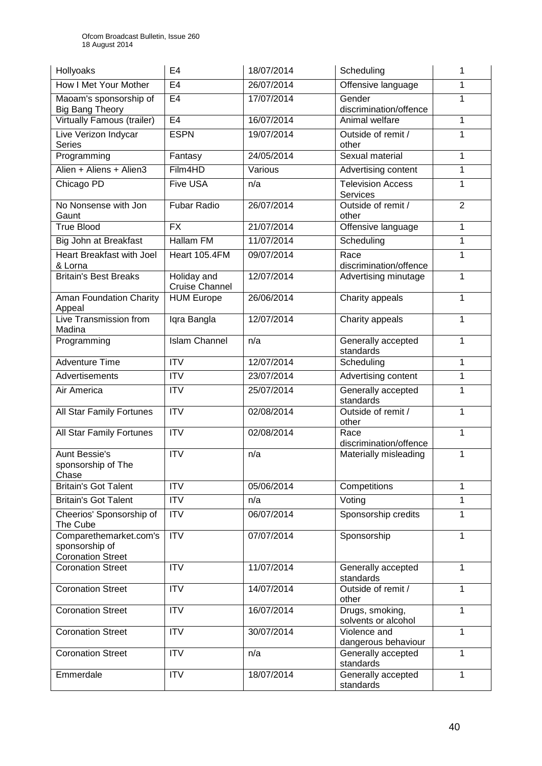| Hollyoaks | E4 | 18/07/2014 | Scheduling | 1 |
|---|---|---|---|---|
| How I Met Your Mother | E4 | 26/07/2014 | Offensive language | 1 |
| Maoam's sponsorship of Big Bang Theory | E4 | 17/07/2014 | Gender discrimination/offence | 1 |
| Virtually Famous (trailer) | E4 | 16/07/2014 | Animal welfare | 1 |
| Live Verizon Indycar Series | ESPN | 19/07/2014 | Outside of remit / other | 1 |
| Programming | Fantasy | 24/05/2014 | Sexual material | 1 |
| Alien + Aliens + Alien3 | Film4HD | Various | Advertising content | 1 |
| Chicago PD | Five USA | n/a | Television Access Services | 1 |
| No Nonsense with Jon Gaunt | Fubar Radio | 26/07/2014 | Outside of remit / other | 2 |
| True Blood | FX | 21/07/2014 | Offensive language | 1 |
| Big John at Breakfast | Hallam FM | 11/07/2014 | Scheduling | 1 |
| Heart Breakfast with Joel & Lorna | Heart 105.4FM | 09/07/2014 | Race discrimination/offence | 1 |
| Britain's Best Breaks | Holiday and Cruise Channel | 12/07/2014 | Advertising minutage | 1 |
| Aman Foundation Charity Appeal | HUM Europe | 26/06/2014 | Charity appeals | 1 |
| Live Transmission from Madina | Iqra Bangla | 12/07/2014 | Charity appeals | 1 |
| Programming | Islam Channel | n/a | Generally accepted standards | 1 |
| Adventure Time | ITV | 12/07/2014 | Scheduling | 1 |
| Advertisements | ITV | 23/07/2014 | Advertising content | 1 |
| Air America | ITV | 25/07/2014 | Generally accepted standards | 1 |
| All Star Family Fortunes | ITV | 02/08/2014 | Outside of remit / other | 1 |
| All Star Family Fortunes | ITV | 02/08/2014 | Race discrimination/offence | 1 |
| Aunt Bessie's sponsorship of The Chase | ITV | n/a | Materially misleading | 1 |
| Britain's Got Talent | ITV | 05/06/2014 | Competitions | 1 |
| Britain's Got Talent | ITV | n/a | Voting | 1 |
| Cheerios' Sponsorship of The Cube | ITV | 06/07/2014 | Sponsorship credits | 1 |
| Comparethemarket.com's sponsorship of Coronation Street | ITV | 07/07/2014 | Sponsorship | 1 |
| Coronation Street | ITV | 11/07/2014 | Generally accepted standards | 1 |
| Coronation Street | ITV | 14/07/2014 | Outside of remit / other | 1 |
| Coronation Street | ITV | 16/07/2014 | Drugs, smoking, solvents or alcohol | 1 |
| Coronation Street | ITV | 30/07/2014 | Violence and dangerous behaviour | 1 |
| Coronation Street | ITV | n/a | Generally accepted standards | 1 |
| Emmerdale | ITV | 18/07/2014 | Generally accepted standards | 1 |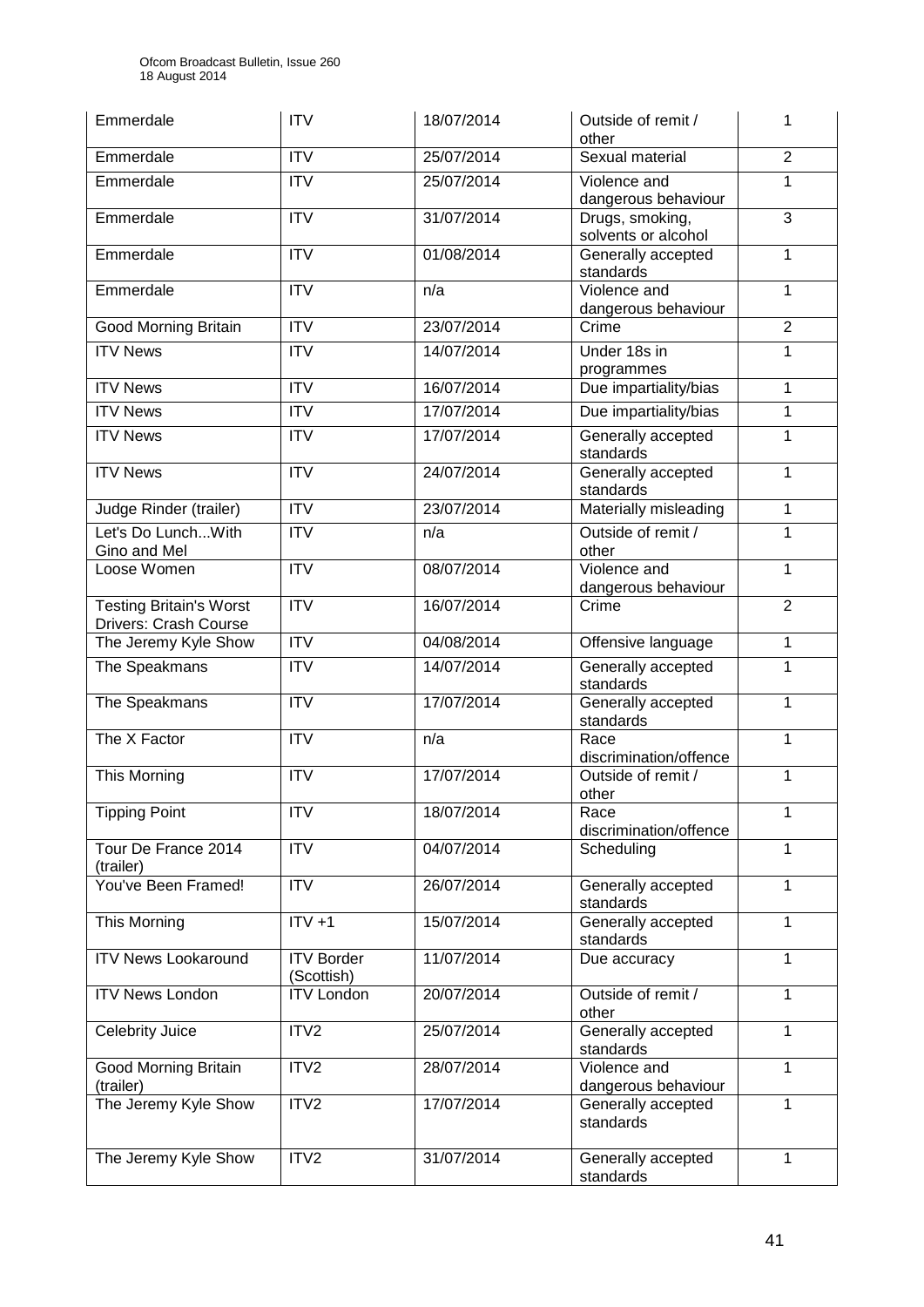| Emmerdale | ITV | 18/07/2014 | Outside of remit / other | 1 |
|---|---|---|---|---|
| Emmerdale | ITV | 25/07/2014 | Sexual material | 2 |
| Emmerdale | ITV | 25/07/2014 | Violence and dangerous behaviour | 1 |
| Emmerdale | ITV | 31/07/2014 | Drugs, smoking, solvents or alcohol | 3 |
| Emmerdale | ITV | 01/08/2014 | Generally accepted standards | 1 |
| Emmerdale | ITV | n/a | Violence and dangerous behaviour | 1 |
| Good Morning Britain | ITV | 23/07/2014 | Crime | 2 |
| ITV News | ITV | 14/07/2014 | Under 18s in programmes | 1 |
| ITV News | ITV | 16/07/2014 | Due impartiality/bias | 1 |
| ITV News | ITV | 17/07/2014 | Due impartiality/bias | 1 |
| ITV News | ITV | 17/07/2014 | Generally accepted standards | 1 |
| ITV News | ITV | 24/07/2014 | Generally accepted standards | 1 |
| Judge Rinder (trailer) | ITV | 23/07/2014 | Materially misleading | 1 |
| Let's Do Lunch...With Gino and Mel | ITV | n/a | Outside of remit / other | 1 |
| Loose Women | ITV | 08/07/2014 | Violence and dangerous behaviour | 1 |
| Testing Britain's Worst Drivers: Crash Course | ITV | 16/07/2014 | Crime | 2 |
| The Jeremy Kyle Show | ITV | 04/08/2014 | Offensive language | 1 |
| The Speakmans | ITV | 14/07/2014 | Generally accepted standards | 1 |
| The Speakmans | ITV | 17/07/2014 | Generally accepted standards | 1 |
| The X Factor | ITV | n/a | Race discrimination/offence | 1 |
| This Morning | ITV | 17/07/2014 | Outside of remit / other | 1 |
| Tipping Point | ITV | 18/07/2014 | Race discrimination/offence | 1 |
| Tour De France 2014 (trailer) | ITV | 04/07/2014 | Scheduling | 1 |
| You've Been Framed! | ITV | 26/07/2014 | Generally accepted standards | 1 |
| This Morning | ITV +1 | 15/07/2014 | Generally accepted standards | 1 |
| ITV News Lookaround | ITV Border (Scottish) | 11/07/2014 | Due accuracy | 1 |
| ITV News London | ITV London | 20/07/2014 | Outside of remit / other | 1 |
| Celebrity Juice | ITV2 | 25/07/2014 | Generally accepted standards | 1 |
| Good Morning Britain (trailer) | ITV2 | 28/07/2014 | Violence and dangerous behaviour | 1 |
| The Jeremy Kyle Show | ITV2 | 17/07/2014 | Generally accepted standards | 1 |
| The Jeremy Kyle Show | ITV2 | 31/07/2014 | Generally accepted standards | 1 |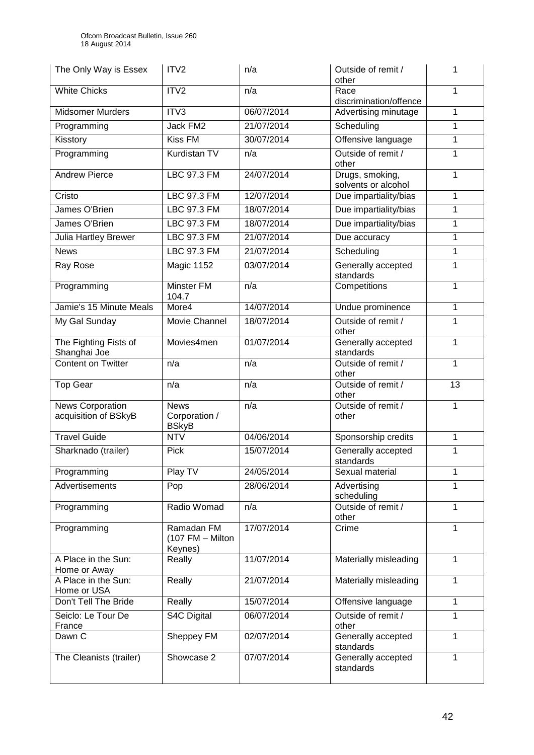| The Only Way is Essex | ITV2 | n/a | Outside of remit / other | 1 |
|---|---|---|---|---|
| White Chicks | ITV2 | n/a | Race discrimination/offence | 1 |
| Midsomer Murders | ITV3 | 06/07/2014 | Advertising minutage | 1 |
| Programming | Jack FM2 | 21/07/2014 | Scheduling | 1 |
| Kisstory | Kiss FM | 30/07/2014 | Offensive language | 1 |
| Programming | Kurdistan TV | n/a | Outside of remit / other | 1 |
| Andrew Pierce | LBC 97.3 FM | 24/07/2014 | Drugs, smoking, solvents or alcohol | 1 |
| Cristo | LBC 97.3 FM | 12/07/2014 | Due impartiality/bias | 1 |
| James O'Brien | LBC 97.3 FM | 18/07/2014 | Due impartiality/bias | 1 |
| James O'Brien | LBC 97.3 FM | 18/07/2014 | Due impartiality/bias | 1 |
| Julia Hartley Brewer | LBC 97.3 FM | 21/07/2014 | Due accuracy | 1 |
| News | LBC 97.3 FM | 21/07/2014 | Scheduling | 1 |
| Ray Rose | Magic 1152 | 03/07/2014 | Generally accepted standards | 1 |
| Programming | Minster FM 104.7 | n/a | Competitions | 1 |
| Jamie's 15 Minute Meals | More4 | 14/07/2014 | Undue prominence | 1 |
| My Gal Sunday | Movie Channel | 18/07/2014 | Outside of remit / other | 1 |
| The Fighting Fists of Shanghai Joe | Movies4men | 01/07/2014 | Generally accepted standards | 1 |
| Content on Twitter | n/a | n/a | Outside of remit / other | 1 |
| Top Gear | n/a | n/a | Outside of remit / other | 13 |
| News Corporation acquisition of BSkyB | News Corporation / BSkyB | n/a | Outside of remit / other | 1 |
| Travel Guide | NTV | 04/06/2014 | Sponsorship credits | 1 |
| Sharknado (trailer) | Pick | 15/07/2014 | Generally accepted standards | 1 |
| Programming | Play TV | 24/05/2014 | Sexual material | 1 |
| Advertisements | Pop | 28/06/2014 | Advertising scheduling | 1 |
| Programming | Radio Womad | n/a | Outside of remit / other | 1 |
| Programming | Ramadan FM (107 FM – Milton Keynes) | 17/07/2014 | Crime | 1 |
| A Place in the Sun: Home or Away | Really | 11/07/2014 | Materially misleading | 1 |
| A Place in the Sun: Home or USA | Really | 21/07/2014 | Materially misleading | 1 |
| Don't Tell The Bride | Really | 15/07/2014 | Offensive language | 1 |
| Seiclo: Le Tour De France | S4C Digital | 06/07/2014 | Outside of remit / other | 1 |
| Dawn C | Sheppey FM | 02/07/2014 | Generally accepted standards | 1 |
| The Cleanists (trailer) | Showcase 2 | 07/07/2014 | Generally accepted standards | 1 |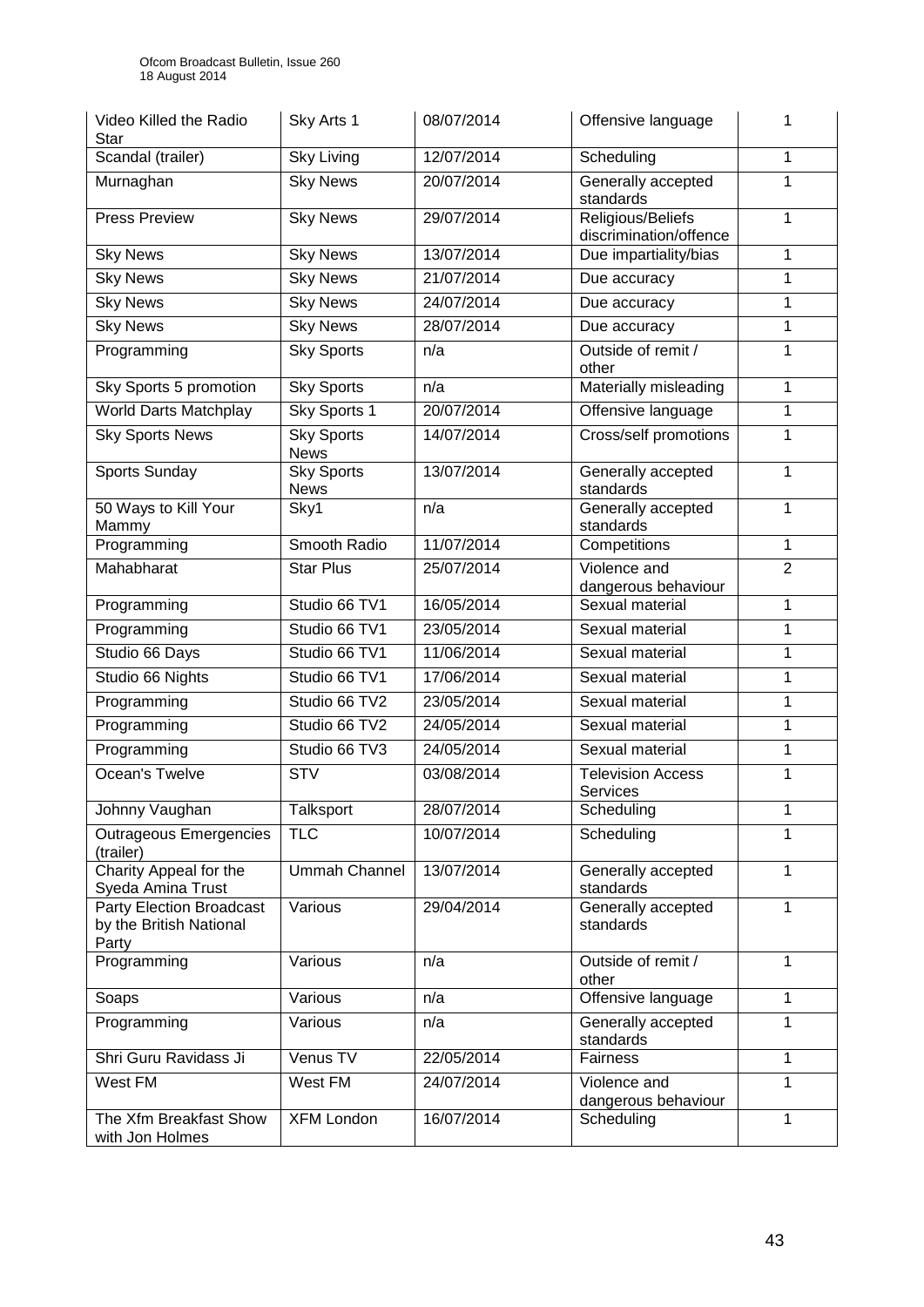| Video Killed the Radio Star | Sky Arts 1 | 08/07/2014 | Offensive language | 1 |
|---|---|---|---|---|
| Scandal (trailer) | Sky Living | 12/07/2014 | Scheduling | 1 |
| Murnaghan | Sky News | 20/07/2014 | Generally accepted standards | 1 |
| Press Preview | Sky News | 29/07/2014 | Religious/Beliefs discrimination/offence | 1 |
| Sky News | Sky News | 13/07/2014 | Due impartiality/bias | 1 |
| Sky News | Sky News | 21/07/2014 | Due accuracy | 1 |
| Sky News | Sky News | 24/07/2014 | Due accuracy | 1 |
| Sky News | Sky News | 28/07/2014 | Due accuracy | 1 |
| Programming | Sky Sports | n/a | Outside of remit / other | 1 |
| Sky Sports 5 promotion | Sky Sports | n/a | Materially misleading | 1 |
| World Darts Matchplay | Sky Sports 1 | 20/07/2014 | Offensive language | 1 |
| Sky Sports News | Sky Sports News | 14/07/2014 | Cross/self promotions | 1 |
| Sports Sunday | Sky Sports News | 13/07/2014 | Generally accepted standards | 1 |
| 50 Ways to Kill Your Mammy | Sky1 | n/a | Generally accepted standards | 1 |
| Programming | Smooth Radio | 11/07/2014 | Competitions | 1 |
| Mahabharat | Star Plus | 25/07/2014 | Violence and dangerous behaviour | 2 |
| Programming | Studio 66 TV1 | 16/05/2014 | Sexual material | 1 |
| Programming | Studio 66 TV1 | 23/05/2014 | Sexual material | 1 |
| Studio 66 Days | Studio 66 TV1 | 11/06/2014 | Sexual material | 1 |
| Studio 66 Nights | Studio 66 TV1 | 17/06/2014 | Sexual material | 1 |
| Programming | Studio 66 TV2 | 23/05/2014 | Sexual material | 1 |
| Programming | Studio 66 TV2 | 24/05/2014 | Sexual material | 1 |
| Programming | Studio 66 TV3 | 24/05/2014 | Sexual material | 1 |
| Ocean's Twelve | STV | 03/08/2014 | Television Access Services | 1 |
| Johnny Vaughan | Talksport | 28/07/2014 | Scheduling | 1 |
| Outrageous Emergencies (trailer) | TLC | 10/07/2014 | Scheduling | 1 |
| Charity Appeal for the Syeda Amina Trust | Ummah Channel | 13/07/2014 | Generally accepted standards | 1 |
| Party Election Broadcast by the British National Party | Various | 29/04/2014 | Generally accepted standards | 1 |
| Programming | Various | n/a | Outside of remit / other | 1 |
| Soaps | Various | n/a | Offensive language | 1 |
| Programming | Various | n/a | Generally accepted standards | 1 |
| Shri Guru Ravidass Ji | Venus TV | 22/05/2014 | Fairness | 1 |
| West FM | West FM | 24/07/2014 | Violence and dangerous behaviour | 1 |
| The Xfm Breakfast Show with Jon Holmes | XFM London | 16/07/2014 | Scheduling | 1 |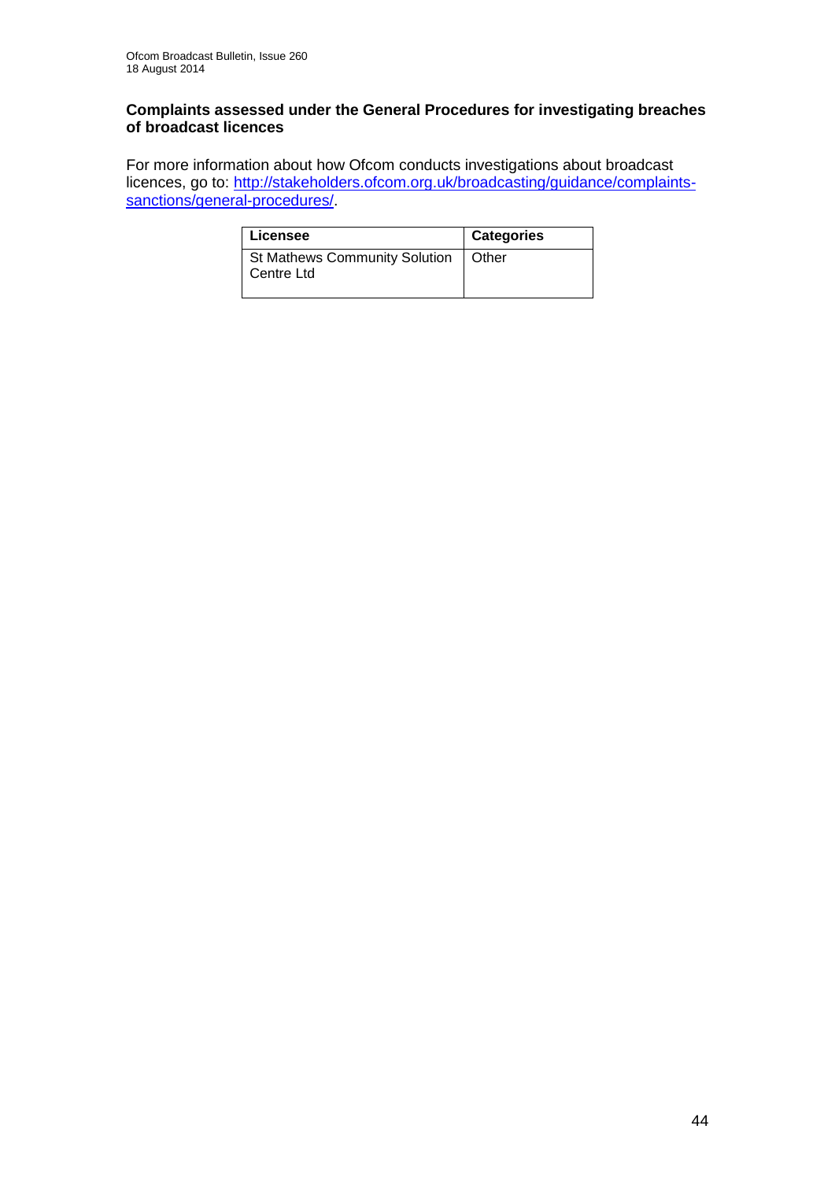**Complaints assessed under the General Procedures for investigating breaches of broadcast licences**

For more information about how Ofcom conducts investigations about broadcast licences, go to: [http://stakeholders.ofcom.org.uk/broadcasting/guidance/complaints-sanctions/general-procedures/](http://stakeholders.ofcom.org.uk/broadcasting/guidance/complaints-sanctions/general-procedures/).

| Licensee | Categories |
|---|---|
| St Mathews Community Solution Centre Ltd | Other |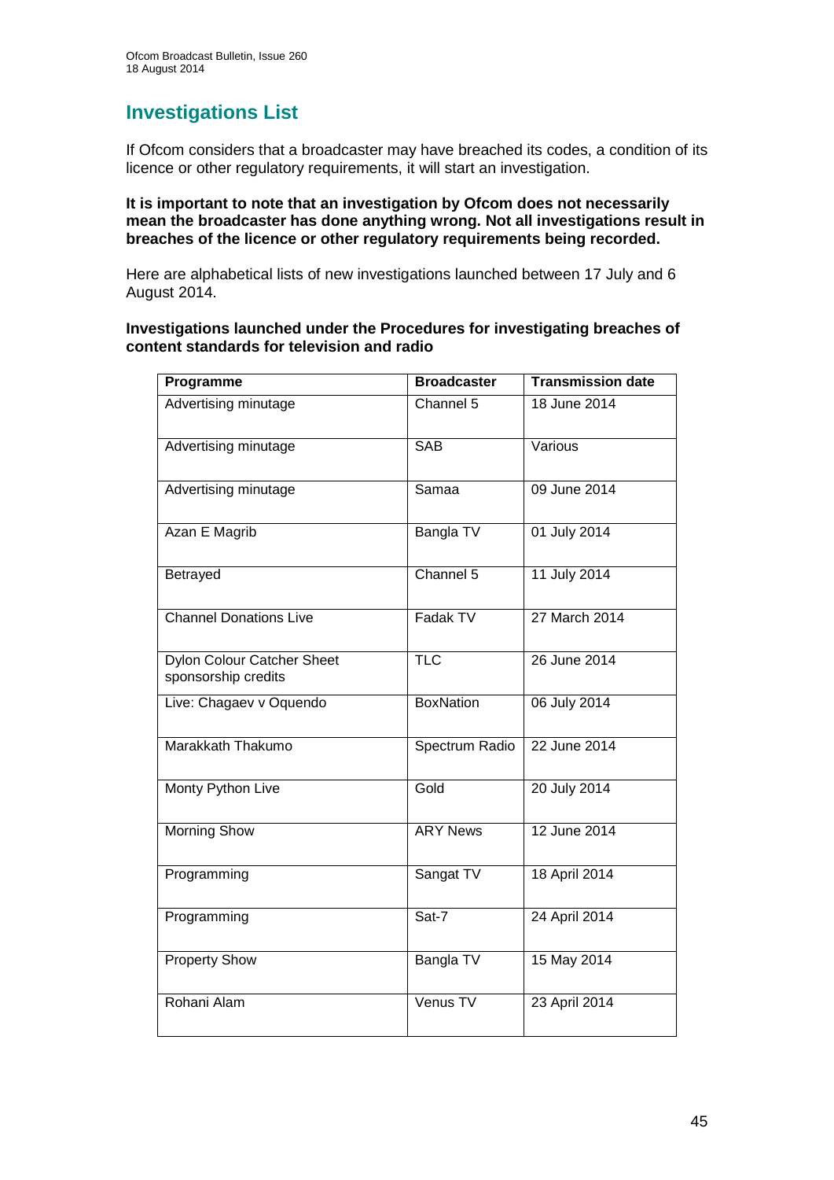# Investigations List

If Ofcom considers that a broadcaster may have breached its codes, a condition of its licence or other regulatory requirements, it will start an investigation.

**It is important to note that an investigation by Ofcom does not necessarily mean the broadcaster has done anything wrong. Not all investigations result in breaches of the licence or other regulatory requirements being recorded.**

Here are alphabetical lists of new investigations launched between 17 July and 6 August 2014.

**Investigations launched under the Procedures for investigating breaches of content standards for television and radio**

| Programme | Broadcaster | Transmission date |
|---|---|---|
| Advertising minutage | Channel 5 | 18 June 2014 |
| Advertising minutage | SAB | Various |
| Advertising minutage | Samaa | 09 June 2014 |
| Azan E Magrib | Bangla TV | 01 July 2014 |
| Betrayed | Channel 5 | 11 July 2014 |
| Channel Donations Live | Fadak TV | 27 March 2014 |
| Dylon Colour Catcher Sheet sponsorship credits | TLC | 26 June 2014 |
| Live: Chagaev v Oquendo | BoxNation | 06 July 2014 |
| Marakkath Thakumo | Spectrum Radio | 22 June 2014 |
| Monty Python Live | Gold | 20 July 2014 |
| Morning Show | ARY News | 12 June 2014 |
| Programming | Sangat TV | 18 April 2014 |
| Programming | Sat-7 | 24 April 2014 |
| Property Show | Bangla TV | 15 May 2014 |
| Rohani Alam | Venus TV | 23 April 2014 |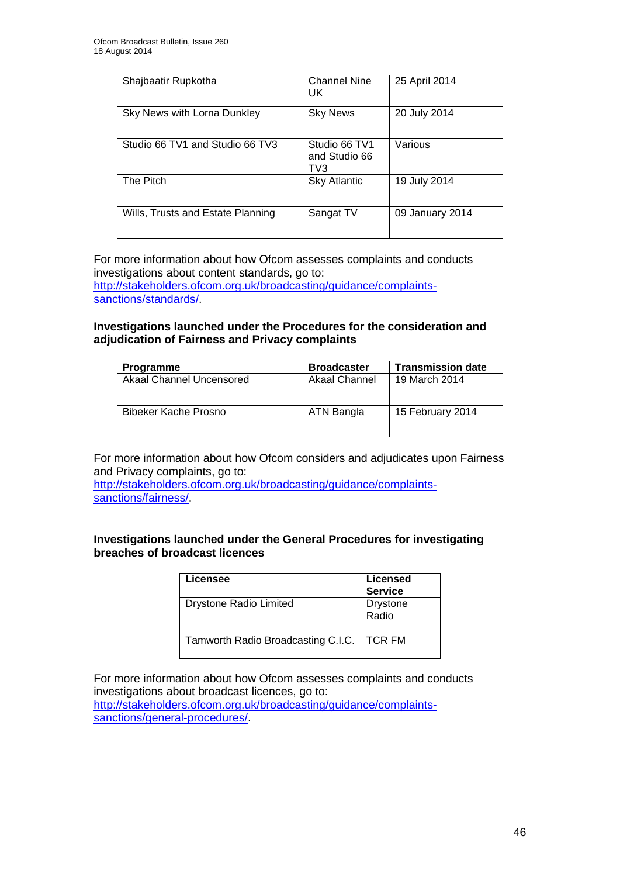| | | |
|---|---|---|
| Shajbaatir Rupkotha | Channel Nine UK | 25 April 2014 |
| Sky News with Lorna Dunkley | Sky News | 20 July 2014 |
| Studio 66 TV1 and Studio 66 TV3 | Studio 66 TV1 and Studio 66 TV3 | Various |
| The Pitch | Sky Atlantic | 19 July 2014 |
| Wills, Trusts and Estate Planning | Sangat TV | 09 January 2014 |

For more information about how Ofcom assesses complaints and conducts investigations about content standards, go to: http://stakeholders.ofcom.org.uk/broadcasting/guidance/complaints-sanctions/standards/.

**Investigations launched under the Procedures for the consideration and adjudication of Fairness and Privacy complaints**

| Programme | Broadcaster | Transmission date |
|---|---|---|
| Akaal Channel Uncensored | Akaal Channel | 19 March 2014 |
| Bibeker Kache Prosno | ATN Bangla | 15 February 2014 |

For more information about how Ofcom considers and adjudicates upon Fairness and Privacy complaints, go to: http://stakeholders.ofcom.org.uk/broadcasting/guidance/complaints-sanctions/fairness/.

**Investigations launched under the General Procedures for investigating breaches of broadcast licences**

| Licensee | Licensed Service |
|---|---|
| Drystone Radio Limited | Drystone Radio |
| Tamworth Radio Broadcasting C.I.C. | TCR FM |

For more information about how Ofcom assesses complaints and conducts investigations about broadcast licences, go to: http://stakeholders.ofcom.org.uk/broadcasting/guidance/complaints-sanctions/general-procedures/.